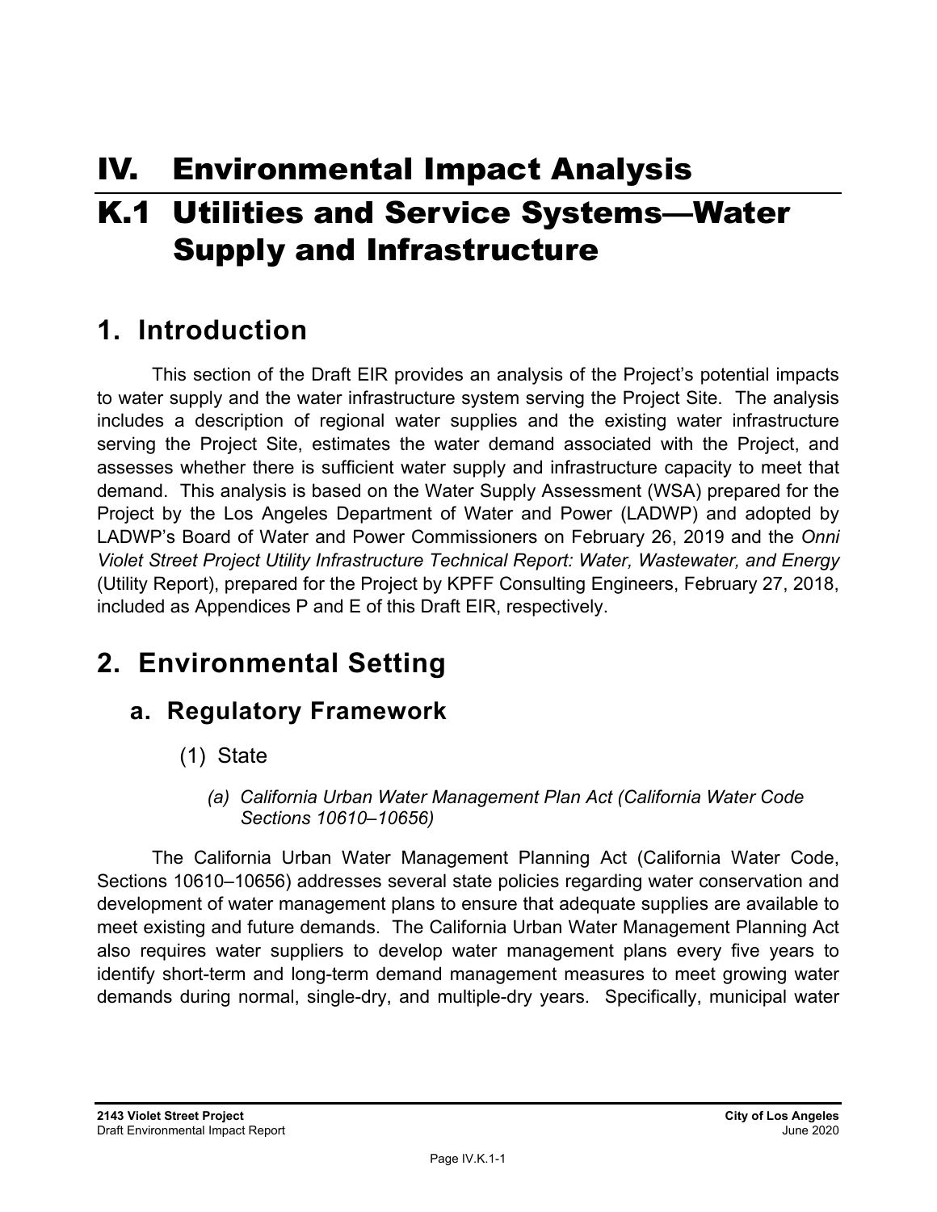# IV. Environmental Impact Analysis

# K.1 Utilities and Service Systems—Water Supply and Infrastructure

## 1. Introduction

This section of the Draft EIR provides an analysis of the Project's potential impacts to water supply and the water infrastructure system serving the Project Site. The analysis includes a description of regional water supplies and the existing water infrastructure serving the Project Site, estimates the water demand associated with the Project, and assesses whether there is sufficient water supply and infrastructure capacity to meet that demand. This analysis is based on the Water Supply Assessment (WSA) prepared for the Project by the Los Angeles Department of Water and Power (LADWP) and adopted by LADWP's Board of Water and Power Commissioners on February 26, 2019 and the *Onni Violet Street Project Utility Infrastructure Technical Report: Water, Wastewater, and Energy* (Utility Report), prepared for the Project by KPFF Consulting Engineers, February 27, 2018, included as Appendices P and E of this Draft EIR, respectively.

## 2. Environmental Setting

### a. Regulatory Framework

#### (1) State

##### *(a) California Urban Water Management Plan Act (California Water Code Sections 10610–10656)*

The California Urban Water Management Planning Act (California Water Code, Sections 10610–10656) addresses several state policies regarding water conservation and development of water management plans to ensure that adequate supplies are available to meet existing and future demands. The California Urban Water Management Planning Act also requires water suppliers to develop water management plans every five years to identify short-term and long-term demand management measures to meet growing water demands during normal, single-dry, and multiple-dry years. Specifically, municipal water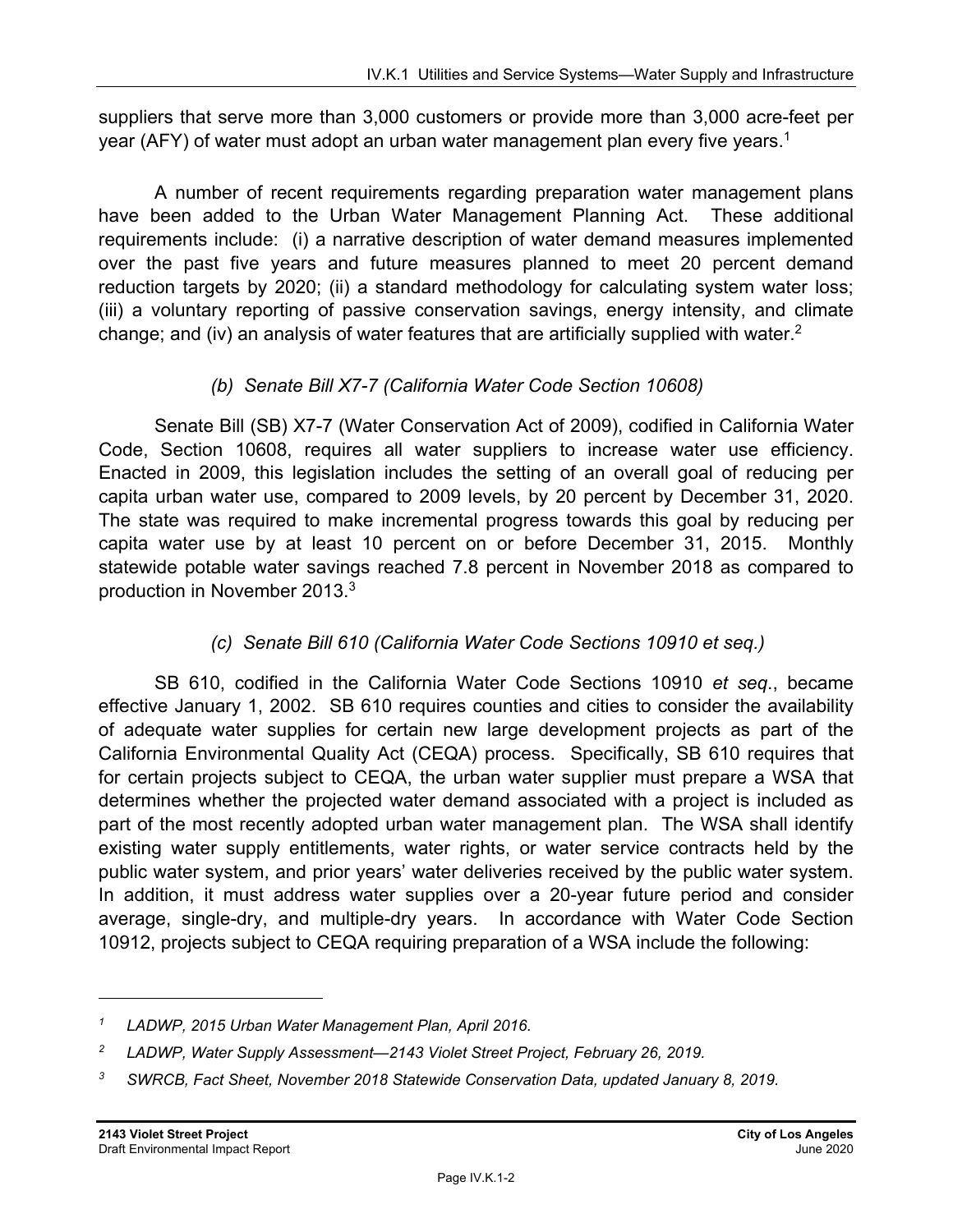suppliers that serve more than 3,000 customers or provide more than 3,000 acre-feet per year (AFY) of water must adopt an urban water management plan every five years.[1]

A number of recent requirements regarding preparation water management plans have been added to the Urban Water Management Planning Act. These additional requirements include: (i) a narrative description of water demand measures implemented over the past five years and future measures planned to meet 20 percent demand reduction targets by 2020; (ii) a standard methodology for calculating system water loss; (iii) a voluntary reporting of passive conservation savings, energy intensity, and climate change; and (iv) an analysis of water features that are artificially supplied with water.[2]

### *(b) Senate Bill X7-7 (California Water Code Section 10608)*

Senate Bill (SB) X7-7 (Water Conservation Act of 2009), codified in California Water Code, Section 10608, requires all water suppliers to increase water use efficiency. Enacted in 2009, this legislation includes the setting of an overall goal of reducing per capita urban water use, compared to 2009 levels, by 20 percent by December 31, 2020. The state was required to make incremental progress towards this goal by reducing per capita water use by at least 10 percent on or before December 31, 2015. Monthly statewide potable water savings reached 7.8 percent in November 2018 as compared to production in November 2013.[3]

### *(c) Senate Bill 610 (California Water Code Sections 10910 et seq.)*

SB 610, codified in the California Water Code Sections 10910 *et seq*., became effective January 1, 2002. SB 610 requires counties and cities to consider the availability of adequate water supplies for certain new large development projects as part of the California Environmental Quality Act (CEQA) process. Specifically, SB 610 requires that for certain projects subject to CEQA, the urban water supplier must prepare a WSA that determines whether the projected water demand associated with a project is included as part of the most recently adopted urban water management plan. The WSA shall identify existing water supply entitlements, water rights, or water service contracts held by the public water system, and prior years' water deliveries received by the public water system. In addition, it must address water supplies over a 20-year future period and consider average, single-dry, and multiple-dry years. In accordance with Water Code Section 10912, projects subject to CEQA requiring preparation of a WSA include the following:

---

[1] *LADWP, 2015 Urban Water Management Plan, April 2016.*

[2] *LADWP, Water Supply Assessment—2143 Violet Street Project, February 26, 2019.*

[3] *SWRCB, Fact Sheet, November 2018 Statewide Conservation Data, updated January 8, 2019.*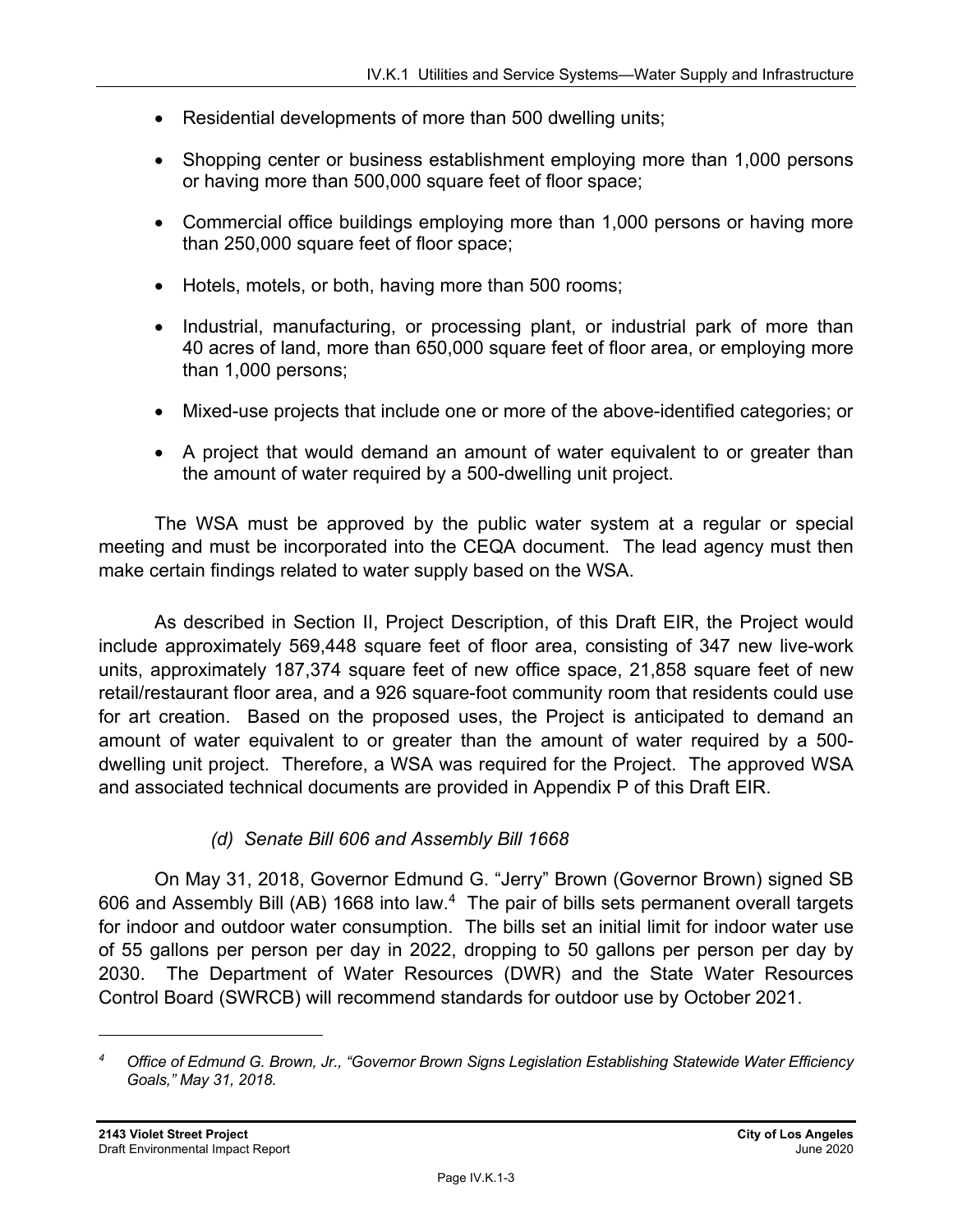- Residential developments of more than 500 dwelling units;
- Shopping center or business establishment employing more than 1,000 persons or having more than 500,000 square feet of floor space;
- Commercial office buildings employing more than 1,000 persons or having more than 250,000 square feet of floor space;
- Hotels, motels, or both, having more than 500 rooms;
- Industrial, manufacturing, or processing plant, or industrial park of more than 40 acres of land, more than 650,000 square feet of floor area, or employing more than 1,000 persons;
- Mixed-use projects that include one or more of the above-identified categories; or
- A project that would demand an amount of water equivalent to or greater than the amount of water required by a 500-dwelling unit project.

The WSA must be approved by the public water system at a regular or special meeting and must be incorporated into the CEQA document. The lead agency must then make certain findings related to water supply based on the WSA.

As described in Section II, Project Description, of this Draft EIR, the Project would include approximately 569,448 square feet of floor area, consisting of 347 new live-work units, approximately 187,374 square feet of new office space, 21,858 square feet of new retail/restaurant floor area, and a 926 square-foot community room that residents could use for art creation. Based on the proposed uses, the Project is anticipated to demand an amount of water equivalent to or greater than the amount of water required by a 500-dwelling unit project. Therefore, a WSA was required for the Project. The approved WSA and associated technical documents are provided in Appendix P of this Draft EIR.

*(d) Senate Bill 606 and Assembly Bill 1668*

On May 31, 2018, Governor Edmund G. "Jerry" Brown (Governor Brown) signed SB 606 and Assembly Bill (AB) 1668 into law.[4] The pair of bills sets permanent overall targets for indoor and outdoor water consumption. The bills set an initial limit for indoor water use of 55 gallons per person per day in 2022, dropping to 50 gallons per person per day by 2030. The Department of Water Resources (DWR) and the State Water Resources Control Board (SWRCB) will recommend standards for outdoor use by October 2021.

[4] *Office of Edmund G. Brown, Jr., "Governor Brown Signs Legislation Establishing Statewide Water Efficiency Goals," May 31, 2018.*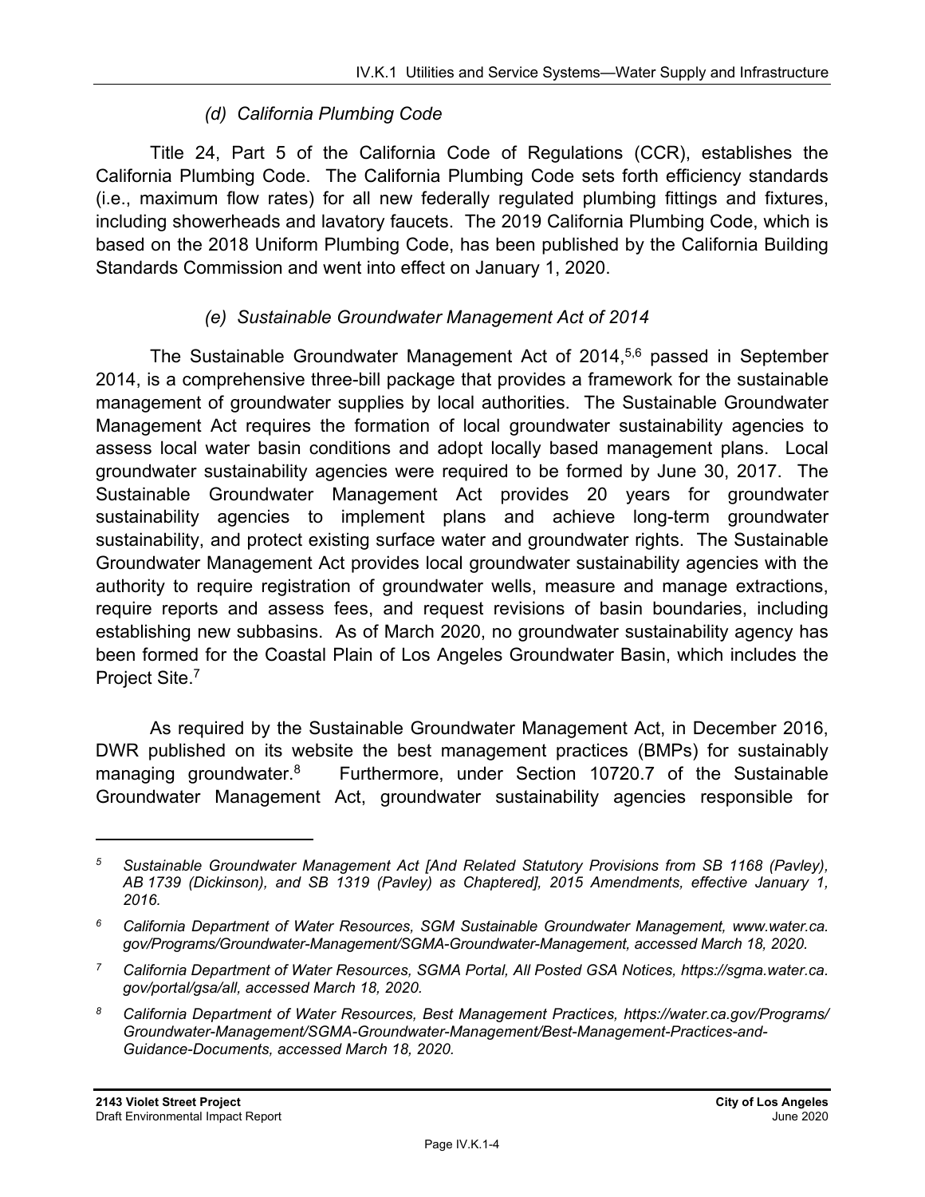#### *(d) California Plumbing Code*

Title 24, Part 5 of the California Code of Regulations (CCR), establishes the California Plumbing Code. The California Plumbing Code sets forth efficiency standards (i.e., maximum flow rates) for all new federally regulated plumbing fittings and fixtures, including showerheads and lavatory faucets. The 2019 California Plumbing Code, which is based on the 2018 Uniform Plumbing Code, has been published by the California Building Standards Commission and went into effect on January 1, 2020.

#### *(e) Sustainable Groundwater Management Act of 2014*

The Sustainable Groundwater Management Act of 2014,[5,6] passed in September 2014, is a comprehensive three-bill package that provides a framework for the sustainable management of groundwater supplies by local authorities. The Sustainable Groundwater Management Act requires the formation of local groundwater sustainability agencies to assess local water basin conditions and adopt locally based management plans. Local groundwater sustainability agencies were required to be formed by June 30, 2017. The Sustainable Groundwater Management Act provides 20 years for groundwater sustainability agencies to implement plans and achieve long-term groundwater sustainability, and protect existing surface water and groundwater rights. The Sustainable Groundwater Management Act provides local groundwater sustainability agencies with the authority to require registration of groundwater wells, measure and manage extractions, require reports and assess fees, and request revisions of basin boundaries, including establishing new subbasins. As of March 2020, no groundwater sustainability agency has been formed for the Coastal Plain of Los Angeles Groundwater Basin, which includes the Project Site.[7]

As required by the Sustainable Groundwater Management Act, in December 2016, DWR published on its website the best management practices (BMPs) for sustainably managing groundwater.[8] Furthermore, under Section 10720.7 of the Sustainable Groundwater Management Act, groundwater sustainability agencies responsible for

---

*[5] Sustainable Groundwater Management Act [And Related Statutory Provisions from SB 1168 (Pavley), AB 1739 (Dickinson), and SB 1319 (Pavley) as Chaptered], 2015 Amendments, effective January 1, 2016.*

*[6] California Department of Water Resources, SGM Sustainable Groundwater Management, www.water.ca.gov/Programs/Groundwater-Management/SGMA-Groundwater-Management, accessed March 18, 2020.*

*[7] California Department of Water Resources, SGMA Portal, All Posted GSA Notices, https://sgma.water.ca.gov/portal/gsa/all, accessed March 18, 2020.*

*[8] California Department of Water Resources, Best Management Practices, https://water.ca.gov/Programs/Groundwater-Management/SGMA-Groundwater-Management/Best-Management-Practices-and-Guidance-Documents, accessed March 18, 2020.*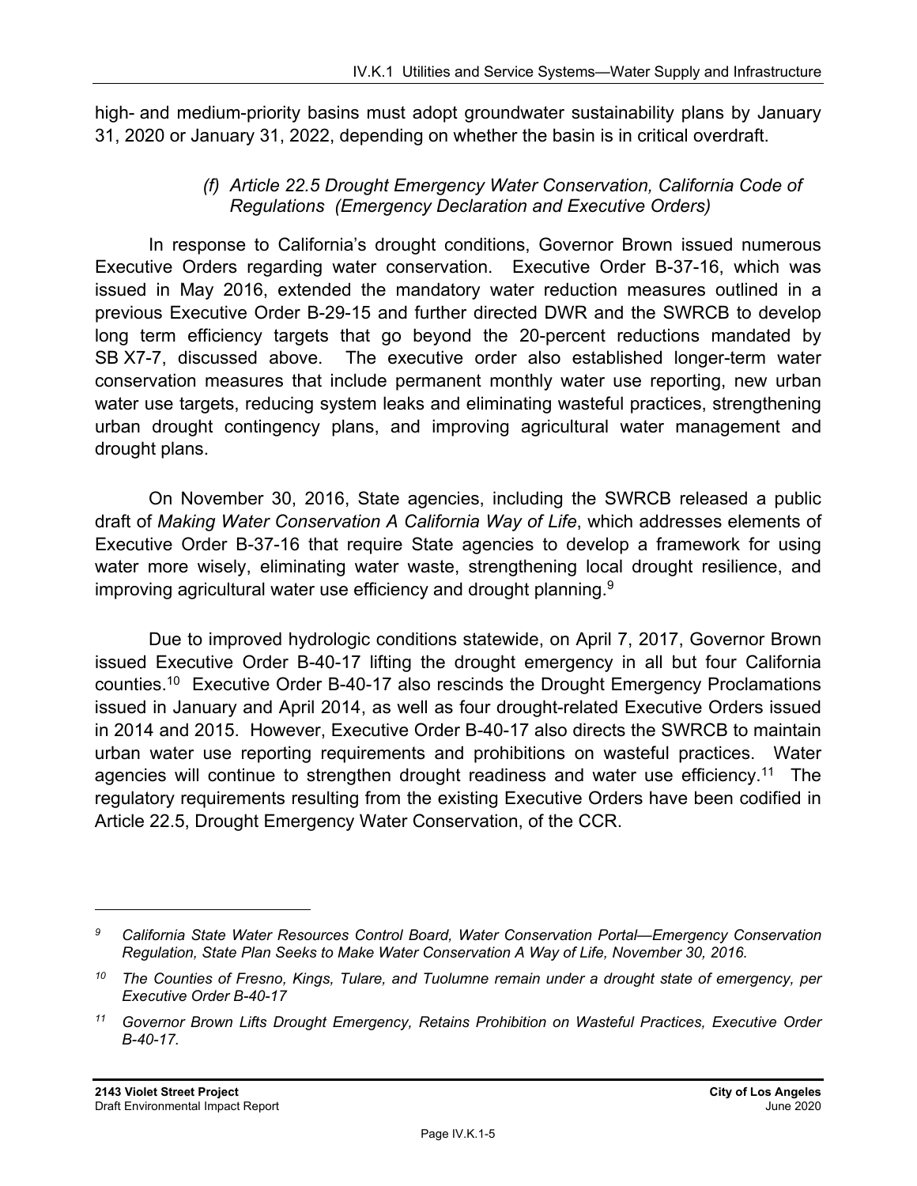high- and medium-priority basins must adopt groundwater sustainability plans by January 31, 2020 or January 31, 2022, depending on whether the basin is in critical overdraft.

#### *(f) Article 22.5 Drought Emergency Water Conservation, California Code of Regulations (Emergency Declaration and Executive Orders)*

In response to California's drought conditions, Governor Brown issued numerous Executive Orders regarding water conservation. Executive Order B-37-16, which was issued in May 2016, extended the mandatory water reduction measures outlined in a previous Executive Order B-29-15 and further directed DWR and the SWRCB to develop long term efficiency targets that go beyond the 20-percent reductions mandated by SB X7-7, discussed above. The executive order also established longer-term water conservation measures that include permanent monthly water use reporting, new urban water use targets, reducing system leaks and eliminating wasteful practices, strengthening urban drought contingency plans, and improving agricultural water management and drought plans.

On November 30, 2016, State agencies, including the SWRCB released a public draft of *Making Water Conservation A California Way of Life*, which addresses elements of Executive Order B-37-16 that require State agencies to develop a framework for using water more wisely, eliminating water waste, strengthening local drought resilience, and improving agricultural water use efficiency and drought planning.[9]

Due to improved hydrologic conditions statewide, on April 7, 2017, Governor Brown issued Executive Order B-40-17 lifting the drought emergency in all but four California counties.[10] Executive Order B-40-17 also rescinds the Drought Emergency Proclamations issued in January and April 2014, as well as four drought-related Executive Orders issued in 2014 and 2015. However, Executive Order B-40-17 also directs the SWRCB to maintain urban water use reporting requirements and prohibitions on wasteful practices. Water agencies will continue to strengthen drought readiness and water use efficiency.[11] The regulatory requirements resulting from the existing Executive Orders have been codified in Article 22.5, Drought Emergency Water Conservation, of the CCR.

---

[9] *California State Water Resources Control Board, Water Conservation Portal—Emergency Conservation Regulation, State Plan Seeks to Make Water Conservation A Way of Life, November 30, 2016.*

[10] *The Counties of Fresno, Kings, Tulare, and Tuolumne remain under a drought state of emergency, per Executive Order B-40-17*

[11] *Governor Brown Lifts Drought Emergency, Retains Prohibition on Wasteful Practices, Executive Order B-40-17.*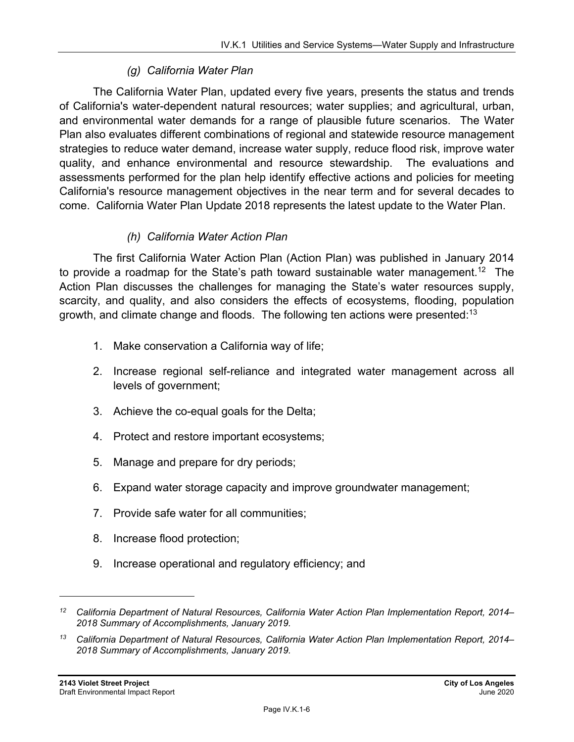### *(g) California Water Plan*

The California Water Plan, updated every five years, presents the status and trends of California's water-dependent natural resources; water supplies; and agricultural, urban, and environmental water demands for a range of plausible future scenarios. The Water Plan also evaluates different combinations of regional and statewide resource management strategies to reduce water demand, increase water supply, reduce flood risk, improve water quality, and enhance environmental and resource stewardship. The evaluations and assessments performed for the plan help identify effective actions and policies for meeting California's resource management objectives in the near term and for several decades to come. California Water Plan Update 2018 represents the latest update to the Water Plan.

### *(h) California Water Action Plan*

The first California Water Action Plan (Action Plan) was published in January 2014 to provide a roadmap for the State's path toward sustainable water management.[12] The Action Plan discusses the challenges for managing the State's water resources supply, scarcity, and quality, and also considers the effects of ecosystems, flooding, population growth, and climate change and floods. The following ten actions were presented:[13]

1. Make conservation a California way of life;
2. Increase regional self-reliance and integrated water management across all levels of government;
3. Achieve the co-equal goals for the Delta;
4. Protect and restore important ecosystems;
5. Manage and prepare for dry periods;
6. Expand water storage capacity and improve groundwater management;
7. Provide safe water for all communities;
8. Increase flood protection;
9. Increase operational and regulatory efficiency; and

---

*[12] California Department of Natural Resources, California Water Action Plan Implementation Report, 2014–2018 Summary of Accomplishments, January 2019.*

*[13] California Department of Natural Resources, California Water Action Plan Implementation Report, 2014–2018 Summary of Accomplishments, January 2019.*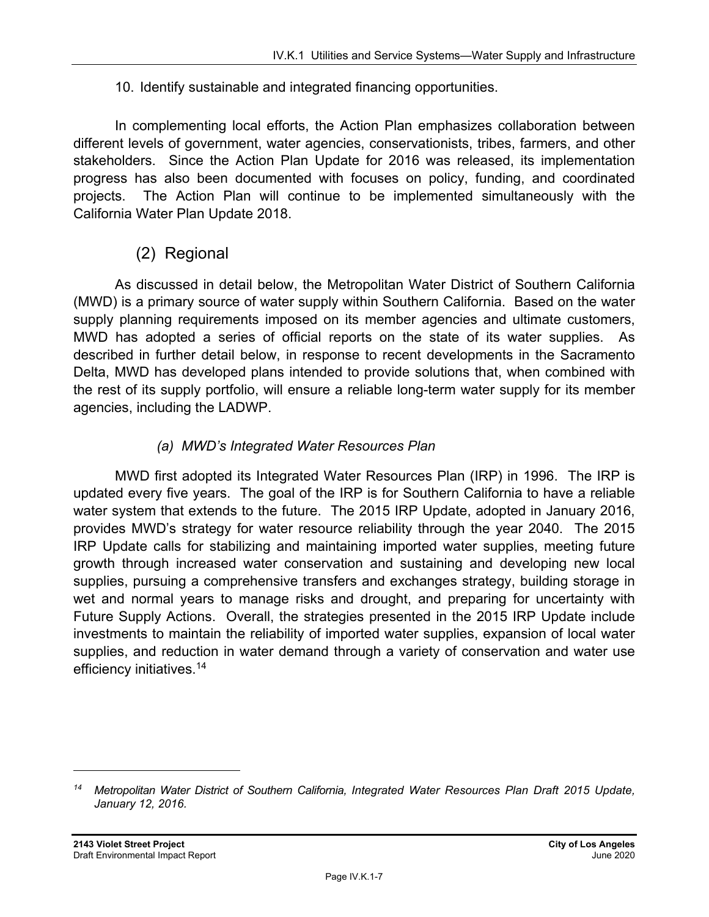10. Identify sustainable and integrated financing opportunities.

In complementing local efforts, the Action Plan emphasizes collaboration between different levels of government, water agencies, conservationists, tribes, farmers, and other stakeholders. Since the Action Plan Update for 2016 was released, its implementation progress has also been documented with focuses on policy, funding, and coordinated projects. The Action Plan will continue to be implemented simultaneously with the California Water Plan Update 2018.

## (2) Regional

As discussed in detail below, the Metropolitan Water District of Southern California (MWD) is a primary source of water supply within Southern California. Based on the water supply planning requirements imposed on its member agencies and ultimate customers, MWD has adopted a series of official reports on the state of its water supplies. As described in further detail below, in response to recent developments in the Sacramento Delta, MWD has developed plans intended to provide solutions that, when combined with the rest of its supply portfolio, will ensure a reliable long-term water supply for its member agencies, including the LADWP.

### *(a) MWD's Integrated Water Resources Plan*

MWD first adopted its Integrated Water Resources Plan (IRP) in 1996. The IRP is updated every five years. The goal of the IRP is for Southern California to have a reliable water system that extends to the future. The 2015 IRP Update, adopted in January 2016, provides MWD's strategy for water resource reliability through the year 2040. The 2015 IRP Update calls for stabilizing and maintaining imported water supplies, meeting future growth through increased water conservation and sustaining and developing new local supplies, pursuing a comprehensive transfers and exchanges strategy, building storage in wet and normal years to manage risks and drought, and preparing for uncertainty with Future Supply Actions. Overall, the strategies presented in the 2015 IRP Update include investments to maintain the reliability of imported water supplies, expansion of local water supplies, and reduction in water demand through a variety of conservation and water use efficiency initiatives.[14]

---

[14] *Metropolitan Water District of Southern California, Integrated Water Resources Plan Draft 2015 Update, January 12, 2016.*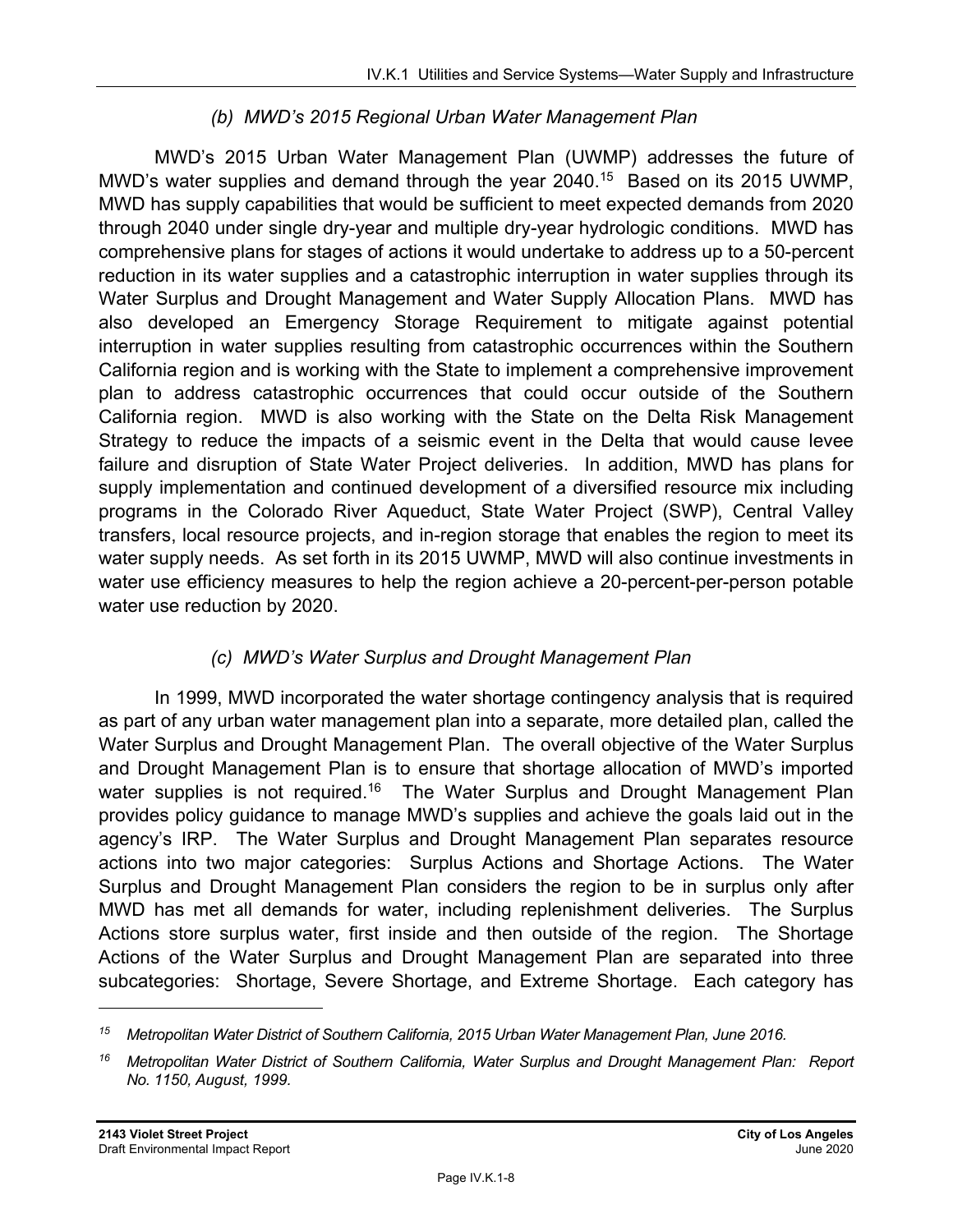### *(b) MWD's 2015 Regional Urban Water Management Plan*

MWD's 2015 Urban Water Management Plan (UWMP) addresses the future of MWD's water supplies and demand through the year 2040.[15] Based on its 2015 UWMP, MWD has supply capabilities that would be sufficient to meet expected demands from 2020 through 2040 under single dry-year and multiple dry-year hydrologic conditions. MWD has comprehensive plans for stages of actions it would undertake to address up to a 50-percent reduction in its water supplies and a catastrophic interruption in water supplies through its Water Surplus and Drought Management and Water Supply Allocation Plans. MWD has also developed an Emergency Storage Requirement to mitigate against potential interruption in water supplies resulting from catastrophic occurrences within the Southern California region and is working with the State to implement a comprehensive improvement plan to address catastrophic occurrences that could occur outside of the Southern California region. MWD is also working with the State on the Delta Risk Management Strategy to reduce the impacts of a seismic event in the Delta that would cause levee failure and disruption of State Water Project deliveries. In addition, MWD has plans for supply implementation and continued development of a diversified resource mix including programs in the Colorado River Aqueduct, State Water Project (SWP), Central Valley transfers, local resource projects, and in-region storage that enables the region to meet its water supply needs. As set forth in its 2015 UWMP, MWD will also continue investments in water use efficiency measures to help the region achieve a 20-percent-per-person potable water use reduction by 2020.

### *(c) MWD's Water Surplus and Drought Management Plan*

In 1999, MWD incorporated the water shortage contingency analysis that is required as part of any urban water management plan into a separate, more detailed plan, called the Water Surplus and Drought Management Plan. The overall objective of the Water Surplus and Drought Management Plan is to ensure that shortage allocation of MWD's imported water supplies is not required.[16] The Water Surplus and Drought Management Plan provides policy guidance to manage MWD's supplies and achieve the goals laid out in the agency's IRP. The Water Surplus and Drought Management Plan separates resource actions into two major categories: Surplus Actions and Shortage Actions. The Water Surplus and Drought Management Plan considers the region to be in surplus only after MWD has met all demands for water, including replenishment deliveries. The Surplus Actions store surplus water, first inside and then outside of the region. The Shortage Actions of the Water Surplus and Drought Management Plan are separated into three subcategories: Shortage, Severe Shortage, and Extreme Shortage. Each category has

---

[15] *Metropolitan Water District of Southern California, 2015 Urban Water Management Plan, June 2016.*

[16] *Metropolitan Water District of Southern California, Water Surplus and Drought Management Plan: Report No. 1150, August, 1999.*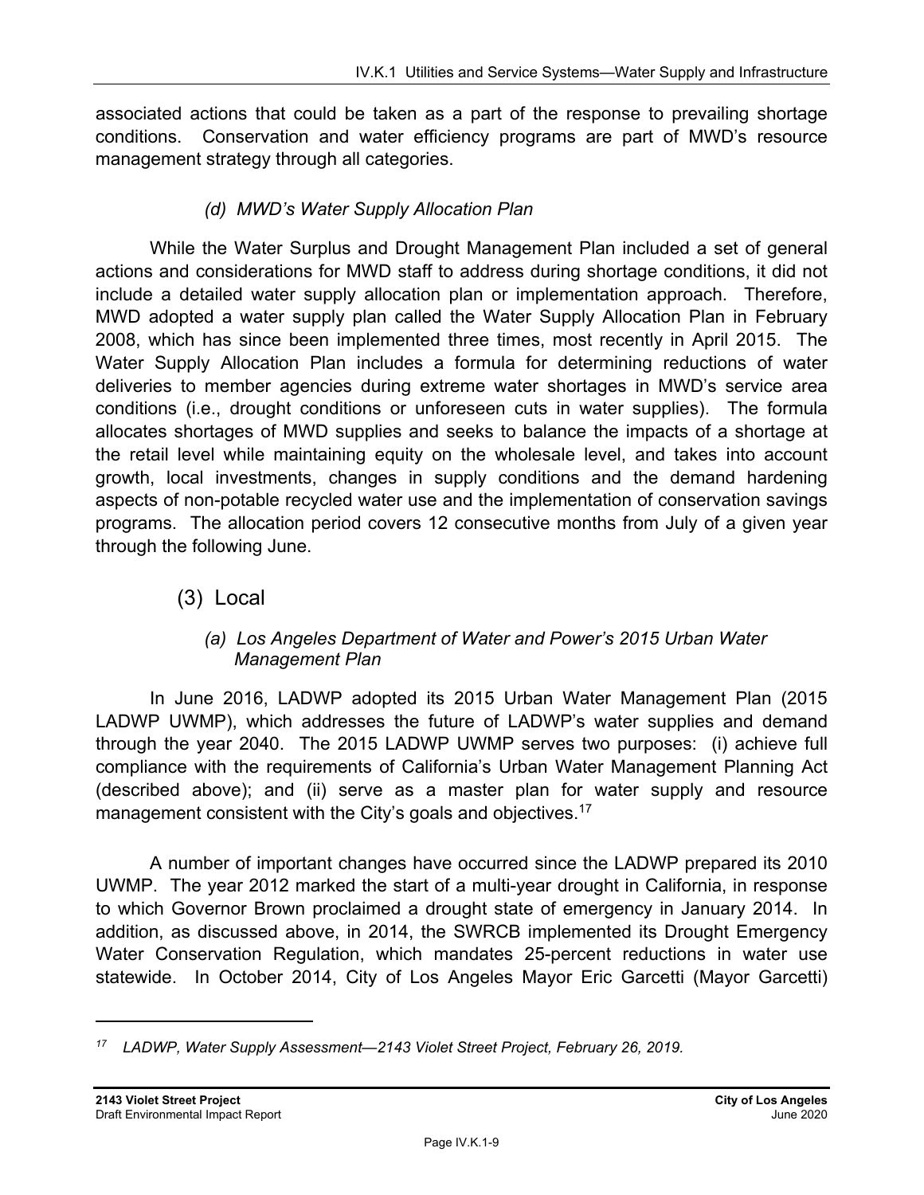associated actions that could be taken as a part of the response to prevailing shortage conditions. Conservation and water efficiency programs are part of MWD's resource management strategy through all categories.

#### *(d) MWD's Water Supply Allocation Plan*

While the Water Surplus and Drought Management Plan included a set of general actions and considerations for MWD staff to address during shortage conditions, it did not include a detailed water supply allocation plan or implementation approach. Therefore, MWD adopted a water supply plan called the Water Supply Allocation Plan in February 2008, which has since been implemented three times, most recently in April 2015. The Water Supply Allocation Plan includes a formula for determining reductions of water deliveries to member agencies during extreme water shortages in MWD's service area conditions (i.e., drought conditions or unforeseen cuts in water supplies). The formula allocates shortages of MWD supplies and seeks to balance the impacts of a shortage at the retail level while maintaining equity on the wholesale level, and takes into account growth, local investments, changes in supply conditions and the demand hardening aspects of non-potable recycled water use and the implementation of conservation savings programs. The allocation period covers 12 consecutive months from July of a given year through the following June.

### (3) Local

#### *(a) Los Angeles Department of Water and Power's 2015 Urban Water Management Plan*

In June 2016, LADWP adopted its 2015 Urban Water Management Plan (2015 LADWP UWMP), which addresses the future of LADWP's water supplies and demand through the year 2040. The 2015 LADWP UWMP serves two purposes: (i) achieve full compliance with the requirements of California's Urban Water Management Planning Act (described above); and (ii) serve as a master plan for water supply and resource management consistent with the City's goals and objectives.[17]

A number of important changes have occurred since the LADWP prepared its 2010 UWMP. The year 2012 marked the start of a multi-year drought in California, in response to which Governor Brown proclaimed a drought state of emergency in January 2014. In addition, as discussed above, in 2014, the SWRCB implemented its Drought Emergency Water Conservation Regulation, which mandates 25-percent reductions in water use statewide. In October 2014, City of Los Angeles Mayor Eric Garcetti (Mayor Garcetti)

---

[17] *LADWP, Water Supply Assessment—2143 Violet Street Project, February 26, 2019.*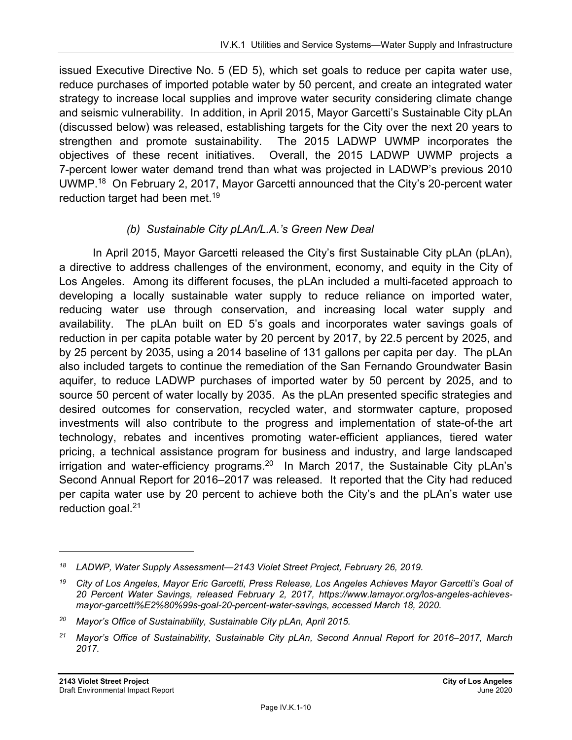issued Executive Directive No. 5 (ED 5), which set goals to reduce per capita water use, reduce purchases of imported potable water by 50 percent, and create an integrated water strategy to increase local supplies and improve water security considering climate change and seismic vulnerability. In addition, in April 2015, Mayor Garcetti's Sustainable City pLAn (discussed below) was released, establishing targets for the City over the next 20 years to strengthen and promote sustainability. The 2015 LADWP UWMP incorporates the objectives of these recent initiatives. Overall, the 2015 LADWP UWMP projects a 7-percent lower water demand trend than what was projected in LADWP's previous 2010 UWMP.[18] On February 2, 2017, Mayor Garcetti announced that the City's 20-percent water reduction target had been met.[19]

*(b) Sustainable City pLAn/L.A.'s Green New Deal*

In April 2015, Mayor Garcetti released the City's first Sustainable City pLAn (pLAn), a directive to address challenges of the environment, economy, and equity in the City of Los Angeles. Among its different focuses, the pLAn included a multi-faceted approach to developing a locally sustainable water supply to reduce reliance on imported water, reducing water use through conservation, and increasing local water supply and availability. The pLAn built on ED 5's goals and incorporates water savings goals of reduction in per capita potable water by 20 percent by 2017, by 22.5 percent by 2025, and by 25 percent by 2035, using a 2014 baseline of 131 gallons per capita per day. The pLAn also included targets to continue the remediation of the San Fernando Groundwater Basin aquifer, to reduce LADWP purchases of imported water by 50 percent by 2025, and to source 50 percent of water locally by 2035. As the pLAn presented specific strategies and desired outcomes for conservation, recycled water, and stormwater capture, proposed investments will also contribute to the progress and implementation of state-of-the art technology, rebates and incentives promoting water-efficient appliances, tiered water pricing, a technical assistance program for business and industry, and large landscaped irrigation and water-efficiency programs.[20] In March 2017, the Sustainable City pLAn's Second Annual Report for 2016–2017 was released. It reported that the City had reduced per capita water use by 20 percent to achieve both the City's and the pLAn's water use reduction goal.[21]

---

[18] *LADWP, Water Supply Assessment—2143 Violet Street Project, February 26, 2019.*

[19] *City of Los Angeles, Mayor Eric Garcetti, Press Release, Los Angeles Achieves Mayor Garcetti's Goal of 20 Percent Water Savings, released February 2, 2017, https://www.lamayor.org/los-angeles-achieves-mayor-garcetti%E2%80%99s-goal-20-percent-water-savings, accessed March 18, 2020.*

[20] *Mayor's Office of Sustainability, Sustainable City pLAn, April 2015.*

[21] *Mayor's Office of Sustainability, Sustainable City pLAn, Second Annual Report for 2016–2017, March 2017.*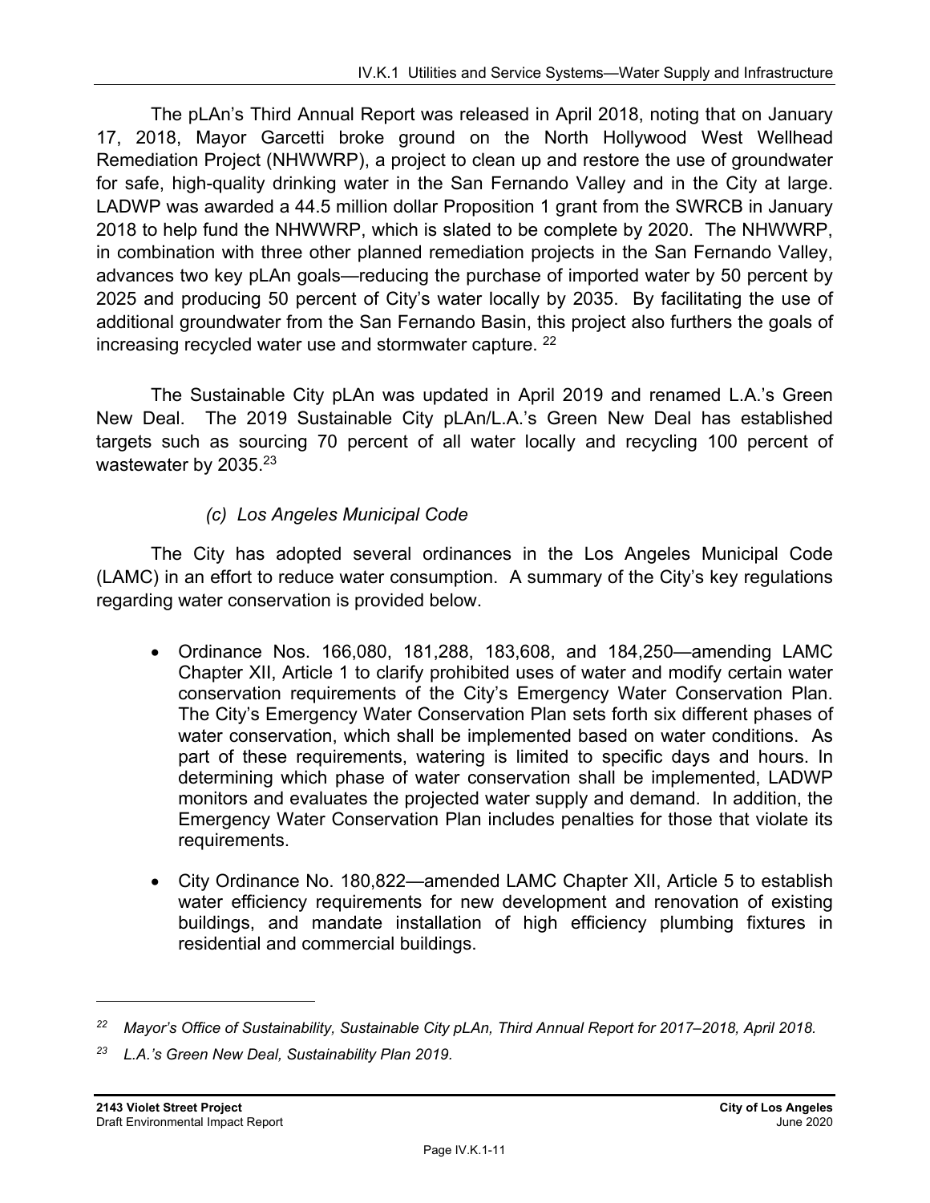The pLAn's Third Annual Report was released in April 2018, noting that on January 17, 2018, Mayor Garcetti broke ground on the North Hollywood West Wellhead Remediation Project (NHWWRP), a project to clean up and restore the use of groundwater for safe, high-quality drinking water in the San Fernando Valley and in the City at large. LADWP was awarded a 44.5 million dollar Proposition 1 grant from the SWRCB in January 2018 to help fund the NHWWRP, which is slated to be complete by 2020. The NHWWRP, in combination with three other planned remediation projects in the San Fernando Valley, advances two key pLAn goals—reducing the purchase of imported water by 50 percent by 2025 and producing 50 percent of City's water locally by 2035. By facilitating the use of additional groundwater from the San Fernando Basin, this project also furthers the goals of increasing recycled water use and stormwater capture. [22]

The Sustainable City pLAn was updated in April 2019 and renamed L.A.'s Green New Deal. The 2019 Sustainable City pLAn/L.A.'s Green New Deal has established targets such as sourcing 70 percent of all water locally and recycling 100 percent of wastewater by 2035.[23]

#### *(c) Los Angeles Municipal Code*

The City has adopted several ordinances in the Los Angeles Municipal Code (LAMC) in an effort to reduce water consumption. A summary of the City's key regulations regarding water conservation is provided below.

- Ordinance Nos. 166,080, 181,288, 183,608, and 184,250—amending LAMC Chapter XII, Article 1 to clarify prohibited uses of water and modify certain water conservation requirements of the City's Emergency Water Conservation Plan. The City's Emergency Water Conservation Plan sets forth six different phases of water conservation, which shall be implemented based on water conditions. As part of these requirements, watering is limited to specific days and hours. In determining which phase of water conservation shall be implemented, LADWP monitors and evaluates the projected water supply and demand. In addition, the Emergency Water Conservation Plan includes penalties for those that violate its requirements.
- City Ordinance No. 180,822—amended LAMC Chapter XII, Article 5 to establish water efficiency requirements for new development and renovation of existing buildings, and mandate installation of high efficiency plumbing fixtures in residential and commercial buildings.

---

[22] *Mayor's Office of Sustainability, Sustainable City pLAn, Third Annual Report for 2017–2018, April 2018.*

[23] *L.A.'s Green New Deal, Sustainability Plan 2019.*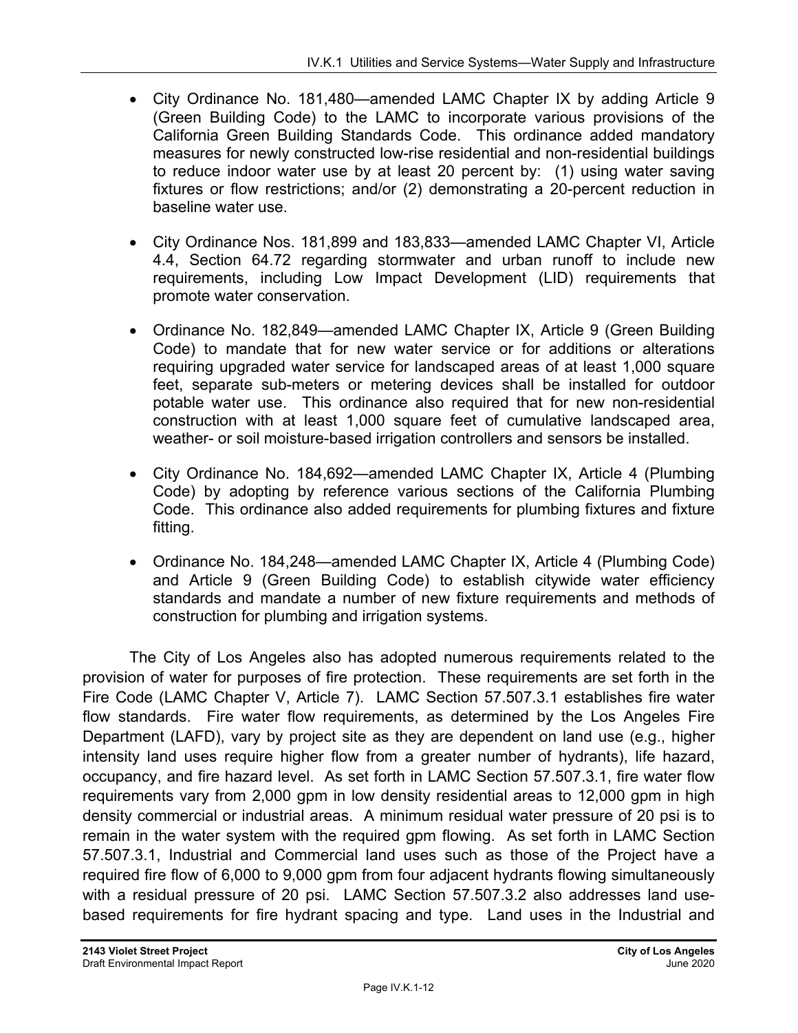- City Ordinance No. 181,480—amended LAMC Chapter IX by adding Article 9 (Green Building Code) to the LAMC to incorporate various provisions of the California Green Building Standards Code. This ordinance added mandatory measures for newly constructed low-rise residential and non-residential buildings to reduce indoor water use by at least 20 percent by: (1) using water saving fixtures or flow restrictions; and/or (2) demonstrating a 20-percent reduction in baseline water use.

- City Ordinance Nos. 181,899 and 183,833—amended LAMC Chapter VI, Article 4.4, Section 64.72 regarding stormwater and urban runoff to include new requirements, including Low Impact Development (LID) requirements that promote water conservation.

- Ordinance No. 182,849—amended LAMC Chapter IX, Article 9 (Green Building Code) to mandate that for new water service or for additions or alterations requiring upgraded water service for landscaped areas of at least 1,000 square feet, separate sub-meters or metering devices shall be installed for outdoor potable water use. This ordinance also required that for new non-residential construction with at least 1,000 square feet of cumulative landscaped area, weather- or soil moisture-based irrigation controllers and sensors be installed.

- City Ordinance No. 184,692—amended LAMC Chapter IX, Article 4 (Plumbing Code) by adopting by reference various sections of the California Plumbing Code. This ordinance also added requirements for plumbing fixtures and fixture fitting.

- Ordinance No. 184,248—amended LAMC Chapter IX, Article 4 (Plumbing Code) and Article 9 (Green Building Code) to establish citywide water efficiency standards and mandate a number of new fixture requirements and methods of construction for plumbing and irrigation systems.

The City of Los Angeles also has adopted numerous requirements related to the provision of water for purposes of fire protection. These requirements are set forth in the Fire Code (LAMC Chapter V, Article 7). LAMC Section 57.507.3.1 establishes fire water flow standards. Fire water flow requirements, as determined by the Los Angeles Fire Department (LAFD), vary by project site as they are dependent on land use (e.g., higher intensity land uses require higher flow from a greater number of hydrants), life hazard, occupancy, and fire hazard level. As set forth in LAMC Section 57.507.3.1, fire water flow requirements vary from 2,000 gpm in low density residential areas to 12,000 gpm in high density commercial or industrial areas. A minimum residual water pressure of 20 psi is to remain in the water system with the required gpm flowing. As set forth in LAMC Section 57.507.3.1, Industrial and Commercial land uses such as those of the Project have a required fire flow of 6,000 to 9,000 gpm from four adjacent hydrants flowing simultaneously with a residual pressure of 20 psi. LAMC Section 57.507.3.2 also addresses land use-based requirements for fire hydrant spacing and type. Land uses in the Industrial and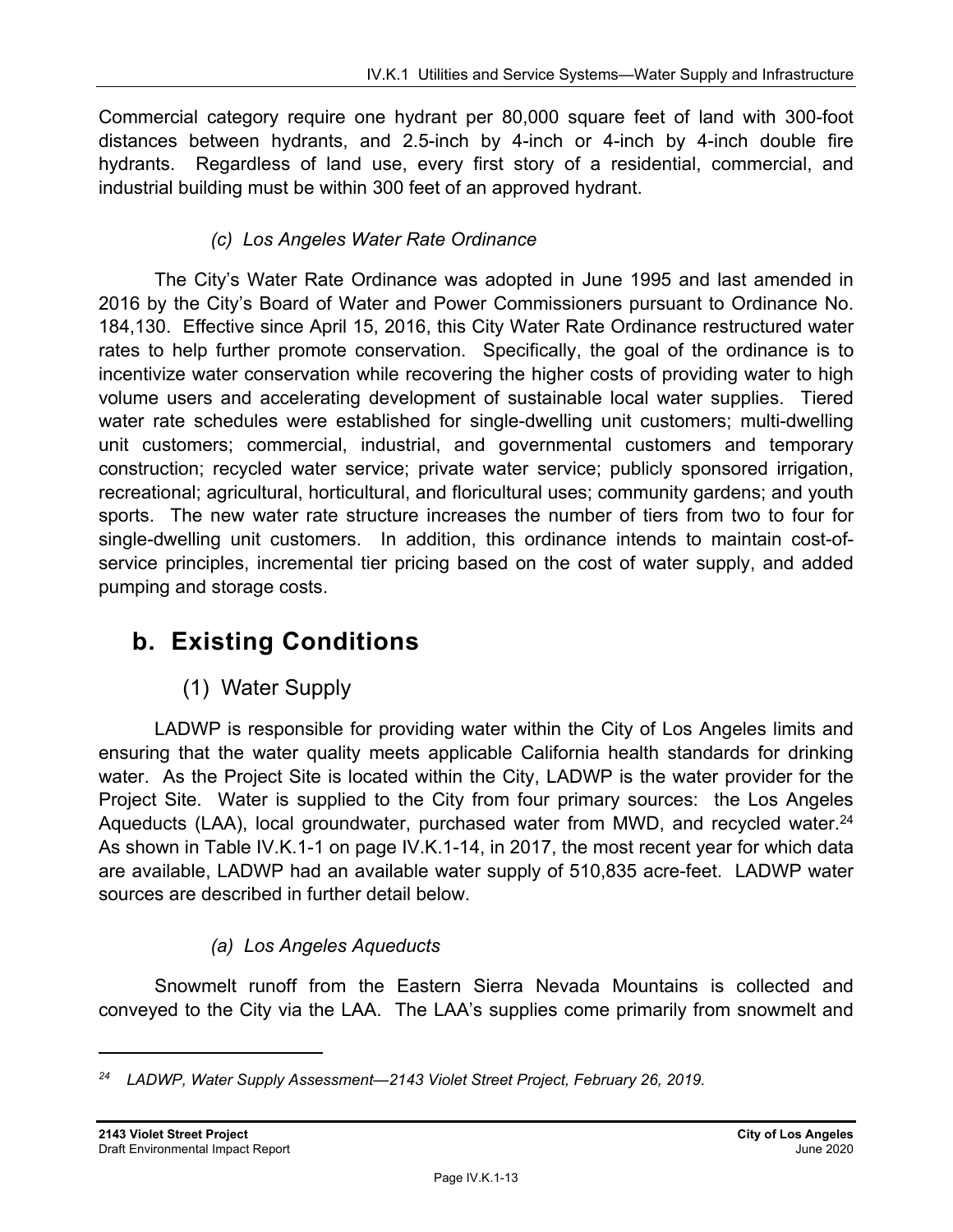Commercial category require one hydrant per 80,000 square feet of land with 300-foot distances between hydrants, and 2.5-inch by 4-inch or 4-inch by 4-inch double fire hydrants. Regardless of land use, every first story of a residential, commercial, and industrial building must be within 300 feet of an approved hydrant.

*(c) Los Angeles Water Rate Ordinance*

The City's Water Rate Ordinance was adopted in June 1995 and last amended in 2016 by the City's Board of Water and Power Commissioners pursuant to Ordinance No. 184,130. Effective since April 15, 2016, this City Water Rate Ordinance restructured water rates to help further promote conservation. Specifically, the goal of the ordinance is to incentivize water conservation while recovering the higher costs of providing water to high volume users and accelerating development of sustainable local water supplies. Tiered water rate schedules were established for single-dwelling unit customers; multi-dwelling unit customers; commercial, industrial, and governmental customers and temporary construction; recycled water service; private water service; publicly sponsored irrigation, recreational; agricultural, horticultural, and floricultural uses; community gardens; and youth sports. The new water rate structure increases the number of tiers from two to four for single-dwelling unit customers. In addition, this ordinance intends to maintain cost-of-service principles, incremental tier pricing based on the cost of water supply, and added pumping and storage costs.

## b. Existing Conditions

### (1) Water Supply

LADWP is responsible for providing water within the City of Los Angeles limits and ensuring that the water quality meets applicable California health standards for drinking water. As the Project Site is located within the City, LADWP is the water provider for the Project Site. Water is supplied to the City from four primary sources: the Los Angeles Aqueducts (LAA), local groundwater, purchased water from MWD, and recycled water.[24] As shown in Table IV.K.1-1 on page IV.K.1-14, in 2017, the most recent year for which data are available, LADWP had an available water supply of 510,835 acre-feet. LADWP water sources are described in further detail below.

*(a) Los Angeles Aqueducts*

Snowmelt runoff from the Eastern Sierra Nevada Mountains is collected and conveyed to the City via the LAA. The LAA's supplies come primarily from snowmelt and

[24] *LADWP, Water Supply Assessment—2143 Violet Street Project, February 26, 2019.*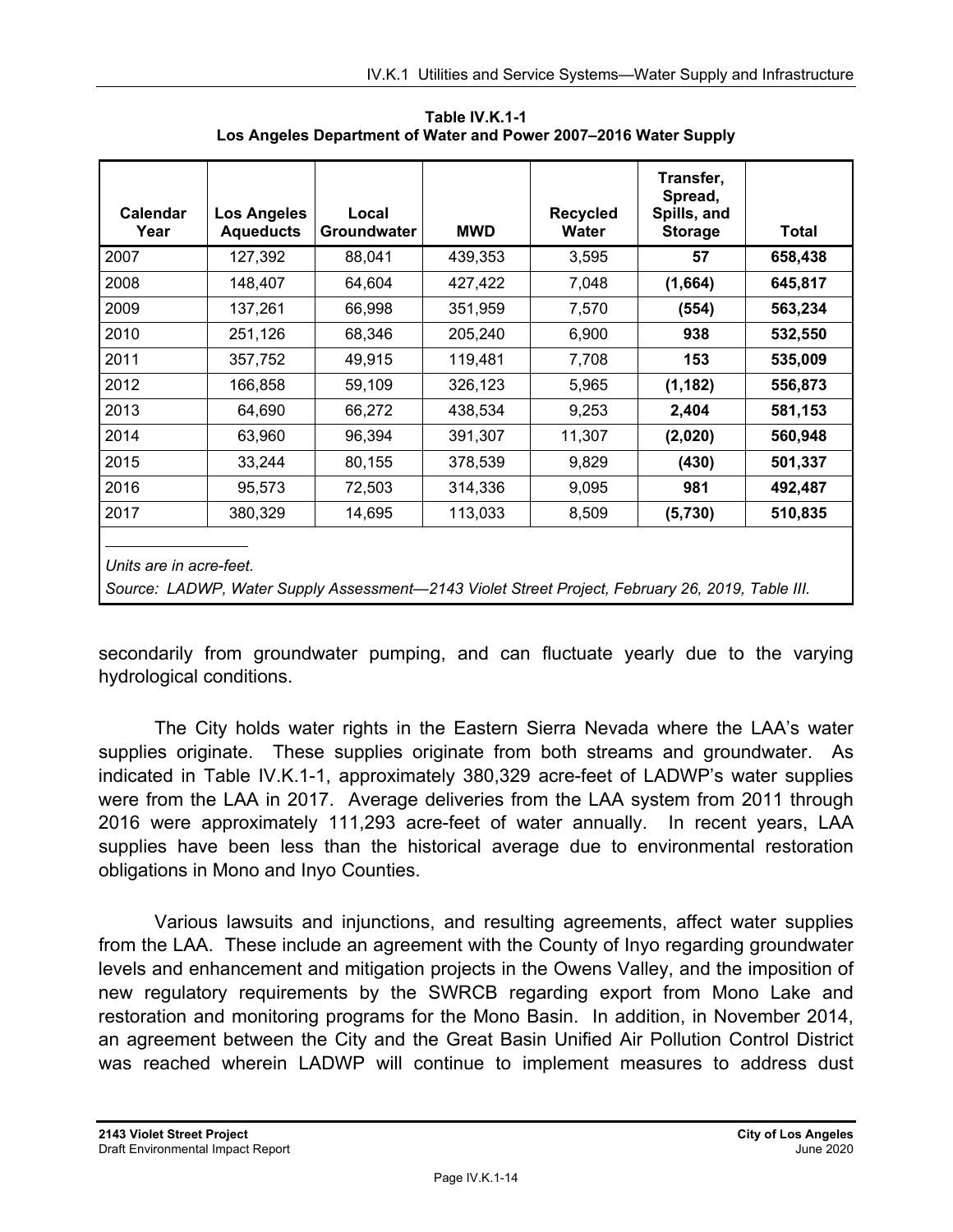**Table IV.K.1-1**
**Los Angeles Department of Water and Power 2007–2016 Water Supply**

| Calendar Year | Los Angeles Aqueducts | Local Groundwater | MWD | Recycled Water | Transfer, Spread, Spills, and Storage | Total |
|---|---|---|---|---|---|---|
| 2007 | 127,392 | 88,041 | 439,353 | 3,595 | **57** | **658,438** |
| 2008 | 148,407 | 64,604 | 427,422 | 7,048 | **(1,664)** | **645,817** |
| 2009 | 137,261 | 66,998 | 351,959 | 7,570 | **(554)** | **563,234** |
| 2010 | 251,126 | 68,346 | 205,240 | 6,900 | **938** | **532,550** |
| 2011 | 357,752 | 49,915 | 119,481 | 7,708 | **153** | **535,009** |
| 2012 | 166,858 | 59,109 | 326,123 | 5,965 | **(1,182)** | **556,873** |
| 2013 | 64,690 | 66,272 | 438,534 | 9,253 | **2,404** | **581,153** |
| 2014 | 63,960 | 96,394 | 391,307 | 11,307 | **(2,020)** | **560,948** |
| 2015 | 33,244 | 80,155 | 378,539 | 9,829 | **(430)** | **501,337** |
| 2016 | 95,573 | 72,503 | 314,336 | 9,095 | **981** | **492,487** |
| 2017 | 380,329 | 14,695 | 113,033 | 8,509 | **(5,730)** | **510,835** |

*Units are in acre-feet.*

*Source: LADWP, Water Supply Assessment—2143 Violet Street Project, February 26, 2019, Table III.*

secondarily from groundwater pumping, and can fluctuate yearly due to the varying hydrological conditions.

The City holds water rights in the Eastern Sierra Nevada where the LAA's water supplies originate. These supplies originate from both streams and groundwater. As indicated in Table IV.K.1-1, approximately 380,329 acre-feet of LADWP's water supplies were from the LAA in 2017. Average deliveries from the LAA system from 2011 through 2016 were approximately 111,293 acre-feet of water annually. In recent years, LAA supplies have been less than the historical average due to environmental restoration obligations in Mono and Inyo Counties.

Various lawsuits and injunctions, and resulting agreements, affect water supplies from the LAA. These include an agreement with the County of Inyo regarding groundwater levels and enhancement and mitigation projects in the Owens Valley, and the imposition of new regulatory requirements by the SWRCB regarding export from Mono Lake and restoration and monitoring programs for the Mono Basin. In addition, in November 2014, an agreement between the City and the Great Basin Unified Air Pollution Control District was reached wherein LADWP will continue to implement measures to address dust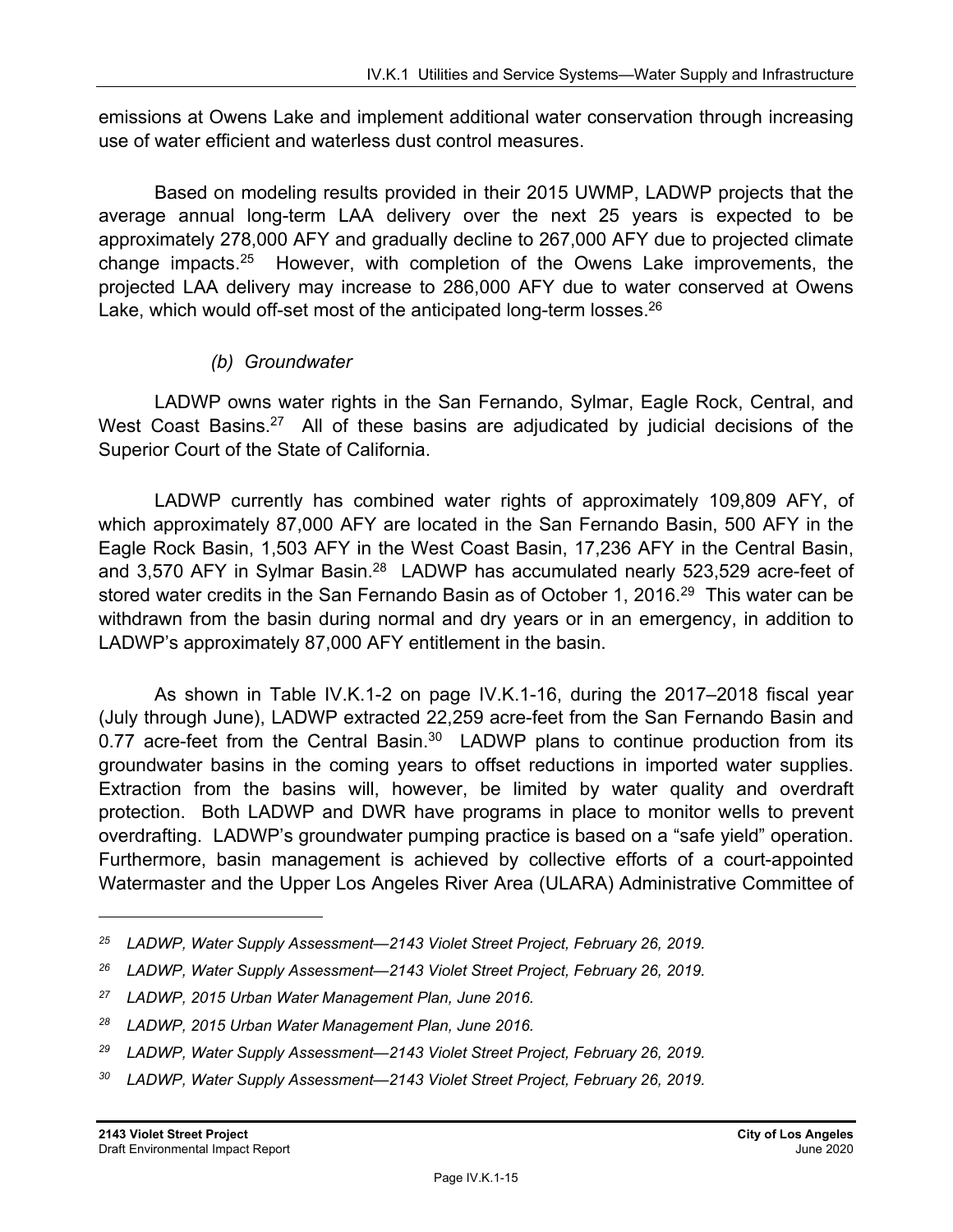emissions at Owens Lake and implement additional water conservation through increasing use of water efficient and waterless dust control measures.

Based on modeling results provided in their 2015 UWMP, LADWP projects that the average annual long-term LAA delivery over the next 25 years is expected to be approximately 278,000 AFY and gradually decline to 267,000 AFY due to projected climate change impacts.[25] However, with completion of the Owens Lake improvements, the projected LAA delivery may increase to 286,000 AFY due to water conserved at Owens Lake, which would off-set most of the anticipated long-term losses.[26]

*(b) Groundwater*

LADWP owns water rights in the San Fernando, Sylmar, Eagle Rock, Central, and West Coast Basins.[27] All of these basins are adjudicated by judicial decisions of the Superior Court of the State of California.

LADWP currently has combined water rights of approximately 109,809 AFY, of which approximately 87,000 AFY are located in the San Fernando Basin, 500 AFY in the Eagle Rock Basin, 1,503 AFY in the West Coast Basin, 17,236 AFY in the Central Basin, and 3,570 AFY in Sylmar Basin.[28] LADWP has accumulated nearly 523,529 acre-feet of stored water credits in the San Fernando Basin as of October 1, 2016.[29] This water can be withdrawn from the basin during normal and dry years or in an emergency, in addition to LADWP's approximately 87,000 AFY entitlement in the basin.

As shown in Table IV.K.1-2 on page IV.K.1-16, during the 2017–2018 fiscal year (July through June), LADWP extracted 22,259 acre-feet from the San Fernando Basin and 0.77 acre-feet from the Central Basin.[30] LADWP plans to continue production from its groundwater basins in the coming years to offset reductions in imported water supplies. Extraction from the basins will, however, be limited by water quality and overdraft protection. Both LADWP and DWR have programs in place to monitor wells to prevent overdrafting. LADWP's groundwater pumping practice is based on a "safe yield" operation. Furthermore, basin management is achieved by collective efforts of a court-appointed Watermaster and the Upper Los Angeles River Area (ULARA) Administrative Committee of

---

*[25] LADWP, Water Supply Assessment—2143 Violet Street Project, February 26, 2019.*

*[26] LADWP, Water Supply Assessment—2143 Violet Street Project, February 26, 2019.*

*[27] LADWP, 2015 Urban Water Management Plan, June 2016.*

*[28] LADWP, 2015 Urban Water Management Plan, June 2016.*

*[29] LADWP, Water Supply Assessment—2143 Violet Street Project, February 26, 2019.*

*[30] LADWP, Water Supply Assessment—2143 Violet Street Project, February 26, 2019.*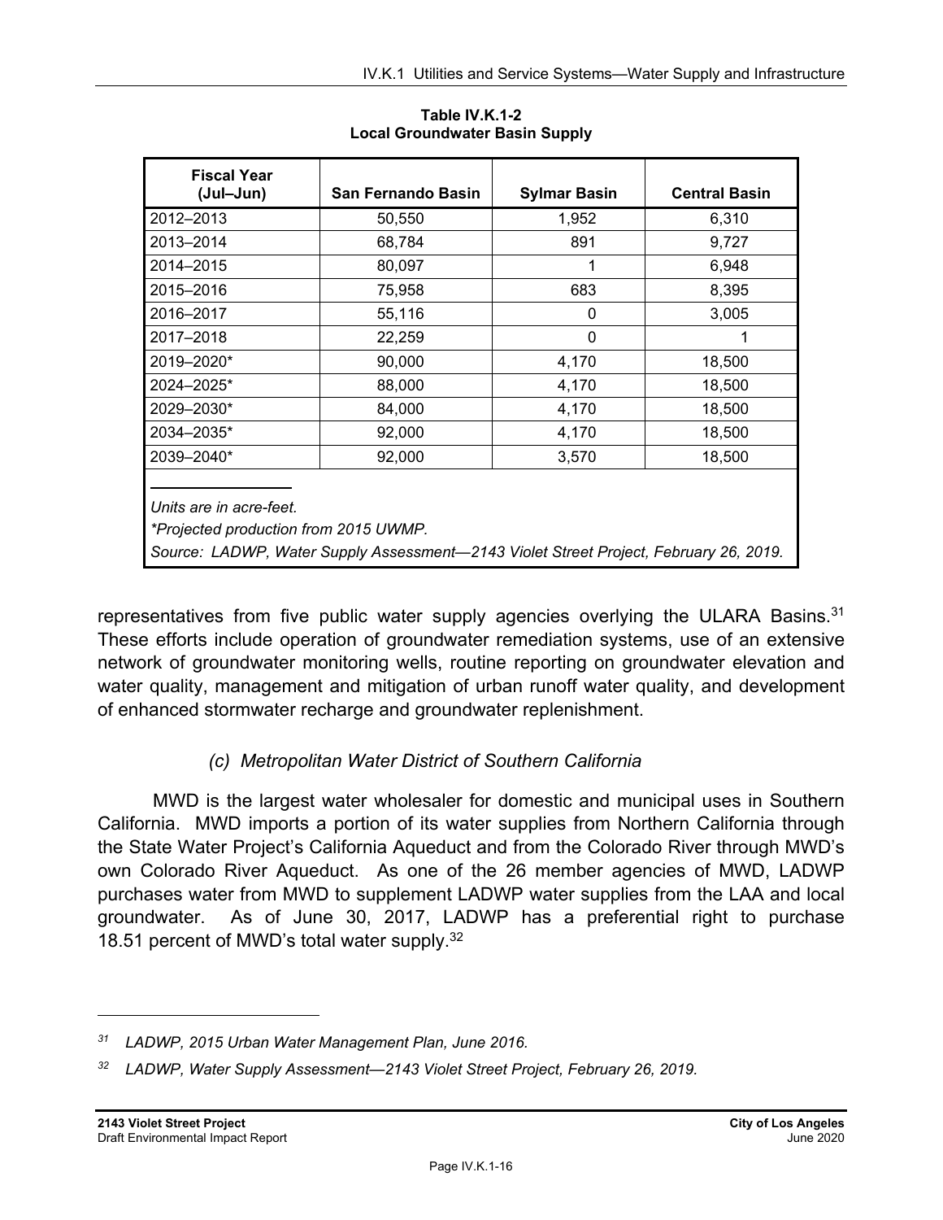**Table IV.K.1-2**
**Local Groundwater Basin Supply**

| Fiscal Year (Jul–Jun) | San Fernando Basin | Sylmar Basin | Central Basin |
|---|---|---|---|
| 2012–2013 | 50,550 | 1,952 | 6,310 |
| 2013–2014 | 68,784 | 891 | 9,727 |
| 2014–2015 | 80,097 | 1 | 6,948 |
| 2015–2016 | 75,958 | 683 | 8,395 |
| 2016–2017 | 55,116 | 0 | 3,005 |
| 2017–2018 | 22,259 | 0 | 1 |
| 2019–2020* | 90,000 | 4,170 | 18,500 |
| 2024–2025* | 88,000 | 4,170 | 18,500 |
| 2029–2030* | 84,000 | 4,170 | 18,500 |
| 2034–2035* | 92,000 | 4,170 | 18,500 |
| 2039–2040* | 92,000 | 3,570 | 18,500 |

*Units are in acre-feet.*
*\*Projected production from 2015 UWMP.*
*Source: LADWP, Water Supply Assessment—2143 Violet Street Project, February 26, 2019.*

representatives from five public water supply agencies overlying the ULARA Basins.[31] These efforts include operation of groundwater remediation systems, use of an extensive network of groundwater monitoring wells, routine reporting on groundwater elevation and water quality, management and mitigation of urban runoff water quality, and development of enhanced stormwater recharge and groundwater replenishment.

### *(c) Metropolitan Water District of Southern California*

MWD is the largest water wholesaler for domestic and municipal uses in Southern California. MWD imports a portion of its water supplies from Northern California through the State Water Project's California Aqueduct and from the Colorado River through MWD's own Colorado River Aqueduct. As one of the 26 member agencies of MWD, LADWP purchases water from MWD to supplement LADWP water supplies from the LAA and local groundwater. As of June 30, 2017, LADWP has a preferential right to purchase 18.51 percent of MWD's total water supply.[32]

---

[31] *LADWP, 2015 Urban Water Management Plan, June 2016.*

[32] *LADWP, Water Supply Assessment—2143 Violet Street Project, February 26, 2019.*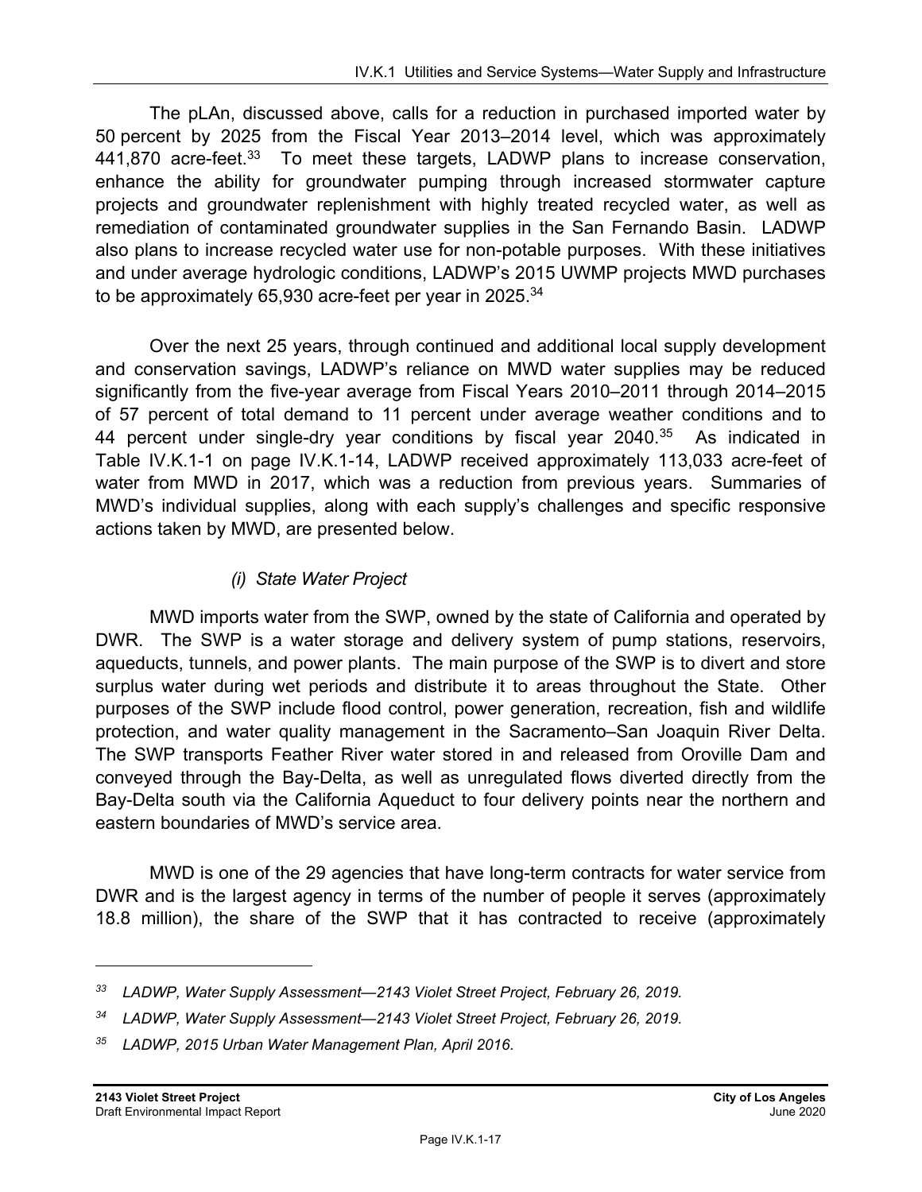The pLAn, discussed above, calls for a reduction in purchased imported water by 50 percent by 2025 from the Fiscal Year 2013–2014 level, which was approximately 441,870 acre-feet.[33] To meet these targets, LADWP plans to increase conservation, enhance the ability for groundwater pumping through increased stormwater capture projects and groundwater replenishment with highly treated recycled water, as well as remediation of contaminated groundwater supplies in the San Fernando Basin. LADWP also plans to increase recycled water use for non-potable purposes. With these initiatives and under average hydrologic conditions, LADWP's 2015 UWMP projects MWD purchases to be approximately 65,930 acre-feet per year in 2025.[34]

Over the next 25 years, through continued and additional local supply development and conservation savings, LADWP's reliance on MWD water supplies may be reduced significantly from the five-year average from Fiscal Years 2010–2011 through 2014–2015 of 57 percent of total demand to 11 percent under average weather conditions and to 44 percent under single-dry year conditions by fiscal year 2040.[35] As indicated in Table IV.K.1-1 on page IV.K.1-14, LADWP received approximately 113,033 acre-feet of water from MWD in 2017, which was a reduction from previous years. Summaries of MWD's individual supplies, along with each supply's challenges and specific responsive actions taken by MWD, are presented below.

*(i) State Water Project*

MWD imports water from the SWP, owned by the state of California and operated by DWR. The SWP is a water storage and delivery system of pump stations, reservoirs, aqueducts, tunnels, and power plants. The main purpose of the SWP is to divert and store surplus water during wet periods and distribute it to areas throughout the State. Other purposes of the SWP include flood control, power generation, recreation, fish and wildlife protection, and water quality management in the Sacramento–San Joaquin River Delta. The SWP transports Feather River water stored in and released from Oroville Dam and conveyed through the Bay-Delta, as well as unregulated flows diverted directly from the Bay-Delta south via the California Aqueduct to four delivery points near the northern and eastern boundaries of MWD's service area.

MWD is one of the 29 agencies that have long-term contracts for water service from DWR and is the largest agency in terms of the number of people it serves (approximately 18.8 million), the share of the SWP that it has contracted to receive (approximately

---

[33] *LADWP, Water Supply Assessment—2143 Violet Street Project, February 26, 2019.*

[34] *LADWP, Water Supply Assessment—2143 Violet Street Project, February 26, 2019.*

[35] *LADWP, 2015 Urban Water Management Plan, April 2016.*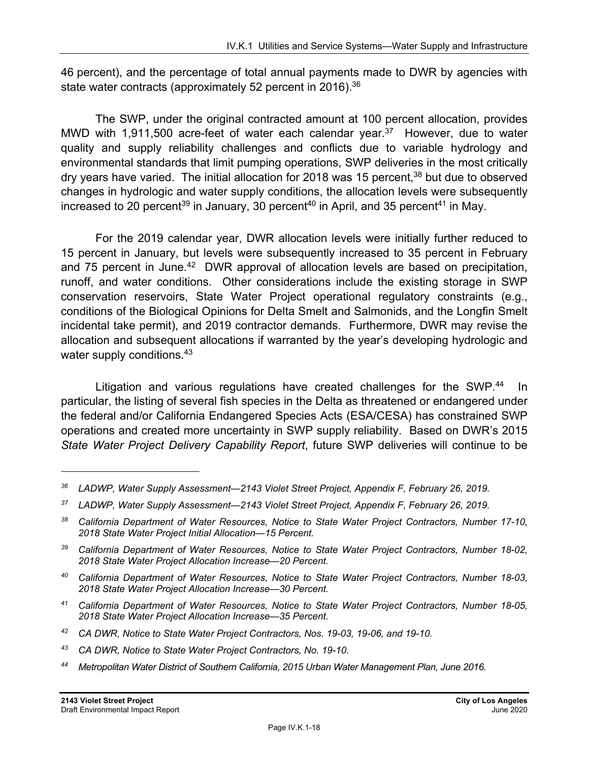46 percent), and the percentage of total annual payments made to DWR by agencies with state water contracts (approximately 52 percent in 2016).[36]

The SWP, under the original contracted amount at 100 percent allocation, provides MWD with 1,911,500 acre-feet of water each calendar year.[37] However, due to water quality and supply reliability challenges and conflicts due to variable hydrology and environmental standards that limit pumping operations, SWP deliveries in the most critically dry years have varied. The initial allocation for 2018 was 15 percent,[38] but due to observed changes in hydrologic and water supply conditions, the allocation levels were subsequently increased to 20 percent[39] in January, 30 percent[40] in April, and 35 percent[41] in May.

For the 2019 calendar year, DWR allocation levels were initially further reduced to 15 percent in January, but levels were subsequently increased to 35 percent in February and 75 percent in June.[42] DWR approval of allocation levels are based on precipitation, runoff, and water conditions. Other considerations include the existing storage in SWP conservation reservoirs, State Water Project operational regulatory constraints (e.g., conditions of the Biological Opinions for Delta Smelt and Salmonids, and the Longfin Smelt incidental take permit), and 2019 contractor demands. Furthermore, DWR may revise the allocation and subsequent allocations if warranted by the year's developing hydrologic and water supply conditions.[43]

Litigation and various regulations have created challenges for the SWP.[44] In particular, the listing of several fish species in the Delta as threatened or endangered under the federal and/or California Endangered Species Acts (ESA/CESA) has constrained SWP operations and created more uncertainty in SWP supply reliability. Based on DWR's 2015 *State Water Project Delivery Capability Report*, future SWP deliveries will continue to be

---

[36] *LADWP, Water Supply Assessment—2143 Violet Street Project, Appendix F, February 26, 2019.*

[37] *LADWP, Water Supply Assessment—2143 Violet Street Project, Appendix F, February 26, 2019.*

[38] *California Department of Water Resources, Notice to State Water Project Contractors, Number 17-10, 2018 State Water Project Initial Allocation—15 Percent.*

[39] *California Department of Water Resources, Notice to State Water Project Contractors, Number 18-02, 2018 State Water Project Allocation Increase—20 Percent.*

[40] *California Department of Water Resources, Notice to State Water Project Contractors, Number 18-03, 2018 State Water Project Allocation Increase—30 Percent.*

[41] *California Department of Water Resources, Notice to State Water Project Contractors, Number 18-05, 2018 State Water Project Allocation Increase—35 Percent.*

[42] *CA DWR, Notice to State Water Project Contractors, Nos. 19-03, 19-06, and 19-10.*

[43] *CA DWR, Notice to State Water Project Contractors, No. 19-10.*

[44] *Metropolitan Water District of Southern California, 2015 Urban Water Management Plan, June 2016.*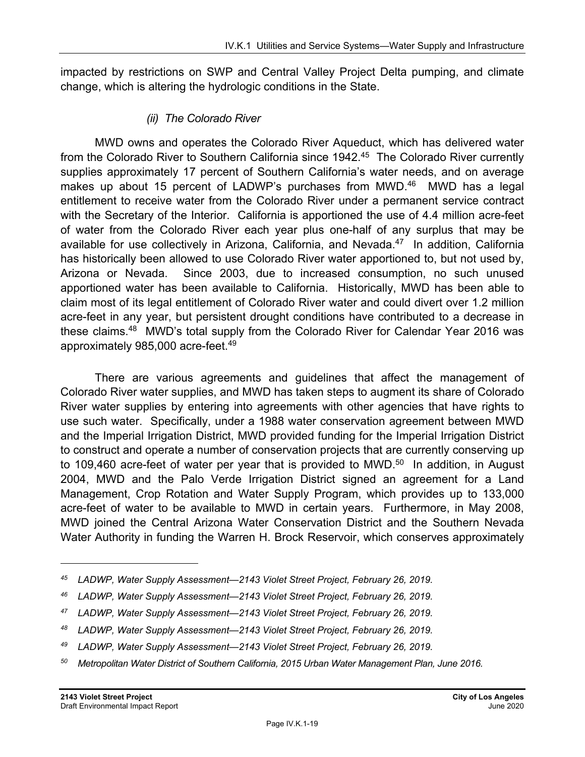impacted by restrictions on SWP and Central Valley Project Delta pumping, and climate change, which is altering the hydrologic conditions in the State.

*(ii) The Colorado River*

MWD owns and operates the Colorado River Aqueduct, which has delivered water from the Colorado River to Southern California since 1942.[45] The Colorado River currently supplies approximately 17 percent of Southern California's water needs, and on average makes up about 15 percent of LADWP's purchases from MWD.[46] MWD has a legal entitlement to receive water from the Colorado River under a permanent service contract with the Secretary of the Interior. California is apportioned the use of 4.4 million acre-feet of water from the Colorado River each year plus one-half of any surplus that may be available for use collectively in Arizona, California, and Nevada.[47] In addition, California has historically been allowed to use Colorado River water apportioned to, but not used by, Arizona or Nevada. Since 2003, due to increased consumption, no such unused apportioned water has been available to California. Historically, MWD has been able to claim most of its legal entitlement of Colorado River water and could divert over 1.2 million acre-feet in any year, but persistent drought conditions have contributed to a decrease in these claims.[48] MWD's total supply from the Colorado River for Calendar Year 2016 was approximately 985,000 acre-feet.[49]

There are various agreements and guidelines that affect the management of Colorado River water supplies, and MWD has taken steps to augment its share of Colorado River water supplies by entering into agreements with other agencies that have rights to use such water. Specifically, under a 1988 water conservation agreement between MWD and the Imperial Irrigation District, MWD provided funding for the Imperial Irrigation District to construct and operate a number of conservation projects that are currently conserving up to 109,460 acre-feet of water per year that is provided to MWD.[50] In addition, in August 2004, MWD and the Palo Verde Irrigation District signed an agreement for a Land Management, Crop Rotation and Water Supply Program, which provides up to 133,000 acre-feet of water to be available to MWD in certain years. Furthermore, in May 2008, MWD joined the Central Arizona Water Conservation District and the Southern Nevada Water Authority in funding the Warren H. Brock Reservoir, which conserves approximately

---

*[45] LADWP, Water Supply Assessment—2143 Violet Street Project, February 26, 2019.*

*[46] LADWP, Water Supply Assessment—2143 Violet Street Project, February 26, 2019.*

*[47] LADWP, Water Supply Assessment—2143 Violet Street Project, February 26, 2019.*

*[48] LADWP, Water Supply Assessment—2143 Violet Street Project, February 26, 2019.*

*[49] LADWP, Water Supply Assessment—2143 Violet Street Project, February 26, 2019.*

*[50] Metropolitan Water District of Southern California, 2015 Urban Water Management Plan, June 2016.*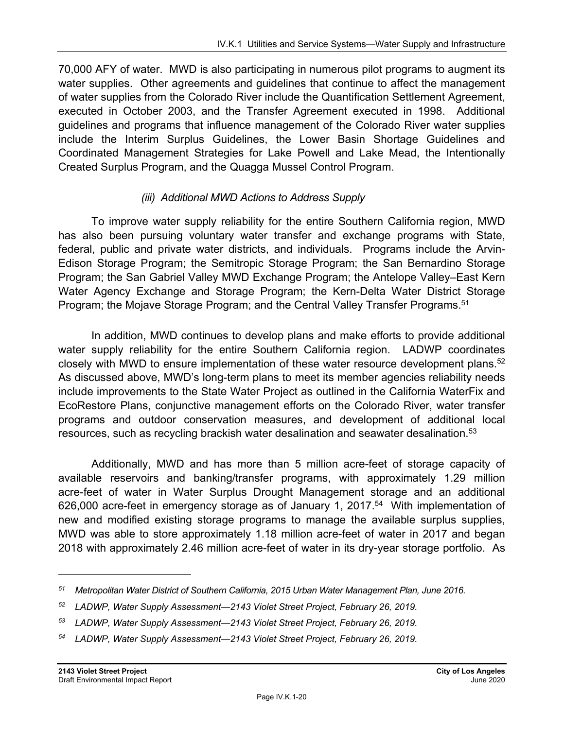70,000 AFY of water. MWD is also participating in numerous pilot programs to augment its water supplies. Other agreements and guidelines that continue to affect the management of water supplies from the Colorado River include the Quantification Settlement Agreement, executed in October 2003, and the Transfer Agreement executed in 1998. Additional guidelines and programs that influence management of the Colorado River water supplies include the Interim Surplus Guidelines, the Lower Basin Shortage Guidelines and Coordinated Management Strategies for Lake Powell and Lake Mead, the Intentionally Created Surplus Program, and the Quagga Mussel Control Program.

*(iii) Additional MWD Actions to Address Supply*

To improve water supply reliability for the entire Southern California region, MWD has also been pursuing voluntary water transfer and exchange programs with State, federal, public and private water districts, and individuals. Programs include the Arvin-Edison Storage Program; the Semitropic Storage Program; the San Bernardino Storage Program; the San Gabriel Valley MWD Exchange Program; the Antelope Valley–East Kern Water Agency Exchange and Storage Program; the Kern-Delta Water District Storage Program; the Mojave Storage Program; and the Central Valley Transfer Programs.[51]

In addition, MWD continues to develop plans and make efforts to provide additional water supply reliability for the entire Southern California region. LADWP coordinates closely with MWD to ensure implementation of these water resource development plans.[52] As discussed above, MWD's long-term plans to meet its member agencies reliability needs include improvements to the State Water Project as outlined in the California WaterFix and EcoRestore Plans, conjunctive management efforts on the Colorado River, water transfer programs and outdoor conservation measures, and development of additional local resources, such as recycling brackish water desalination and seawater desalination.[53]

Additionally, MWD and has more than 5 million acre-feet of storage capacity of available reservoirs and banking/transfer programs, with approximately 1.29 million acre-feet of water in Water Surplus Drought Management storage and an additional 626,000 acre-feet in emergency storage as of January 1, 2017.[54] With implementation of new and modified existing storage programs to manage the available surplus supplies, MWD was able to store approximately 1.18 million acre-feet of water in 2017 and began 2018 with approximately 2.46 million acre-feet of water in its dry-year storage portfolio. As

---

[51] *Metropolitan Water District of Southern California, 2015 Urban Water Management Plan, June 2016.*

[52] *LADWP, Water Supply Assessment—2143 Violet Street Project, February 26, 2019.*

[53] *LADWP, Water Supply Assessment—2143 Violet Street Project, February 26, 2019.*

[54] *LADWP, Water Supply Assessment—2143 Violet Street Project, February 26, 2019.*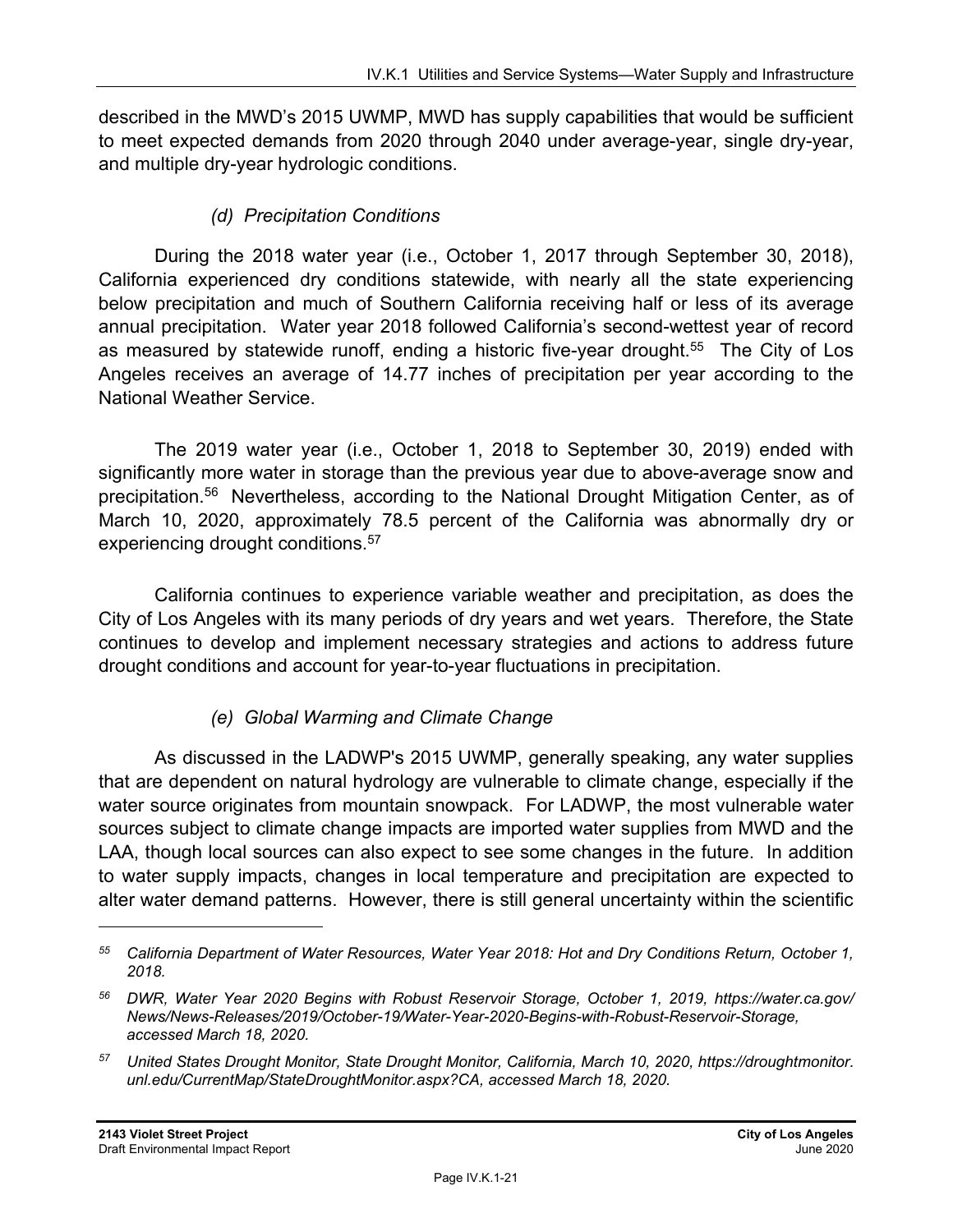described in the MWD's 2015 UWMP, MWD has supply capabilities that would be sufficient to meet expected demands from 2020 through 2040 under average-year, single dry-year, and multiple dry-year hydrologic conditions.

#### *(d) Precipitation Conditions*

During the 2018 water year (i.e., October 1, 2017 through September 30, 2018), California experienced dry conditions statewide, with nearly all the state experiencing below precipitation and much of Southern California receiving half or less of its average annual precipitation. Water year 2018 followed California's second-wettest year of record as measured by statewide runoff, ending a historic five-year drought.[55] The City of Los Angeles receives an average of 14.77 inches of precipitation per year according to the National Weather Service.

The 2019 water year (i.e., October 1, 2018 to September 30, 2019) ended with significantly more water in storage than the previous year due to above-average snow and precipitation.[56] Nevertheless, according to the National Drought Mitigation Center, as of March 10, 2020, approximately 78.5 percent of the California was abnormally dry or experiencing drought conditions.[57]

California continues to experience variable weather and precipitation, as does the City of Los Angeles with its many periods of dry years and wet years. Therefore, the State continues to develop and implement necessary strategies and actions to address future drought conditions and account for year-to-year fluctuations in precipitation.

#### *(e) Global Warming and Climate Change*

As discussed in the LADWP's 2015 UWMP, generally speaking, any water supplies that are dependent on natural hydrology are vulnerable to climate change, especially if the water source originates from mountain snowpack. For LADWP, the most vulnerable water sources subject to climate change impacts are imported water supplies from MWD and the LAA, though local sources can also expect to see some changes in the future. In addition to water supply impacts, changes in local temperature and precipitation are expected to alter water demand patterns. However, there is still general uncertainty within the scientific

---

*[55] California Department of Water Resources, Water Year 2018: Hot and Dry Conditions Return, October 1, 2018.*

*[56] DWR, Water Year 2020 Begins with Robust Reservoir Storage, October 1, 2019, https://water.ca.gov/News/News-Releases/2019/October-19/Water-Year-2020-Begins-with-Robust-Reservoir-Storage, accessed March 18, 2020.*

*[57] United States Drought Monitor, State Drought Monitor, California, March 10, 2020, https://droughtmonitor.unl.edu/CurrentMap/StateDroughtMonitor.aspx?CA, accessed March 18, 2020.*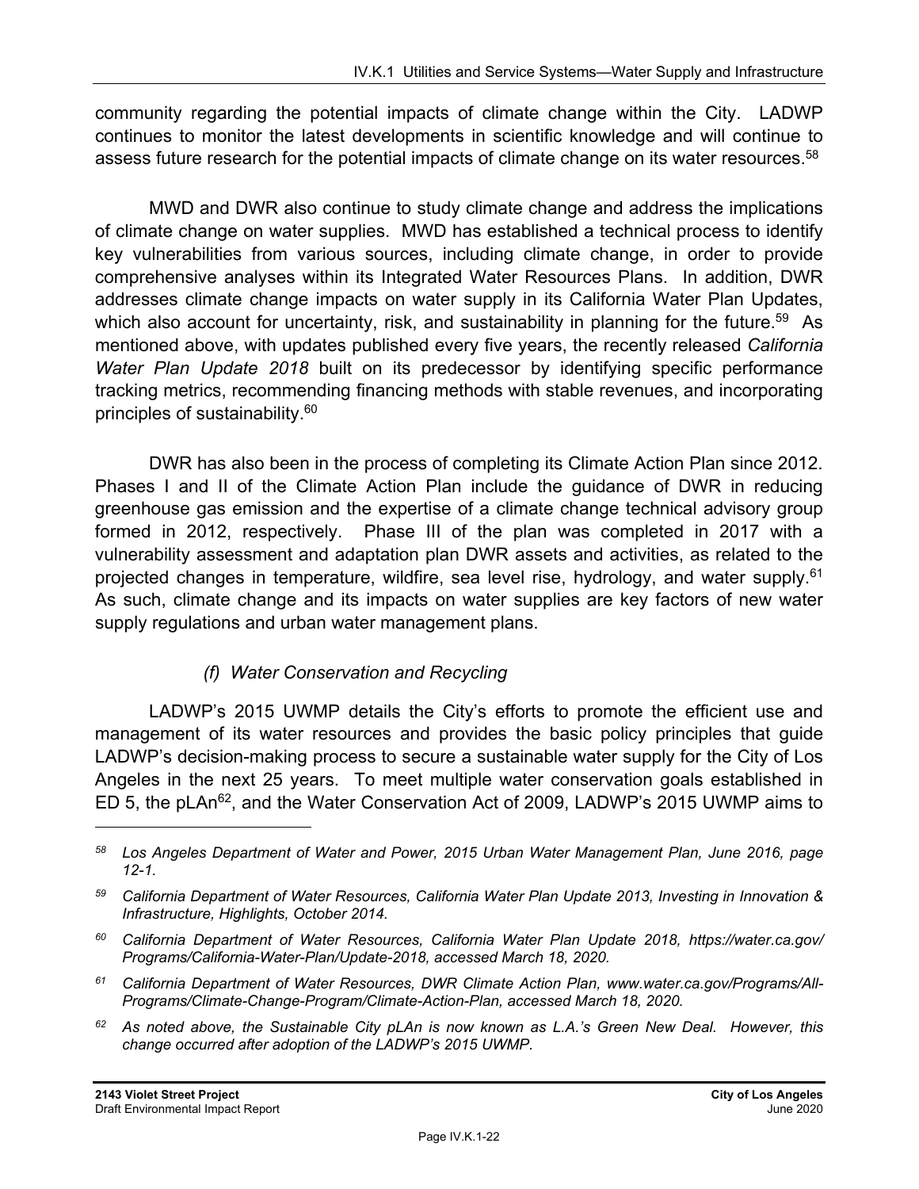community regarding the potential impacts of climate change within the City. LADWP continues to monitor the latest developments in scientific knowledge and will continue to assess future research for the potential impacts of climate change on its water resources.[58]

MWD and DWR also continue to study climate change and address the implications of climate change on water supplies. MWD has established a technical process to identify key vulnerabilities from various sources, including climate change, in order to provide comprehensive analyses within its Integrated Water Resources Plans. In addition, DWR addresses climate change impacts on water supply in its California Water Plan Updates, which also account for uncertainty, risk, and sustainability in planning for the future.[59] As mentioned above, with updates published every five years, the recently released *California Water Plan Update 2018* built on its predecessor by identifying specific performance tracking metrics, recommending financing methods with stable revenues, and incorporating principles of sustainability.[60]

DWR has also been in the process of completing its Climate Action Plan since 2012. Phases I and II of the Climate Action Plan include the guidance of DWR in reducing greenhouse gas emission and the expertise of a climate change technical advisory group formed in 2012, respectively. Phase III of the plan was completed in 2017 with a vulnerability assessment and adaptation plan DWR assets and activities, as related to the projected changes in temperature, wildfire, sea level rise, hydrology, and water supply.[61] As such, climate change and its impacts on water supplies are key factors of new water supply regulations and urban water management plans.

*(f) Water Conservation and Recycling*

LADWP's 2015 UWMP details the City's efforts to promote the efficient use and management of its water resources and provides the basic policy principles that guide LADWP's decision-making process to secure a sustainable water supply for the City of Los Angeles in the next 25 years. To meet multiple water conservation goals established in ED 5, the pLAn[62], and the Water Conservation Act of 2009, LADWP's 2015 UWMP aims to

---

*[58] Los Angeles Department of Water and Power, 2015 Urban Water Management Plan, June 2016, page 12-1.*

*[59] California Department of Water Resources, California Water Plan Update 2013, Investing in Innovation & Infrastructure, Highlights, October 2014.*

*[60] California Department of Water Resources, California Water Plan Update 2018, https://water.ca.gov/Programs/California-Water-Plan/Update-2018, accessed March 18, 2020.*

*[61] California Department of Water Resources, DWR Climate Action Plan, www.water.ca.gov/Programs/All-Programs/Climate-Change-Program/Climate-Action-Plan, accessed March 18, 2020.*

*[62] As noted above, the Sustainable City pLAn is now known as L.A.'s Green New Deal. However, this change occurred after adoption of the LADWP's 2015 UWMP.*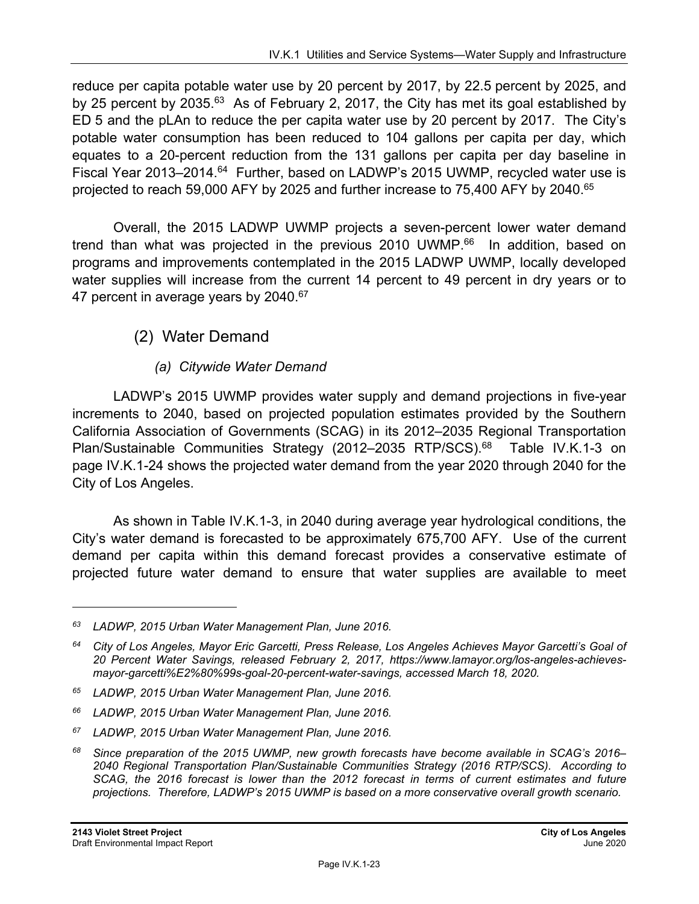reduce per capita potable water use by 20 percent by 2017, by 22.5 percent by 2025, and by 25 percent by 2035.[63] As of February 2, 2017, the City has met its goal established by ED 5 and the pLAn to reduce the per capita water use by 20 percent by 2017. The City's potable water consumption has been reduced to 104 gallons per capita per day, which equates to a 20-percent reduction from the 131 gallons per capita per day baseline in Fiscal Year 2013–2014.[64] Further, based on LADWP's 2015 UWMP, recycled water use is projected to reach 59,000 AFY by 2025 and further increase to 75,400 AFY by 2040.[65]

Overall, the 2015 LADWP UWMP projects a seven-percent lower water demand trend than what was projected in the previous 2010 UWMP.[66] In addition, based on programs and improvements contemplated in the 2015 LADWP UWMP, locally developed water supplies will increase from the current 14 percent to 49 percent in dry years or to 47 percent in average years by 2040.[67]

### (2) Water Demand

#### *(a) Citywide Water Demand*

LADWP's 2015 UWMP provides water supply and demand projections in five-year increments to 2040, based on projected population estimates provided by the Southern California Association of Governments (SCAG) in its 2012–2035 Regional Transportation Plan/Sustainable Communities Strategy (2012–2035 RTP/SCS).[68] Table IV.K.1-3 on page IV.K.1-24 shows the projected water demand from the year 2020 through 2040 for the City of Los Angeles.

As shown in Table IV.K.1-3, in 2040 during average year hydrological conditions, the City's water demand is forecasted to be approximately 675,700 AFY. Use of the current demand per capita within this demand forecast provides a conservative estimate of projected future water demand to ensure that water supplies are available to meet

---

*[63] LADWP, 2015 Urban Water Management Plan, June 2016.*

*[64] City of Los Angeles, Mayor Eric Garcetti, Press Release, Los Angeles Achieves Mayor Garcetti's Goal of 20 Percent Water Savings, released February 2, 2017, https://www.lamayor.org/los-angeles-achieves-mayor-garcetti%E2%80%99s-goal-20-percent-water-savings, accessed March 18, 2020.*

*[65] LADWP, 2015 Urban Water Management Plan, June 2016.*

*[66] LADWP, 2015 Urban Water Management Plan, June 2016.*

*[67] LADWP, 2015 Urban Water Management Plan, June 2016.*

*[68] Since preparation of the 2015 UWMP, new growth forecasts have become available in SCAG's 2016–2040 Regional Transportation Plan/Sustainable Communities Strategy (2016 RTP/SCS). According to SCAG, the 2016 forecast is lower than the 2012 forecast in terms of current estimates and future projections. Therefore, LADWP's 2015 UWMP is based on a more conservative overall growth scenario.*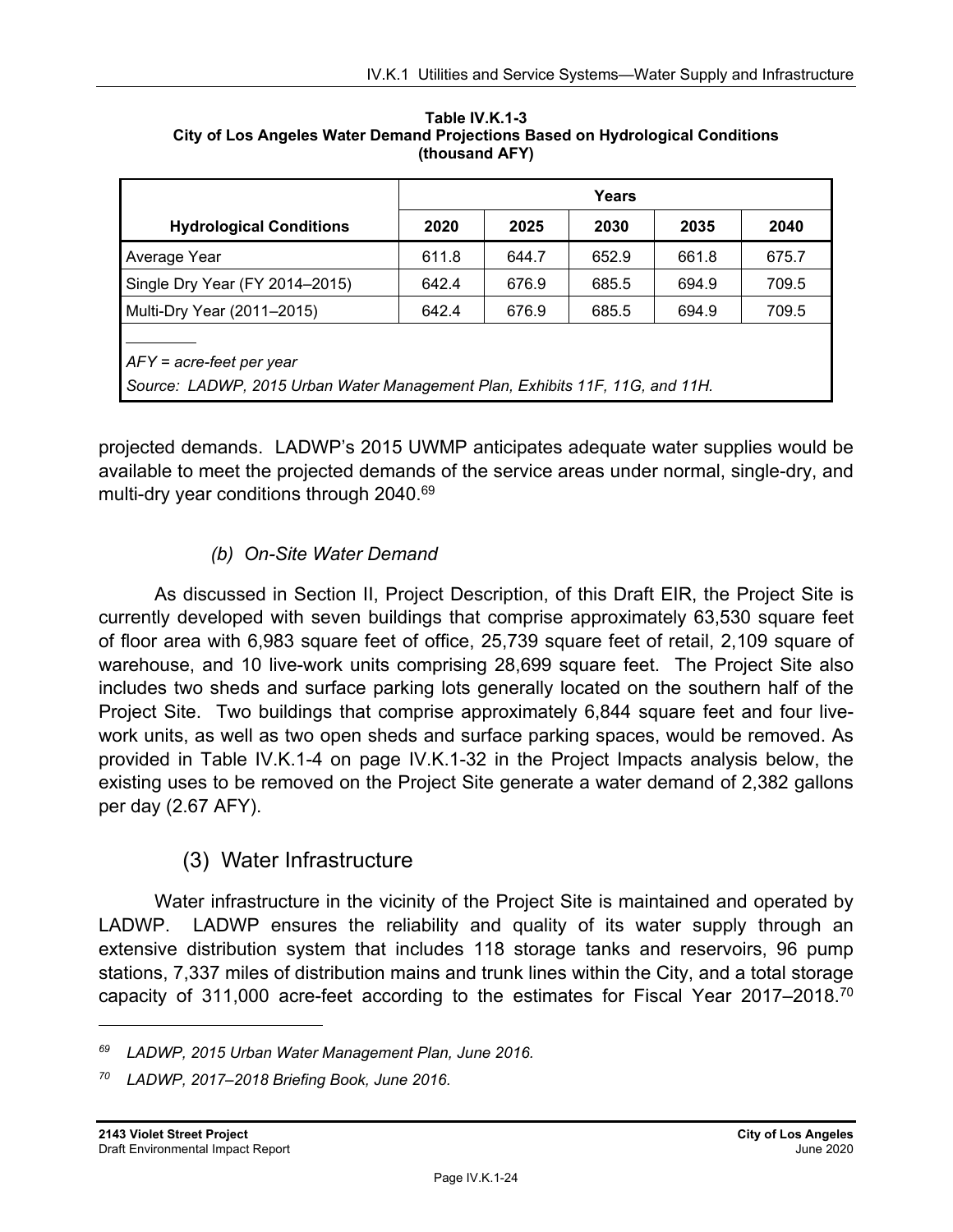**Table IV.K.1-3**
**City of Los Angeles Water Demand Projections Based on Hydrological Conditions**
**(thousand AFY)**

| Hydrological Conditions | Years | | | | |
|---|---|---|---|---|---|
| | 2020 | 2025 | 2030 | 2035 | 2040 |
| Average Year | 611.8 | 644.7 | 652.9 | 661.8 | 675.7 |
| Single Dry Year (FY 2014–2015) | 642.4 | 676.9 | 685.5 | 694.9 | 709.5 |
| Multi-Dry Year (2011–2015) | 642.4 | 676.9 | 685.5 | 694.9 | 709.5 |

*AFY = acre-feet per year*

*Source: LADWP, 2015 Urban Water Management Plan, Exhibits 11F, 11G, and 11H.*

projected demands. LADWP's 2015 UWMP anticipates adequate water supplies would be available to meet the projected demands of the service areas under normal, single-dry, and multi-dry year conditions through 2040.[69]

#### *(b) On-Site Water Demand*

As discussed in Section II, Project Description, of this Draft EIR, the Project Site is currently developed with seven buildings that comprise approximately 63,530 square feet of floor area with 6,983 square feet of office, 25,739 square feet of retail, 2,109 square of warehouse, and 10 live-work units comprising 28,699 square feet. The Project Site also includes two sheds and surface parking lots generally located on the southern half of the Project Site. Two buildings that comprise approximately 6,844 square feet and four live-work units, as well as two open sheds and surface parking spaces, would be removed. As provided in Table IV.K.1-4 on page IV.K.1-32 in the Project Impacts analysis below, the existing uses to be removed on the Project Site generate a water demand of 2,382 gallons per day (2.67 AFY).

### (3) Water Infrastructure

Water infrastructure in the vicinity of the Project Site is maintained and operated by LADWP. LADWP ensures the reliability and quality of its water supply through an extensive distribution system that includes 118 storage tanks and reservoirs, 96 pump stations, 7,337 miles of distribution mains and trunk lines within the City, and a total storage capacity of 311,000 acre-feet according to the estimates for Fiscal Year 2017–2018.[70]

---

[69] *LADWP, 2015 Urban Water Management Plan, June 2016.*

[70] *LADWP, 2017–2018 Briefing Book, June 2016.*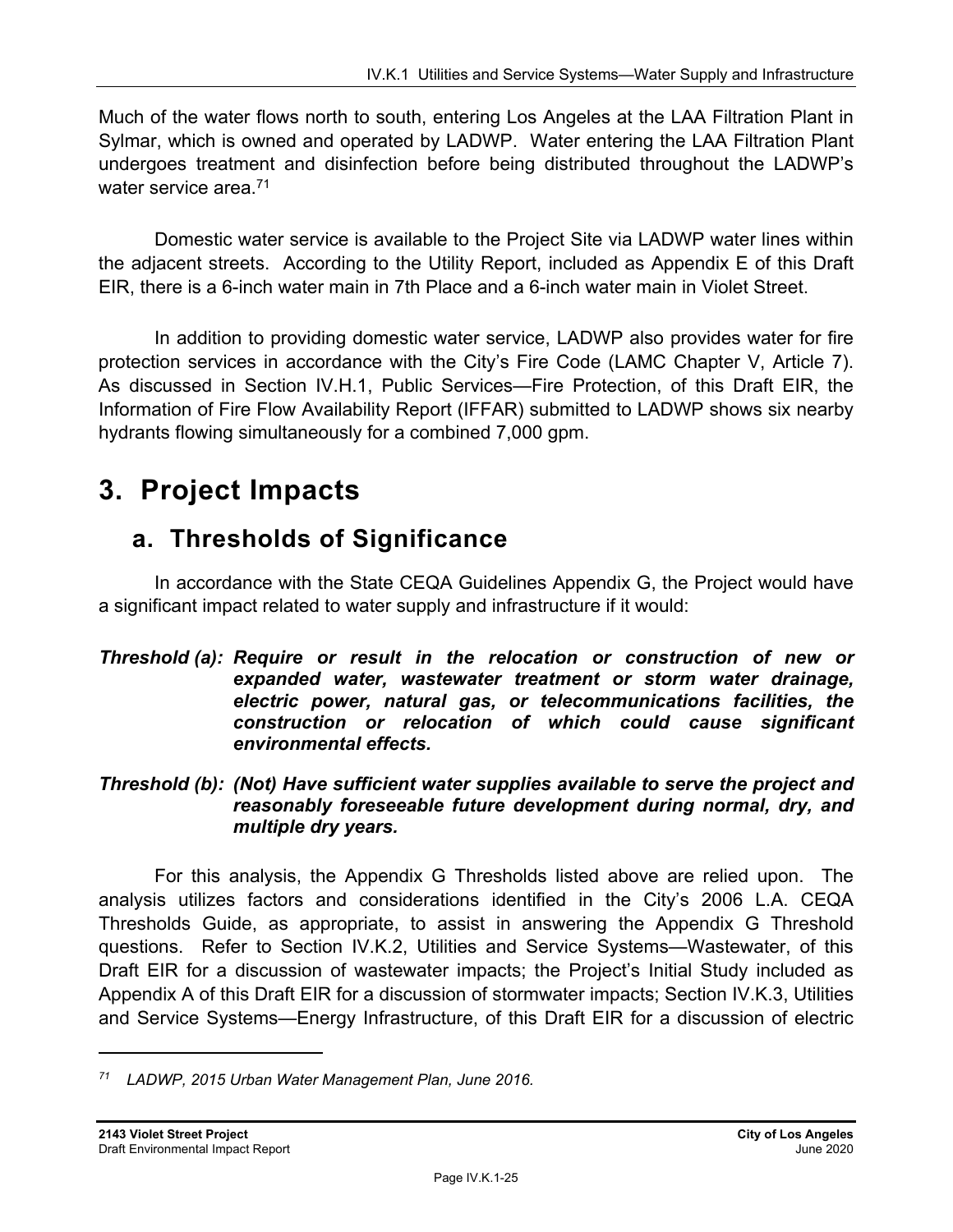Much of the water flows north to south, entering Los Angeles at the LAA Filtration Plant in Sylmar, which is owned and operated by LADWP. Water entering the LAA Filtration Plant undergoes treatment and disinfection before being distributed throughout the LADWP's water service area.[71]

Domestic water service is available to the Project Site via LADWP water lines within the adjacent streets. According to the Utility Report, included as Appendix E of this Draft EIR, there is a 6-inch water main in 7th Place and a 6-inch water main in Violet Street.

In addition to providing domestic water service, LADWP also provides water for fire protection services in accordance with the City's Fire Code (LAMC Chapter V, Article 7). As discussed in Section IV.H.1, Public Services—Fire Protection, of this Draft EIR, the Information of Fire Flow Availability Report (IFFAR) submitted to LADWP shows six nearby hydrants flowing simultaneously for a combined 7,000 gpm.

# 3. Project Impacts

## a. Thresholds of Significance

In accordance with the State CEQA Guidelines Appendix G, the Project would have a significant impact related to water supply and infrastructure if it would:

***Threshold (a): Require or result in the relocation or construction of new or expanded water, wastewater treatment or storm water drainage, electric power, natural gas, or telecommunications facilities, the construction or relocation of which could cause significant environmental effects.***

***Threshold (b): (Not) Have sufficient water supplies available to serve the project and reasonably foreseeable future development during normal, dry, and multiple dry years.***

For this analysis, the Appendix G Thresholds listed above are relied upon. The analysis utilizes factors and considerations identified in the City's 2006 L.A. CEQA Thresholds Guide, as appropriate, to assist in answering the Appendix G Threshold questions. Refer to Section IV.K.2, Utilities and Service Systems—Wastewater, of this Draft EIR for a discussion of wastewater impacts; the Project's Initial Study included as Appendix A of this Draft EIR for a discussion of stormwater impacts; Section IV.K.3, Utilities and Service Systems—Energy Infrastructure, of this Draft EIR for a discussion of electric

---

[71] *LADWP, 2015 Urban Water Management Plan, June 2016.*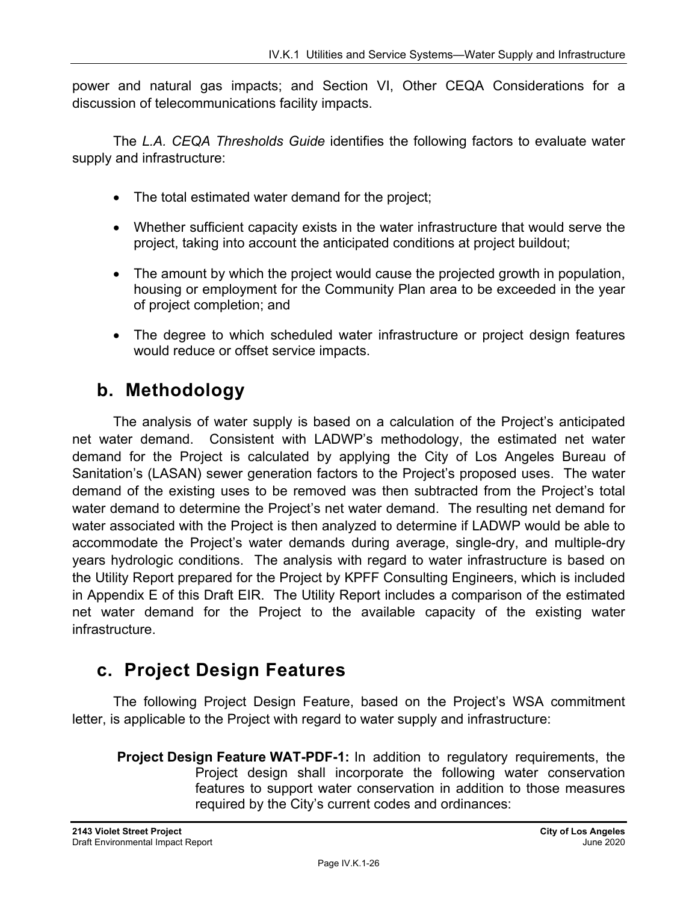power and natural gas impacts; and Section VI, Other CEQA Considerations for a discussion of telecommunications facility impacts.

The *L.A. CEQA Thresholds Guide* identifies the following factors to evaluate water supply and infrastructure:

- The total estimated water demand for the project;
- Whether sufficient capacity exists in the water infrastructure that would serve the project, taking into account the anticipated conditions at project buildout;
- The amount by which the project would cause the projected growth in population, housing or employment for the Community Plan area to be exceeded in the year of project completion; and
- The degree to which scheduled water infrastructure or project design features would reduce or offset service impacts.

## b. Methodology

The analysis of water supply is based on a calculation of the Project's anticipated net water demand. Consistent with LADWP's methodology, the estimated net water demand for the Project is calculated by applying the City of Los Angeles Bureau of Sanitation's (LASAN) sewer generation factors to the Project's proposed uses. The water demand of the existing uses to be removed was then subtracted from the Project's total water demand to determine the Project's net water demand. The resulting net demand for water associated with the Project is then analyzed to determine if LADWP would be able to accommodate the Project's water demands during average, single-dry, and multiple-dry years hydrologic conditions. The analysis with regard to water infrastructure is based on the Utility Report prepared for the Project by KPFF Consulting Engineers, which is included in Appendix E of this Draft EIR. The Utility Report includes a comparison of the estimated net water demand for the Project to the available capacity of the existing water infrastructure.

## c. Project Design Features

The following Project Design Feature, based on the Project's WSA commitment letter, is applicable to the Project with regard to water supply and infrastructure:

**Project Design Feature WAT-PDF-1:** In addition to regulatory requirements, the Project design shall incorporate the following water conservation features to support water conservation in addition to those measures required by the City's current codes and ordinances: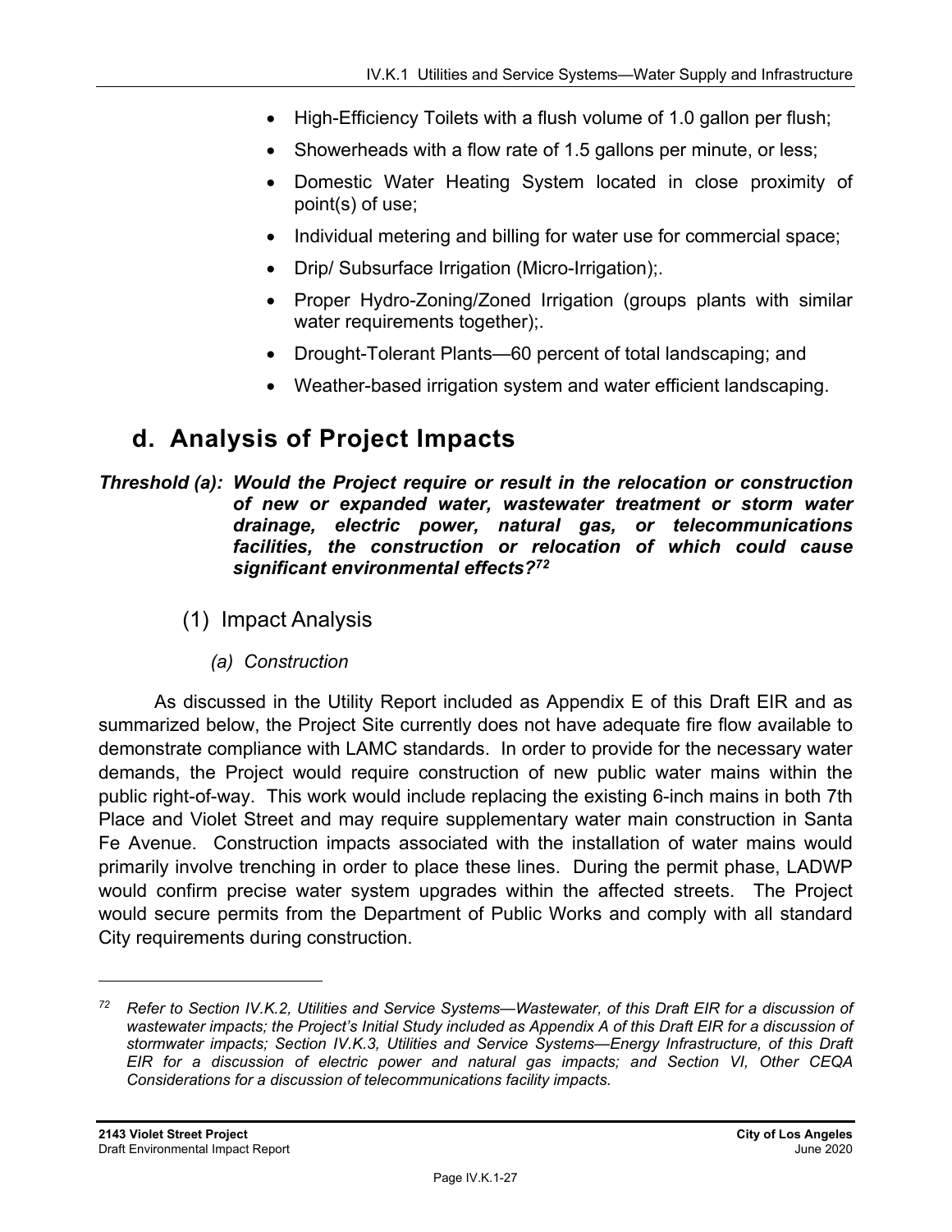- High-Efficiency Toilets with a flush volume of 1.0 gallon per flush;
- Showerheads with a flow rate of 1.5 gallons per minute, or less;
- Domestic Water Heating System located in close proximity of point(s) of use;
- Individual metering and billing for water use for commercial space;
- Drip/ Subsurface Irrigation (Micro-Irrigation);.
- Proper Hydro-Zoning/Zoned Irrigation (groups plants with similar water requirements together);.
- Drought-Tolerant Plants—60 percent of total landscaping; and
- Weather-based irrigation system and water efficient landscaping.

## d. Analysis of Project Impacts

***Threshold (a): Would the Project require or result in the relocation or construction of new or expanded water, wastewater treatment or storm water drainage, electric power, natural gas, or telecommunications facilities, the construction or relocation of which could cause significant environmental effects?***[72]

### (1) Impact Analysis

#### *(a) Construction*

As discussed in the Utility Report included as Appendix E of this Draft EIR and as summarized below, the Project Site currently does not have adequate fire flow available to demonstrate compliance with LAMC standards. In order to provide for the necessary water demands, the Project would require construction of new public water mains within the public right-of-way. This work would include replacing the existing 6-inch mains in both 7th Place and Violet Street and may require supplementary water main construction in Santa Fe Avenue. Construction impacts associated with the installation of water mains would primarily involve trenching in order to place these lines. During the permit phase, LADWP would confirm precise water system upgrades within the affected streets. The Project would secure permits from the Department of Public Works and comply with all standard City requirements during construction.

---

[72] *Refer to Section IV.K.2, Utilities and Service Systems—Wastewater, of this Draft EIR for a discussion of wastewater impacts; the Project's Initial Study included as Appendix A of this Draft EIR for a discussion of stormwater impacts; Section IV.K.3, Utilities and Service Systems—Energy Infrastructure, of this Draft EIR for a discussion of electric power and natural gas impacts; and Section VI, Other CEQA Considerations for a discussion of telecommunications facility impacts.*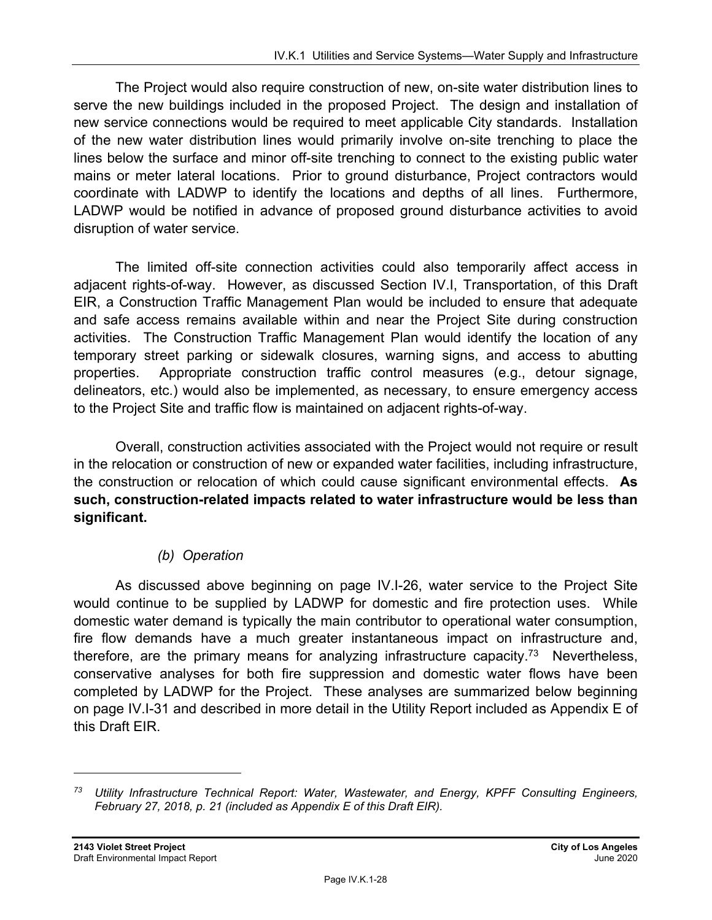The Project would also require construction of new, on-site water distribution lines to serve the new buildings included in the proposed Project. The design and installation of new service connections would be required to meet applicable City standards. Installation of the new water distribution lines would primarily involve on-site trenching to place the lines below the surface and minor off-site trenching to connect to the existing public water mains or meter lateral locations. Prior to ground disturbance, Project contractors would coordinate with LADWP to identify the locations and depths of all lines. Furthermore, LADWP would be notified in advance of proposed ground disturbance activities to avoid disruption of water service.

The limited off-site connection activities could also temporarily affect access in adjacent rights-of-way. However, as discussed Section IV.I, Transportation, of this Draft EIR, a Construction Traffic Management Plan would be included to ensure that adequate and safe access remains available within and near the Project Site during construction activities. The Construction Traffic Management Plan would identify the location of any temporary street parking or sidewalk closures, warning signs, and access to abutting properties. Appropriate construction traffic control measures (e.g., detour signage, delineators, etc.) would also be implemented, as necessary, to ensure emergency access to the Project Site and traffic flow is maintained on adjacent rights-of-way.

Overall, construction activities associated with the Project would not require or result in the relocation or construction of new or expanded water facilities, including infrastructure, the construction or relocation of which could cause significant environmental effects. **As such, construction-related impacts related to water infrastructure would be less than significant.**

*(b) Operation*

As discussed above beginning on page IV.I-26, water service to the Project Site would continue to be supplied by LADWP for domestic and fire protection uses. While domestic water demand is typically the main contributor to operational water consumption, fire flow demands have a much greater instantaneous impact on infrastructure and, therefore, are the primary means for analyzing infrastructure capacity.[73] Nevertheless, conservative analyses for both fire suppression and domestic water flows have been completed by LADWP for the Project. These analyses are summarized below beginning on page IV.I-31 and described in more detail in the Utility Report included as Appendix E of this Draft EIR.

---

[73] *Utility Infrastructure Technical Report: Water, Wastewater, and Energy, KPFF Consulting Engineers, February 27, 2018, p. 21 (included as Appendix E of this Draft EIR).*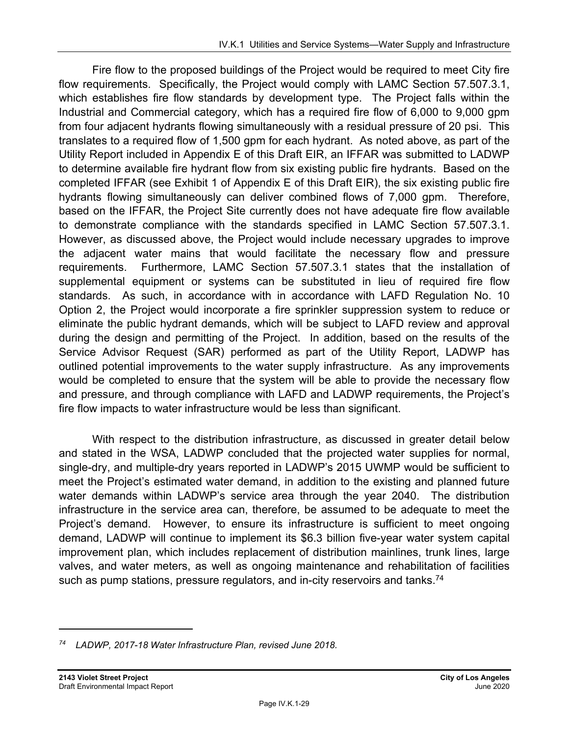Fire flow to the proposed buildings of the Project would be required to meet City fire flow requirements. Specifically, the Project would comply with LAMC Section 57.507.3.1, which establishes fire flow standards by development type. The Project falls within the Industrial and Commercial category, which has a required fire flow of 6,000 to 9,000 gpm from four adjacent hydrants flowing simultaneously with a residual pressure of 20 psi. This translates to a required flow of 1,500 gpm for each hydrant. As noted above, as part of the Utility Report included in Appendix E of this Draft EIR, an IFFAR was submitted to LADWP to determine available fire hydrant flow from six existing public fire hydrants. Based on the completed IFFAR (see Exhibit 1 of Appendix E of this Draft EIR), the six existing public fire hydrants flowing simultaneously can deliver combined flows of 7,000 gpm. Therefore, based on the IFFAR, the Project Site currently does not have adequate fire flow available to demonstrate compliance with the standards specified in LAMC Section 57.507.3.1. However, as discussed above, the Project would include necessary upgrades to improve the adjacent water mains that would facilitate the necessary flow and pressure requirements. Furthermore, LAMC Section 57.507.3.1 states that the installation of supplemental equipment or systems can be substituted in lieu of required fire flow standards. As such, in accordance with in accordance with LAFD Regulation No. 10 Option 2, the Project would incorporate a fire sprinkler suppression system to reduce or eliminate the public hydrant demands, which will be subject to LAFD review and approval during the design and permitting of the Project. In addition, based on the results of the Service Advisor Request (SAR) performed as part of the Utility Report, LADWP has outlined potential improvements to the water supply infrastructure. As any improvements would be completed to ensure that the system will be able to provide the necessary flow and pressure, and through compliance with LAFD and LADWP requirements, the Project's fire flow impacts to water infrastructure would be less than significant.

With respect to the distribution infrastructure, as discussed in greater detail below and stated in the WSA, LADWP concluded that the projected water supplies for normal, single-dry, and multiple-dry years reported in LADWP's 2015 UWMP would be sufficient to meet the Project's estimated water demand, in addition to the existing and planned future water demands within LADWP's service area through the year 2040. The distribution infrastructure in the service area can, therefore, be assumed to be adequate to meet the Project's demand. However, to ensure its infrastructure is sufficient to meet ongoing demand, LADWP will continue to implement its $6.3 billion five-year water system capital improvement plan, which includes replacement of distribution mainlines, trunk lines, large valves, and water meters, as well as ongoing maintenance and rehabilitation of facilities such as pump stations, pressure regulators, and in-city reservoirs and tanks.[74]

---

[74] *LADWP, 2017-18 Water Infrastructure Plan, revised June 2018.*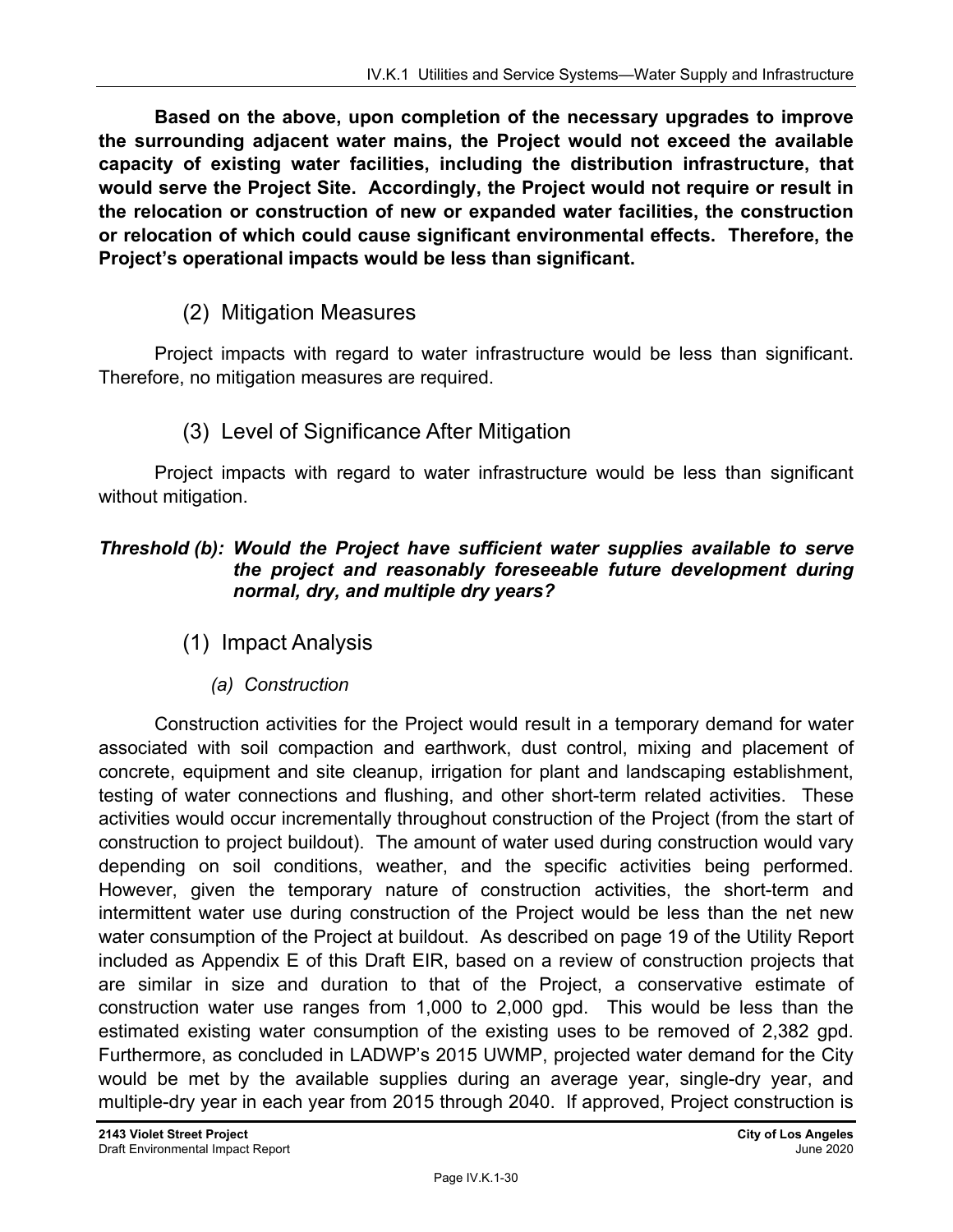**Based on the above, upon completion of the necessary upgrades to improve the surrounding adjacent water mains, the Project would not exceed the available capacity of existing water facilities, including the distribution infrastructure, that would serve the Project Site. Accordingly, the Project would not require or result in the relocation or construction of new or expanded water facilities, the construction or relocation of which could cause significant environmental effects. Therefore, the Project's operational impacts would be less than significant.**

### (2) Mitigation Measures

Project impacts with regard to water infrastructure would be less than significant. Therefore, no mitigation measures are required.

### (3) Level of Significance After Mitigation

Project impacts with regard to water infrastructure would be less than significant without mitigation.

***Threshold (b): Would the Project have sufficient water supplies available to serve the project and reasonably foreseeable future development during normal, dry, and multiple dry years?***

### (1) Impact Analysis

#### *(a) Construction*

Construction activities for the Project would result in a temporary demand for water associated with soil compaction and earthwork, dust control, mixing and placement of concrete, equipment and site cleanup, irrigation for plant and landscaping establishment, testing of water connections and flushing, and other short-term related activities. These activities would occur incrementally throughout construction of the Project (from the start of construction to project buildout). The amount of water used during construction would vary depending on soil conditions, weather, and the specific activities being performed. However, given the temporary nature of construction activities, the short-term and intermittent water use during construction of the Project would be less than the net new water consumption of the Project at buildout. As described on page 19 of the Utility Report included as Appendix E of this Draft EIR, based on a review of construction projects that are similar in size and duration to that of the Project, a conservative estimate of construction water use ranges from 1,000 to 2,000 gpd. This would be less than the estimated existing water consumption of the existing uses to be removed of 2,382 gpd. Furthermore, as concluded in LADWP's 2015 UWMP, projected water demand for the City would be met by the available supplies during an average year, single-dry year, and multiple-dry year in each year from 2015 through 2040. If approved, Project construction is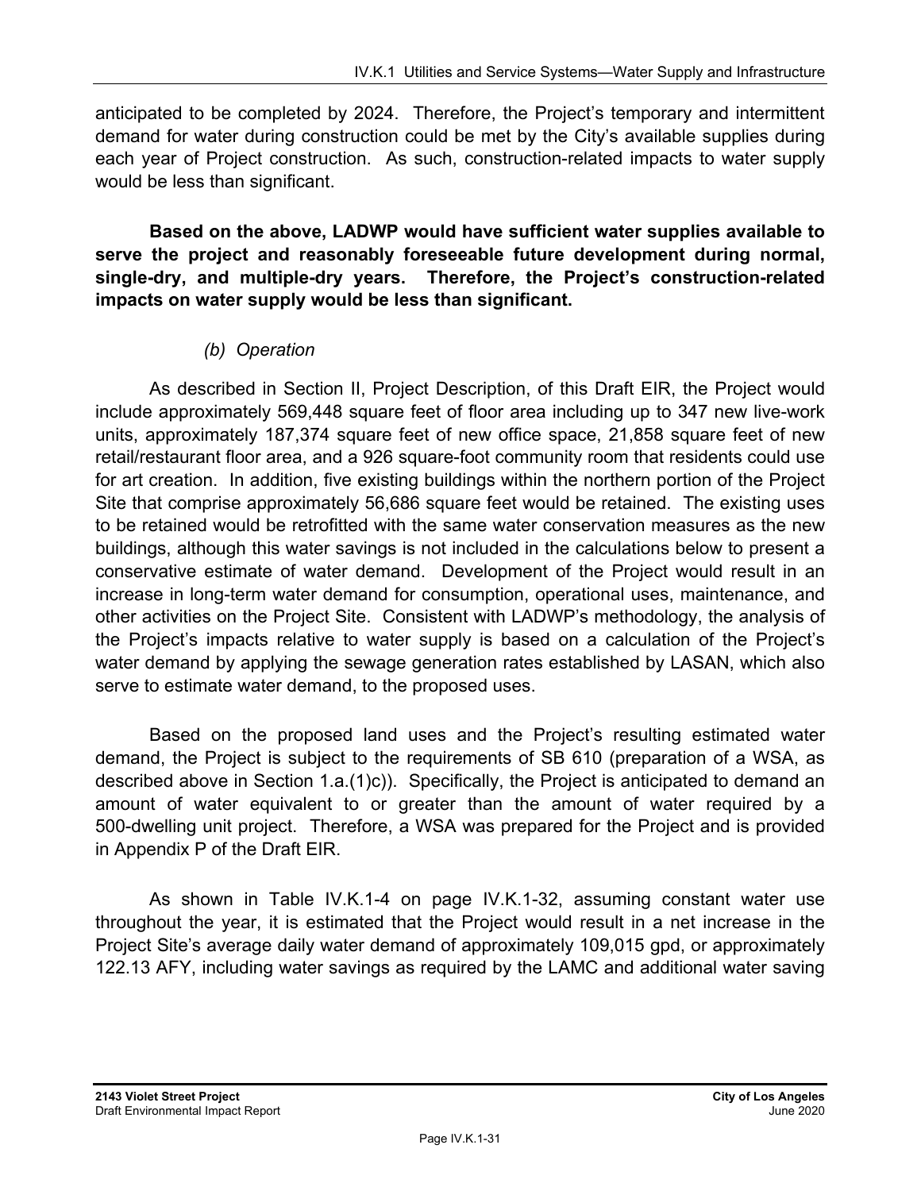anticipated to be completed by 2024. Therefore, the Project's temporary and intermittent demand for water during construction could be met by the City's available supplies during each year of Project construction. As such, construction-related impacts to water supply would be less than significant.

**Based on the above, LADWP would have sufficient water supplies available to serve the project and reasonably foreseeable future development during normal, single-dry, and multiple-dry years. Therefore, the Project's construction-related impacts on water supply would be less than significant.**

*(b) Operation*

As described in Section II, Project Description, of this Draft EIR, the Project would include approximately 569,448 square feet of floor area including up to 347 new live-work units, approximately 187,374 square feet of new office space, 21,858 square feet of new retail/restaurant floor area, and a 926 square-foot community room that residents could use for art creation. In addition, five existing buildings within the northern portion of the Project Site that comprise approximately 56,686 square feet would be retained. The existing uses to be retained would be retrofitted with the same water conservation measures as the new buildings, although this water savings is not included in the calculations below to present a conservative estimate of water demand. Development of the Project would result in an increase in long-term water demand for consumption, operational uses, maintenance, and other activities on the Project Site. Consistent with LADWP's methodology, the analysis of the Project's impacts relative to water supply is based on a calculation of the Project's water demand by applying the sewage generation rates established by LASAN, which also serve to estimate water demand, to the proposed uses.

Based on the proposed land uses and the Project's resulting estimated water demand, the Project is subject to the requirements of SB 610 (preparation of a WSA, as described above in Section 1.a.(1)c)). Specifically, the Project is anticipated to demand an amount of water equivalent to or greater than the amount of water required by a 500-dwelling unit project. Therefore, a WSA was prepared for the Project and is provided in Appendix P of the Draft EIR.

As shown in Table IV.K.1-4 on page IV.K.1-32, assuming constant water use throughout the year, it is estimated that the Project would result in a net increase in the Project Site's average daily water demand of approximately 109,015 gpd, or approximately 122.13 AFY, including water savings as required by the LAMC and additional water saving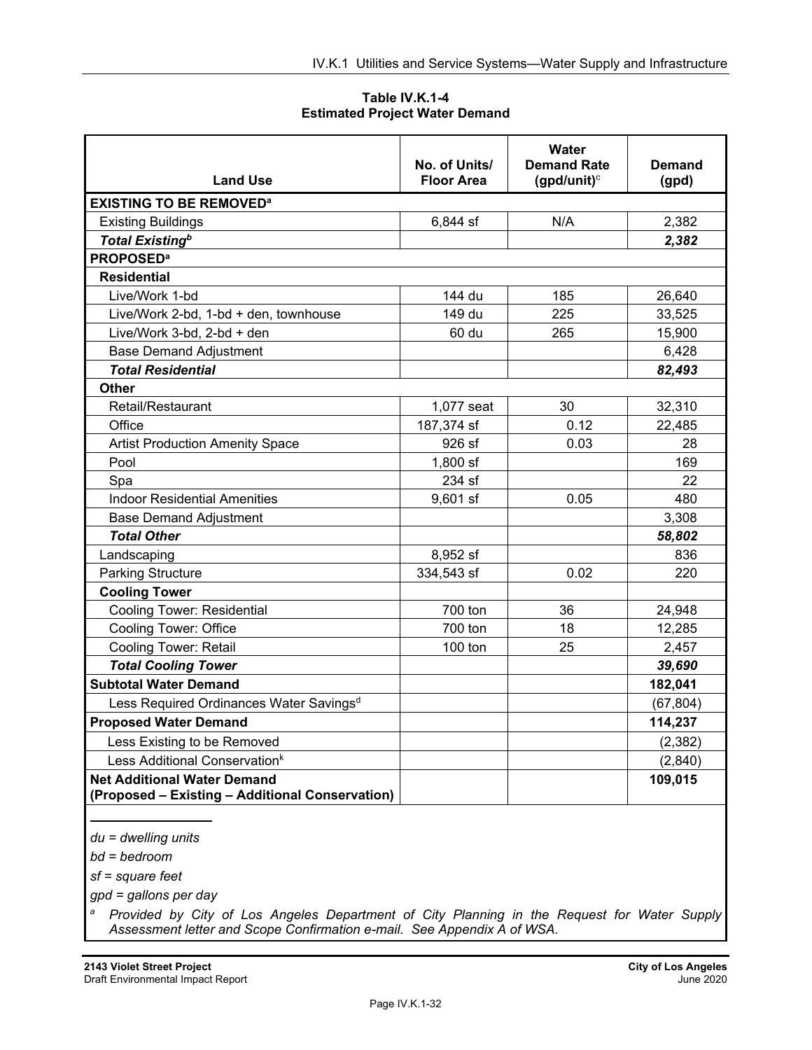**Table IV.K.1-4**
**Estimated Project Water Demand**

| Land Use | No. of Units/ Floor Area | Water Demand Rate (gpd/unit)[c] | Demand (gpd) |
|---|---|---|---|
| **EXISTING TO BE REMOVED**[a] | | | |
| Existing Buildings | 6,844 sf | N/A | 2,382 |
| ***Total Existing***[b] | | | ***2,382*** |
| **PROPOSED**[a] | | | |
| **Residential** | | | |
| Live/Work 1-bd | 144 du | 185 | 26,640 |
| Live/Work 2-bd, 1-bd + den, townhouse | 149 du | 225 | 33,525 |
| Live/Work 3-bd, 2-bd + den | 60 du | 265 | 15,900 |
| Base Demand Adjustment | | | 6,428 |
| ***Total Residential*** | | | ***82,493*** |
| **Other** | | | |
| Retail/Restaurant | 1,077 seat | 30 | 32,310 |
| Office | 187,374 sf | 0.12 | 22,485 |
| Artist Production Amenity Space | 926 sf | 0.03 | 28 |
| Pool | 1,800 sf | | 169 |
| Spa | 234 sf | | 22 |
| Indoor Residential Amenities | 9,601 sf | 0.05 | 480 |
| Base Demand Adjustment | | | 3,308 |
| ***Total Other*** | | | ***58,802*** |
| Landscaping | 8,952 sf | | 836 |
| Parking Structure | 334,543 sf | 0.02 | 220 |
| **Cooling Tower** | | | |
| Cooling Tower: Residential | 700 ton | 36 | 24,948 |
| Cooling Tower: Office | 700 ton | 18 | 12,285 |
| Cooling Tower: Retail | 100 ton | 25 | 2,457 |
| ***Total Cooling Tower*** | | | ***39,690*** |
| **Subtotal Water Demand** | | | **182,041** |
| Less Required Ordinances Water Savings[d] | | | (67,804) |
| **Proposed Water Demand** | | | **114,237** |
| Less Existing to be Removed | | | (2,382) |
| Less Additional Conservation[k] | | | (2,840) |
| **Net Additional Water Demand (Proposed – Existing – Additional Conservation)** | | | **109,015** |

*du = dwelling units*

*bd = bedroom*

*sf = square feet*

*gpd = gallons per day*

[a] *Provided by City of Los Angeles Department of City Planning in the Request for Water Supply Assessment letter and Scope Confirmation e-mail. See Appendix A of WSA.*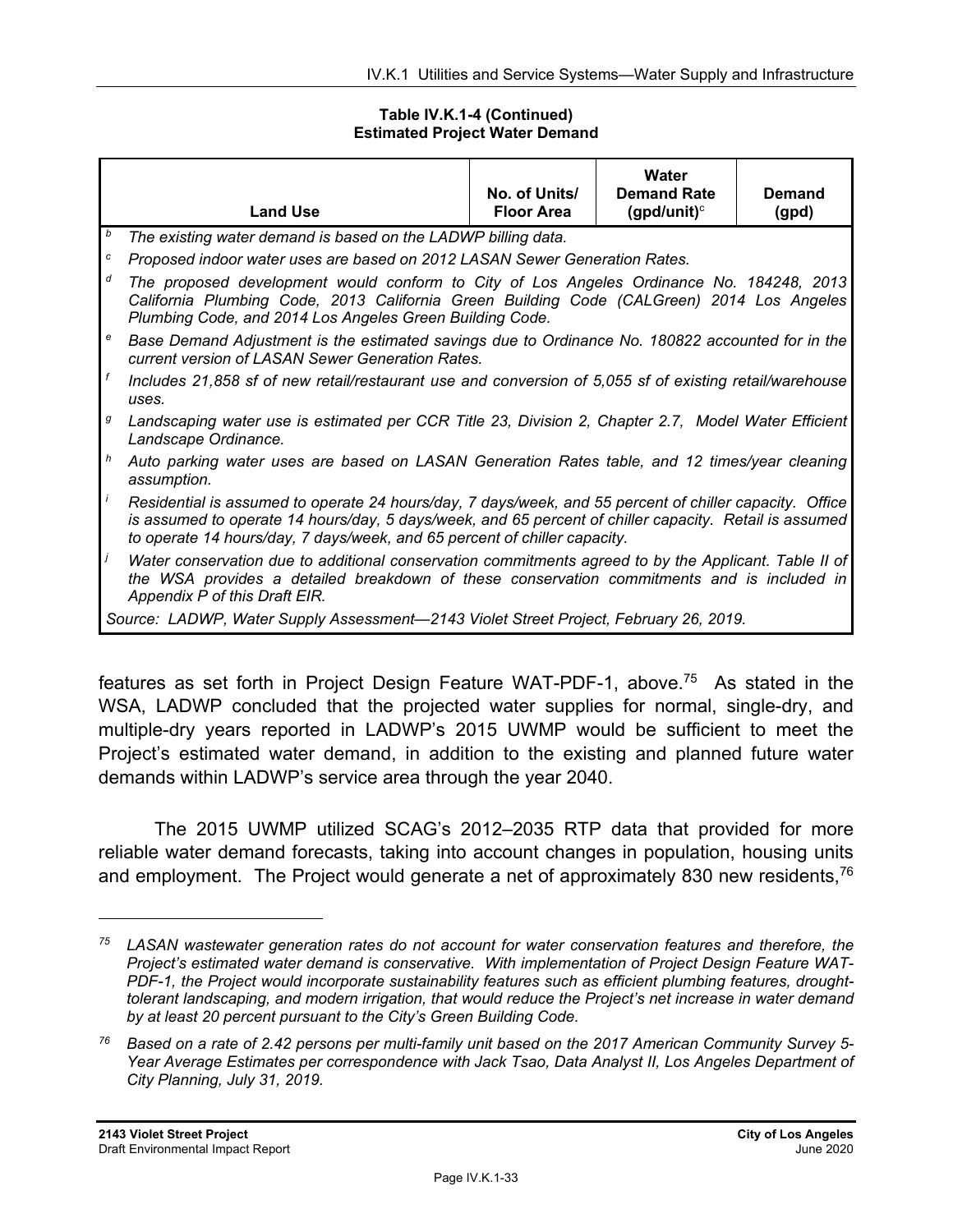**Table IV.K.1-4 (Continued)**
**Estimated Project Water Demand**

| Land Use | No. of Units/ Floor Area | Water Demand Rate (gpd/unit)[c] | Demand (gpd) |
|---|---|---|---|

[b] *The existing water demand is based on the LADWP billing data.*

[c] *Proposed indoor water uses are based on 2012 LASAN Sewer Generation Rates.*

[d] *The proposed development would conform to City of Los Angeles Ordinance No. 184248, 2013 California Plumbing Code, 2013 California Green Building Code (CALGreen) 2014 Los Angeles Plumbing Code, and 2014 Los Angeles Green Building Code.*

[e] *Base Demand Adjustment is the estimated savings due to Ordinance No. 180822 accounted for in the current version of LASAN Sewer Generation Rates.*

[f] *Includes 21,858 sf of new retail/restaurant use and conversion of 5,055 sf of existing retail/warehouse uses.*

[g] *Landscaping water use is estimated per CCR Title 23, Division 2, Chapter 2.7, Model Water Efficient Landscape Ordinance.*

[h] *Auto parking water uses are based on LASAN Generation Rates table, and 12 times/year cleaning assumption.*

[i] *Residential is assumed to operate 24 hours/day, 7 days/week, and 55 percent of chiller capacity. Office is assumed to operate 14 hours/day, 5 days/week, and 65 percent of chiller capacity. Retail is assumed to operate 14 hours/day, 7 days/week, and 65 percent of chiller capacity.*

[j] *Water conservation due to additional conservation commitments agreed to by the Applicant. Table II of the WSA provides a detailed breakdown of these conservation commitments and is included in Appendix P of this Draft EIR.*

*Source: LADWP, Water Supply Assessment—2143 Violet Street Project, February 26, 2019.*

features as set forth in Project Design Feature WAT-PDF-1, above.[75] As stated in the WSA, LADWP concluded that the projected water supplies for normal, single-dry, and multiple-dry years reported in LADWP's 2015 UWMP would be sufficient to meet the Project's estimated water demand, in addition to the existing and planned future water demands within LADWP's service area through the year 2040.

The 2015 UWMP utilized SCAG's 2012–2035 RTP data that provided for more reliable water demand forecasts, taking into account changes in population, housing units and employment. The Project would generate a net of approximately 830 new residents,[76]

---

[75] *LASAN wastewater generation rates do not account for water conservation features and therefore, the Project's estimated water demand is conservative. With implementation of Project Design Feature WAT-PDF-1, the Project would incorporate sustainability features such as efficient plumbing features, drought-tolerant landscaping, and modern irrigation, that would reduce the Project's net increase in water demand by at least 20 percent pursuant to the City's Green Building Code.*

[76] *Based on a rate of 2.42 persons per multi-family unit based on the 2017 American Community Survey 5-Year Average Estimates per correspondence with Jack Tsao, Data Analyst II, Los Angeles Department of City Planning, July 31, 2019.*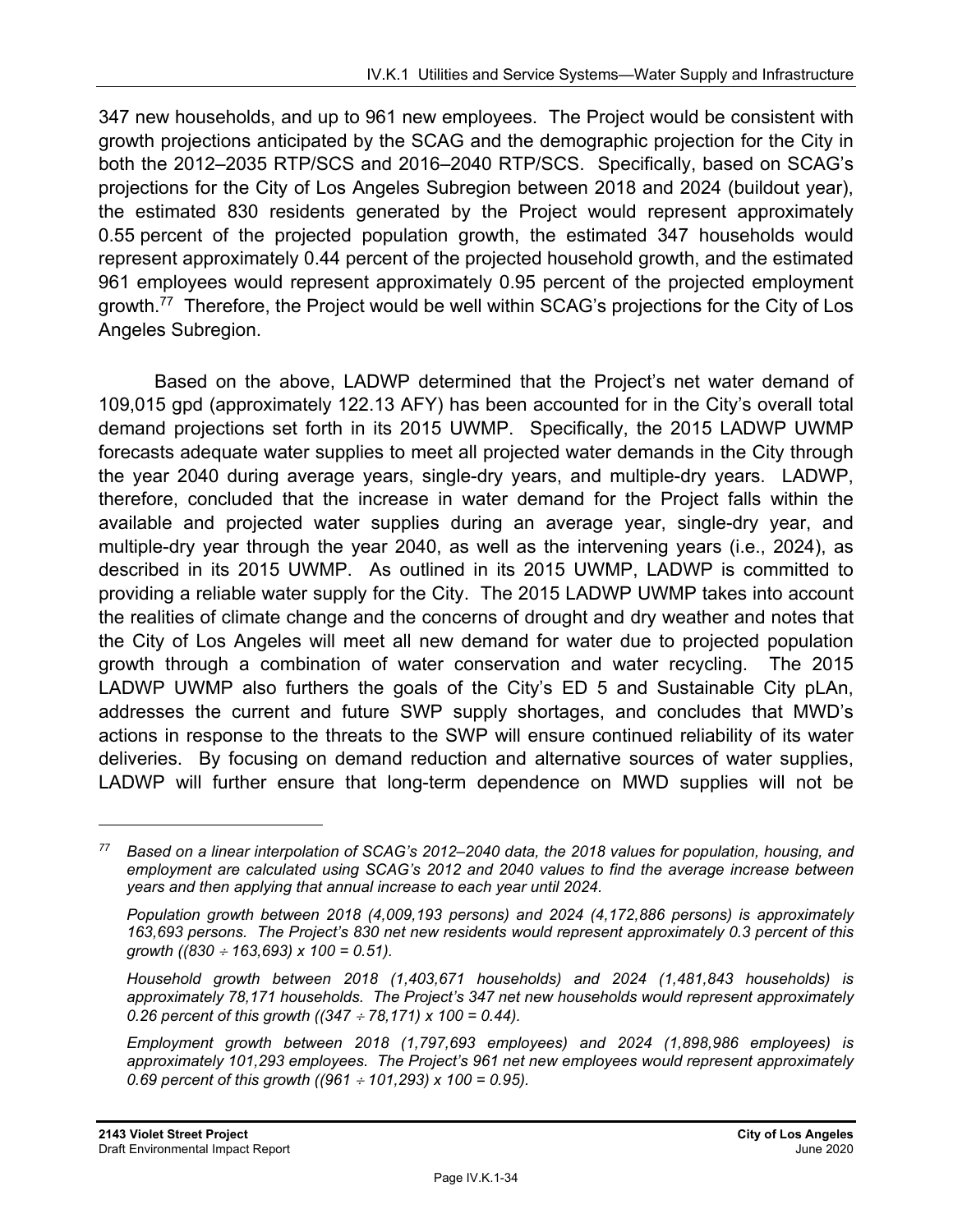347 new households, and up to 961 new employees. The Project would be consistent with growth projections anticipated by the SCAG and the demographic projection for the City in both the 2012–2035 RTP/SCS and 2016–2040 RTP/SCS. Specifically, based on SCAG's projections for the City of Los Angeles Subregion between 2018 and 2024 (buildout year), the estimated 830 residents generated by the Project would represent approximately 0.55 percent of the projected population growth, the estimated 347 households would represent approximately 0.44 percent of the projected household growth, and the estimated 961 employees would represent approximately 0.95 percent of the projected employment growth.[77] Therefore, the Project would be well within SCAG's projections for the City of Los Angeles Subregion.

Based on the above, LADWP determined that the Project's net water demand of 109,015 gpd (approximately 122.13 AFY) has been accounted for in the City's overall total demand projections set forth in its 2015 UWMP. Specifically, the 2015 LADWP UWMP forecasts adequate water supplies to meet all projected water demands in the City through the year 2040 during average years, single-dry years, and multiple-dry years. LADWP, therefore, concluded that the increase in water demand for the Project falls within the available and projected water supplies during an average year, single-dry year, and multiple-dry year through the year 2040, as well as the intervening years (i.e., 2024), as described in its 2015 UWMP. As outlined in its 2015 UWMP, LADWP is committed to providing a reliable water supply for the City. The 2015 LADWP UWMP takes into account the realities of climate change and the concerns of drought and dry weather and notes that the City of Los Angeles will meet all new demand for water due to projected population growth through a combination of water conservation and water recycling. The 2015 LADWP UWMP also furthers the goals of the City's ED 5 and Sustainable City pLAn, addresses the current and future SWP supply shortages, and concludes that MWD's actions in response to the threats to the SWP will ensure continued reliability of its water deliveries. By focusing on demand reduction and alternative sources of water supplies, LADWP will further ensure that long-term dependence on MWD supplies will not be

---

[77] *Based on a linear interpolation of SCAG's 2012–2040 data, the 2018 values for population, housing, and employment are calculated using SCAG's 2012 and 2040 values to find the average increase between years and then applying that annual increase to each year until 2024.*

*Population growth between 2018 (4,009,193 persons) and 2024 (4,172,886 persons) is approximately 163,693 persons. The Project's 830 net new residents would represent approximately 0.3 percent of this growth ((830 ÷ 163,693) x 100 = 0.51).*

*Household growth between 2018 (1,403,671 households) and 2024 (1,481,843 households) is approximately 78,171 households. The Project's 347 net new households would represent approximately 0.26 percent of this growth ((347 ÷ 78,171) x 100 = 0.44).*

*Employment growth between 2018 (1,797,693 employees) and 2024 (1,898,986 employees) is approximately 101,293 employees. The Project's 961 net new employees would represent approximately 0.69 percent of this growth ((961 ÷ 101,293) x 100 = 0.95).*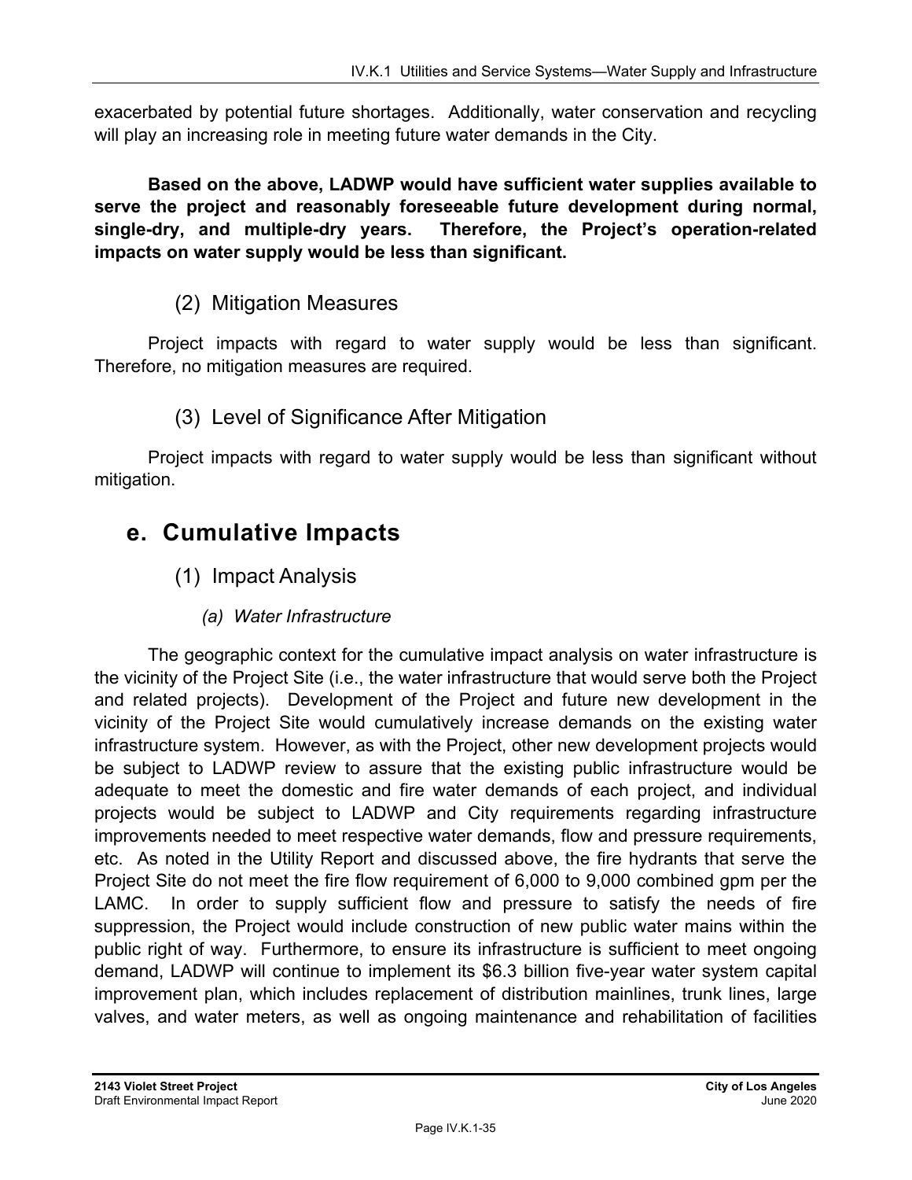exacerbated by potential future shortages. Additionally, water conservation and recycling will play an increasing role in meeting future water demands in the City.

**Based on the above, LADWP would have sufficient water supplies available to serve the project and reasonably foreseeable future development during normal, single-dry, and multiple-dry years. Therefore, the Project's operation-related impacts on water supply would be less than significant.**

### (2) Mitigation Measures

Project impacts with regard to water supply would be less than significant. Therefore, no mitigation measures are required.

### (3) Level of Significance After Mitigation

Project impacts with regard to water supply would be less than significant without mitigation.

## e. Cumulative Impacts

### (1) Impact Analysis

#### *(a) Water Infrastructure*

The geographic context for the cumulative impact analysis on water infrastructure is the vicinity of the Project Site (i.e., the water infrastructure that would serve both the Project and related projects). Development of the Project and future new development in the vicinity of the Project Site would cumulatively increase demands on the existing water infrastructure system. However, as with the Project, other new development projects would be subject to LADWP review to assure that the existing public infrastructure would be adequate to meet the domestic and fire water demands of each project, and individual projects would be subject to LADWP and City requirements regarding infrastructure improvements needed to meet respective water demands, flow and pressure requirements, etc. As noted in the Utility Report and discussed above, the fire hydrants that serve the Project Site do not meet the fire flow requirement of 6,000 to 9,000 combined gpm per the LAMC. In order to supply sufficient flow and pressure to satisfy the needs of fire suppression, the Project would include construction of new public water mains within the public right of way. Furthermore, to ensure its infrastructure is sufficient to meet ongoing demand, LADWP will continue to implement its $6.3 billion five-year water system capital improvement plan, which includes replacement of distribution mainlines, trunk lines, large valves, and water meters, as well as ongoing maintenance and rehabilitation of facilities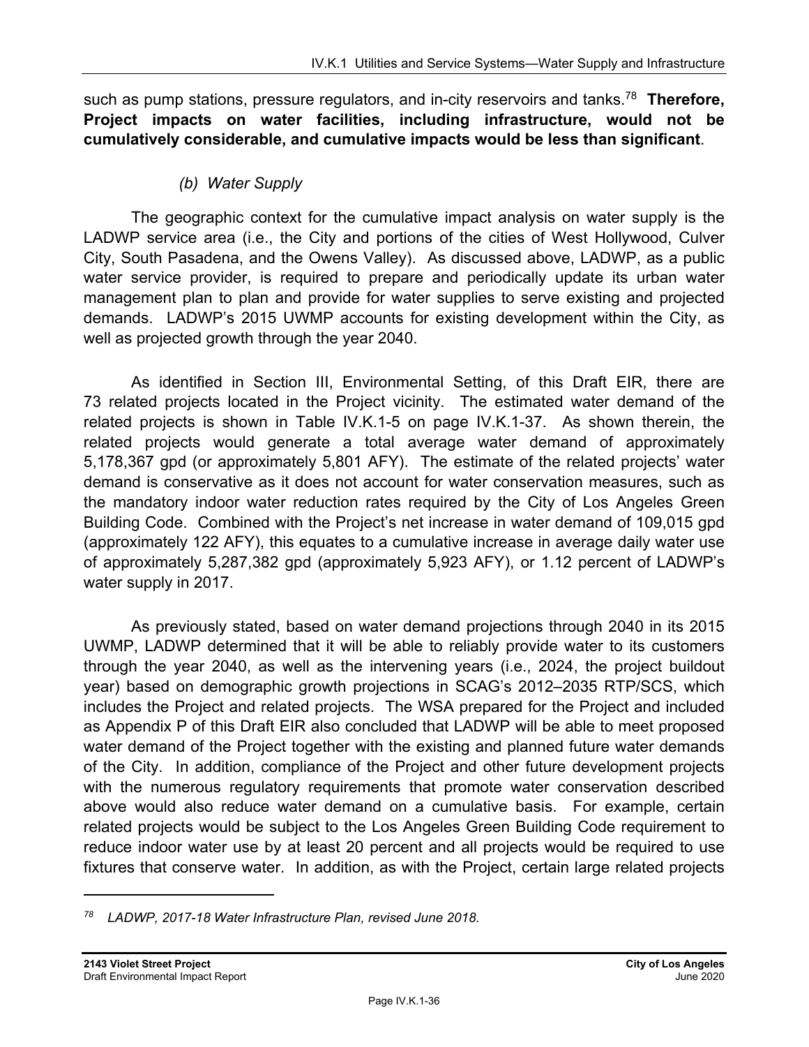such as pump stations, pressure regulators, and in-city reservoirs and tanks.[78] **Therefore, Project impacts on water facilities, including infrastructure, would not be cumulatively considerable, and cumulative impacts would be less than significant**.

*(b) Water Supply*

The geographic context for the cumulative impact analysis on water supply is the LADWP service area (i.e., the City and portions of the cities of West Hollywood, Culver City, South Pasadena, and the Owens Valley). As discussed above, LADWP, as a public water service provider, is required to prepare and periodically update its urban water management plan to plan and provide for water supplies to serve existing and projected demands. LADWP's 2015 UWMP accounts for existing development within the City, as well as projected growth through the year 2040.

As identified in Section III, Environmental Setting, of this Draft EIR, there are 73 related projects located in the Project vicinity. The estimated water demand of the related projects is shown in Table IV.K.1-5 on page IV.K.1-37. As shown therein, the related projects would generate a total average water demand of approximately 5,178,367 gpd (or approximately 5,801 AFY). The estimate of the related projects' water demand is conservative as it does not account for water conservation measures, such as the mandatory indoor water reduction rates required by the City of Los Angeles Green Building Code. Combined with the Project's net increase in water demand of 109,015 gpd (approximately 122 AFY), this equates to a cumulative increase in average daily water use of approximately 5,287,382 gpd (approximately 5,923 AFY), or 1.12 percent of LADWP's water supply in 2017.

As previously stated, based on water demand projections through 2040 in its 2015 UWMP, LADWP determined that it will be able to reliably provide water to its customers through the year 2040, as well as the intervening years (i.e., 2024, the project buildout year) based on demographic growth projections in SCAG's 2012–2035 RTP/SCS, which includes the Project and related projects. The WSA prepared for the Project and included as Appendix P of this Draft EIR also concluded that LADWP will be able to meet proposed water demand of the Project together with the existing and planned future water demands of the City. In addition, compliance of the Project and other future development projects with the numerous regulatory requirements that promote water conservation described above would also reduce water demand on a cumulative basis. For example, certain related projects would be subject to the Los Angeles Green Building Code requirement to reduce indoor water use by at least 20 percent and all projects would be required to use fixtures that conserve water. In addition, as with the Project, certain large related projects

---

[78] *LADWP, 2017-18 Water Infrastructure Plan, revised June 2018.*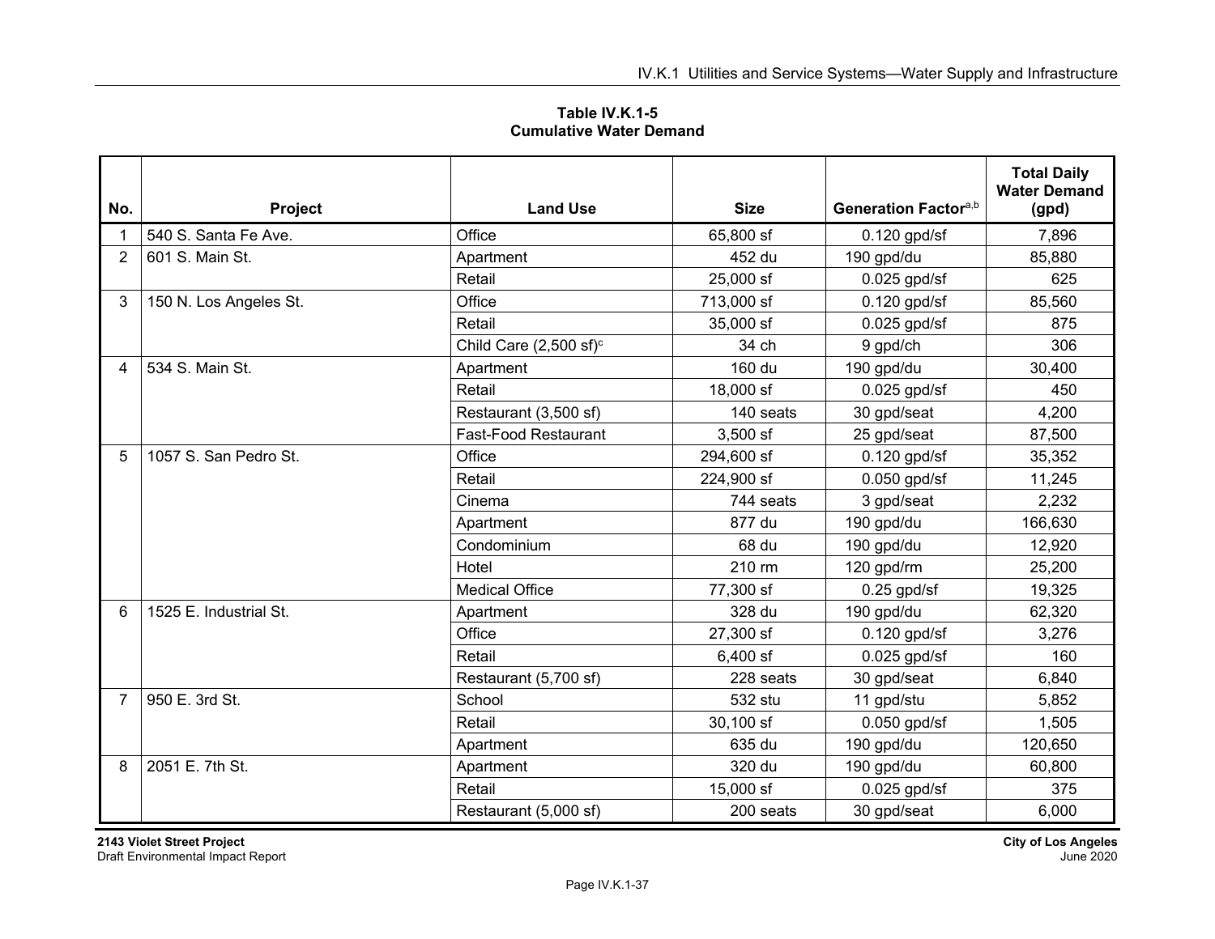**Table IV.K.1-5**
**Cumulative Water Demand**

| No. | Project | Land Use | Size | Generation Factor[a,b] | Total Daily Water Demand (gpd) |
|---|---|---|---|---|---|
| 1 | 540 S. Santa Fe Ave. | Office | 65,800 sf | 0.120 gpd/sf | 7,896 |
| 2 | 601 S. Main St. | Apartment | 452 du | 190 gpd/du | 85,880 |
| | | Retail | 25,000 sf | 0.025 gpd/sf | 625 |
| 3 | 150 N. Los Angeles St. | Office | 713,000 sf | 0.120 gpd/sf | 85,560 |
| | | Retail | 35,000 sf | 0.025 gpd/sf | 875 |
| | | Child Care (2,500 sf)[c] | 34 ch | 9 gpd/ch | 306 |
| 4 | 534 S. Main St. | Apartment | 160 du | 190 gpd/du | 30,400 |
| | | Retail | 18,000 sf | 0.025 gpd/sf | 450 |
| | | Restaurant (3,500 sf) | 140 seats | 30 gpd/seat | 4,200 |
| | | Fast-Food Restaurant | 3,500 sf | 25 gpd/seat | 87,500 |
| 5 | 1057 S. San Pedro St. | Office | 294,600 sf | 0.120 gpd/sf | 35,352 |
| | | Retail | 224,900 sf | 0.050 gpd/sf | 11,245 |
| | | Cinema | 744 seats | 3 gpd/seat | 2,232 |
| | | Apartment | 877 du | 190 gpd/du | 166,630 |
| | | Condominium | 68 du | 190 gpd/du | 12,920 |
| | | Hotel | 210 rm | 120 gpd/rm | 25,200 |
| | | Medical Office | 77,300 sf | 0.25 gpd/sf | 19,325 |
| 6 | 1525 E. Industrial St. | Apartment | 328 du | 190 gpd/du | 62,320 |
| | | Office | 27,300 sf | 0.120 gpd/sf | 3,276 |
| | | Retail | 6,400 sf | 0.025 gpd/sf | 160 |
| | | Restaurant (5,700 sf) | 228 seats | 30 gpd/seat | 6,840 |
| 7 | 950 E. 3rd St. | School | 532 stu | 11 gpd/stu | 5,852 |
| | | Retail | 30,100 sf | 0.050 gpd/sf | 1,505 |
| | | Apartment | 635 du | 190 gpd/du | 120,650 |
| 8 | 2051 E. 7th St. | Apartment | 320 du | 190 gpd/du | 60,800 |
| | | Retail | 15,000 sf | 0.025 gpd/sf | 375 |
| | | Restaurant (5,000 sf) | 200 seats | 30 gpd/seat | 6,000 |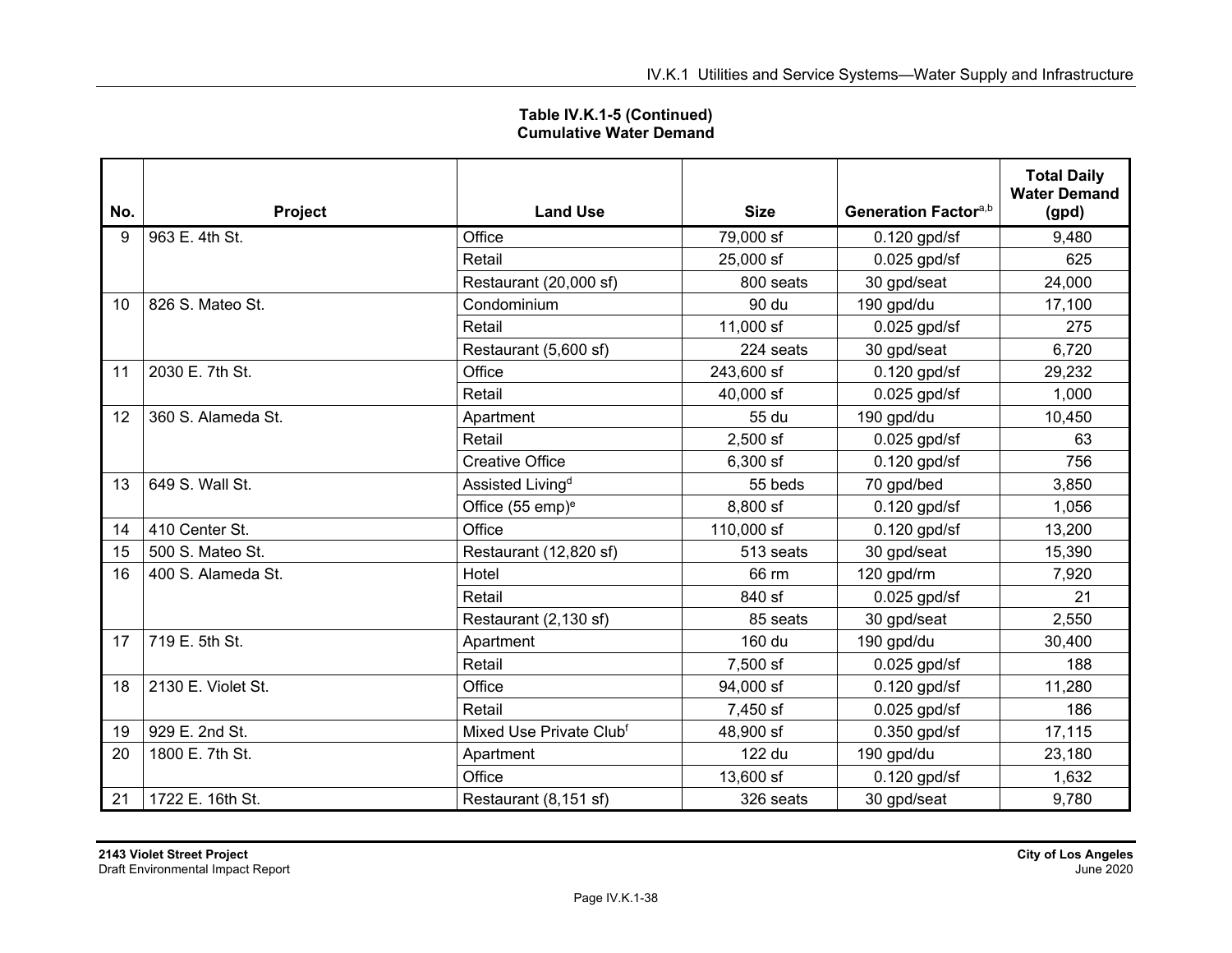**Table IV.K.1-5 (Continued)**
**Cumulative Water Demand**

| No. | Project | Land Use | Size | Generation Factor[a,b] | Total Daily Water Demand (gpd) |
|---|---|---|---|---|---|
| 9 | 963 E. 4th St. | Office | 79,000 sf | 0.120 gpd/sf | 9,480 |
| | | Retail | 25,000 sf | 0.025 gpd/sf | 625 |
| | | Restaurant (20,000 sf) | 800 seats | 30 gpd/seat | 24,000 |
| 10 | 826 S. Mateo St. | Condominium | 90 du | 190 gpd/du | 17,100 |
| | | Retail | 11,000 sf | 0.025 gpd/sf | 275 |
| | | Restaurant (5,600 sf) | 224 seats | 30 gpd/seat | 6,720 |
| 11 | 2030 E. 7th St. | Office | 243,600 sf | 0.120 gpd/sf | 29,232 |
| | | Retail | 40,000 sf | 0.025 gpd/sf | 1,000 |
| 12 | 360 S. Alameda St. | Apartment | 55 du | 190 gpd/du | 10,450 |
| | | Retail | 2,500 sf | 0.025 gpd/sf | 63 |
| | | Creative Office | 6,300 sf | 0.120 gpd/sf | 756 |
| 13 | 649 S. Wall St. | Assisted Living[d] | 55 beds | 70 gpd/bed | 3,850 |
| | | Office (55 emp)[e] | 8,800 sf | 0.120 gpd/sf | 1,056 |
| 14 | 410 Center St. | Office | 110,000 sf | 0.120 gpd/sf | 13,200 |
| 15 | 500 S. Mateo St. | Restaurant (12,820 sf) | 513 seats | 30 gpd/seat | 15,390 |
| 16 | 400 S. Alameda St. | Hotel | 66 rm | 120 gpd/rm | 7,920 |
| | | Retail | 840 sf | 0.025 gpd/sf | 21 |
| | | Restaurant (2,130 sf) | 85 seats | 30 gpd/seat | 2,550 |
| 17 | 719 E. 5th St. | Apartment | 160 du | 190 gpd/du | 30,400 |
| | | Retail | 7,500 sf | 0.025 gpd/sf | 188 |
| 18 | 2130 E. Violet St. | Office | 94,000 sf | 0.120 gpd/sf | 11,280 |
| | | Retail | 7,450 sf | 0.025 gpd/sf | 186 |
| 19 | 929 E. 2nd St. | Mixed Use Private Club[f] | 48,900 sf | 0.350 gpd/sf | 17,115 |
| 20 | 1800 E. 7th St. | Apartment | 122 du | 190 gpd/du | 23,180 |
| | | Office | 13,600 sf | 0.120 gpd/sf | 1,632 |
| 21 | 1722 E. 16th St. | Restaurant (8,151 sf) | 326 seats | 30 gpd/seat | 9,780 |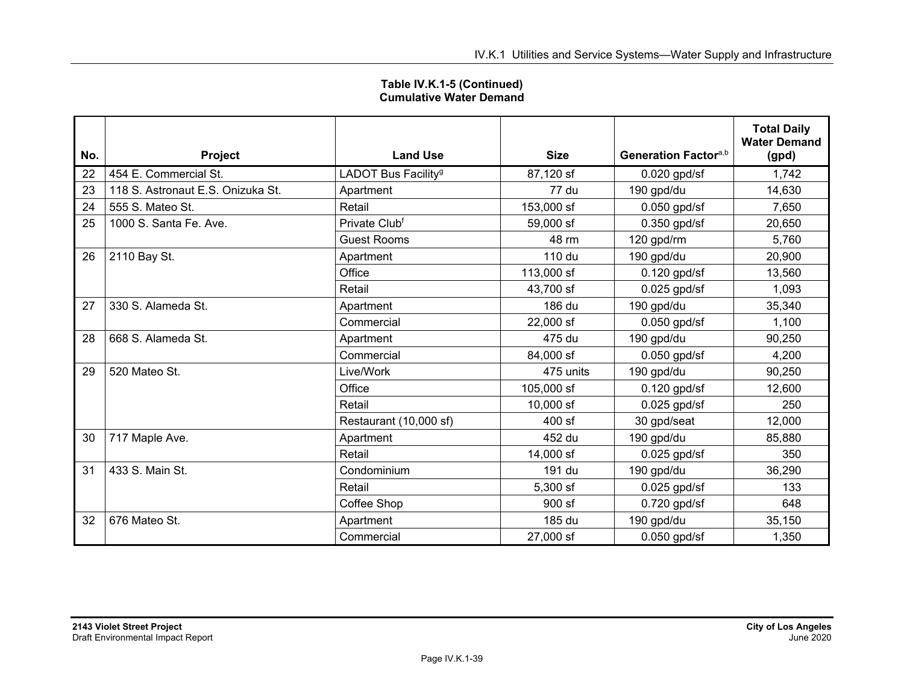**Table IV.K.1-5 (Continued)**
**Cumulative Water Demand**

| No. | Project | Land Use | Size | Generation Factor[a,b] | Total Daily Water Demand (gpd) |
|---|---|---|---|---|---|
| 22 | 454 E. Commercial St. | LADOT Bus Facility[g] | 87,120 sf | 0.020 gpd/sf | 1,742 |
| 23 | 118 S. Astronaut E.S. Onizuka St. | Apartment | 77 du | 190 gpd/du | 14,630 |
| 24 | 555 S. Mateo St. | Retail | 153,000 sf | 0.050 gpd/sf | 7,650 |
| 25 | 1000 S. Santa Fe. Ave. | Private Club[f] | 59,000 sf | 0.350 gpd/sf | 20,650 |
| | | Guest Rooms | 48 rm | 120 gpd/rm | 5,760 |
| 26 | 2110 Bay St. | Apartment | 110 du | 190 gpd/du | 20,900 |
| | | Office | 113,000 sf | 0.120 gpd/sf | 13,560 |
| | | Retail | 43,700 sf | 0.025 gpd/sf | 1,093 |
| 27 | 330 S. Alameda St. | Apartment | 186 du | 190 gpd/du | 35,340 |
| | | Commercial | 22,000 sf | 0.050 gpd/sf | 1,100 |
| 28 | 668 S. Alameda St. | Apartment | 475 du | 190 gpd/du | 90,250 |
| | | Commercial | 84,000 sf | 0.050 gpd/sf | 4,200 |
| 29 | 520 Mateo St. | Live/Work | 475 units | 190 gpd/du | 90,250 |
| | | Office | 105,000 sf | 0.120 gpd/sf | 12,600 |
| | | Retail | 10,000 sf | 0.025 gpd/sf | 250 |
| | | Restaurant (10,000 sf) | 400 sf | 30 gpd/seat | 12,000 |
| 30 | 717 Maple Ave. | Apartment | 452 du | 190 gpd/du | 85,880 |
| | | Retail | 14,000 sf | 0.025 gpd/sf | 350 |
| 31 | 433 S. Main St. | Condominium | 191 du | 190 gpd/du | 36,290 |
| | | Retail | 5,300 sf | 0.025 gpd/sf | 133 |
| | | Coffee Shop | 900 sf | 0.720 gpd/sf | 648 |
| 32 | 676 Mateo St. | Apartment | 185 du | 190 gpd/du | 35,150 |
| | | Commercial | 27,000 sf | 0.050 gpd/sf | 1,350 |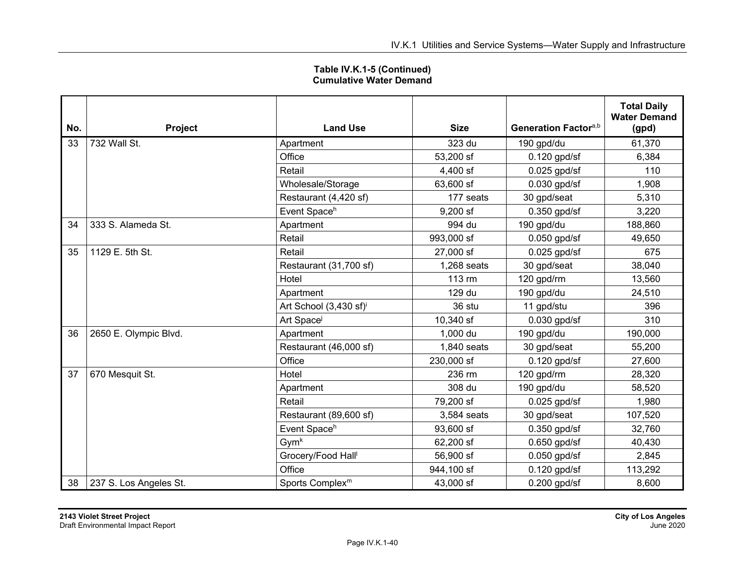**Table IV.K.1-5 (Continued)**
**Cumulative Water Demand**

| No. | Project | Land Use | Size | Generation Factor[a,b] | Total Daily Water Demand (gpd) |
|---|---|---|---|---|---|
| 33 | 732 Wall St. | Apartment | 323 du | 190 gpd/du | 61,370 |
| | | Office | 53,200 sf | 0.120 gpd/sf | 6,384 |
| | | Retail | 4,400 sf | 0.025 gpd/sf | 110 |
| | | Wholesale/Storage | 63,600 sf | 0.030 gpd/sf | 1,908 |
| | | Restaurant (4,420 sf) | 177 seats | 30 gpd/seat | 5,310 |
| | | Event Space[h] | 9,200 sf | 0.350 gpd/sf | 3,220 |
| 34 | 333 S. Alameda St. | Apartment | 994 du | 190 gpd/du | 188,860 |
| | | Retail | 993,000 sf | 0.050 gpd/sf | 49,650 |
| 35 | 1129 E. 5th St. | Retail | 27,000 sf | 0.025 gpd/sf | 675 |
| | | Restaurant (31,700 sf) | 1,268 seats | 30 gpd/seat | 38,040 |
| | | Hotel | 113 rm | 120 gpd/rm | 13,560 |
| | | Apartment | 129 du | 190 gpd/du | 24,510 |
| | | Art School (3,430 sf)[i] | 36 stu | 11 gpd/stu | 396 |
| | | Art Space[j] | 10,340 sf | 0.030 gpd/sf | 310 |
| 36 | 2650 E. Olympic Blvd. | Apartment | 1,000 du | 190 gpd/du | 190,000 |
| | | Restaurant (46,000 sf) | 1,840 seats | 30 gpd/seat | 55,200 |
| | | Office | 230,000 sf | 0.120 gpd/sf | 27,600 |
| 37 | 670 Mesquit St. | Hotel | 236 rm | 120 gpd/rm | 28,320 |
| | | Apartment | 308 du | 190 gpd/du | 58,520 |
| | | Retail | 79,200 sf | 0.025 gpd/sf | 1,980 |
| | | Restaurant (89,600 sf) | 3,584 seats | 30 gpd/seat | 107,520 |
| | | Event Space[h] | 93,600 sf | 0.350 gpd/sf | 32,760 |
| | | Gym[k] | 62,200 sf | 0.650 gpd/sf | 40,430 |
| | | Grocery/Food Hall[l] | 56,900 sf | 0.050 gpd/sf | 2,845 |
| | | Office | 944,100 sf | 0.120 gpd/sf | 113,292 |
| 38 | 237 S. Los Angeles St. | Sports Complex[m] | 43,000 sf | 0.200 gpd/sf | 8,600 |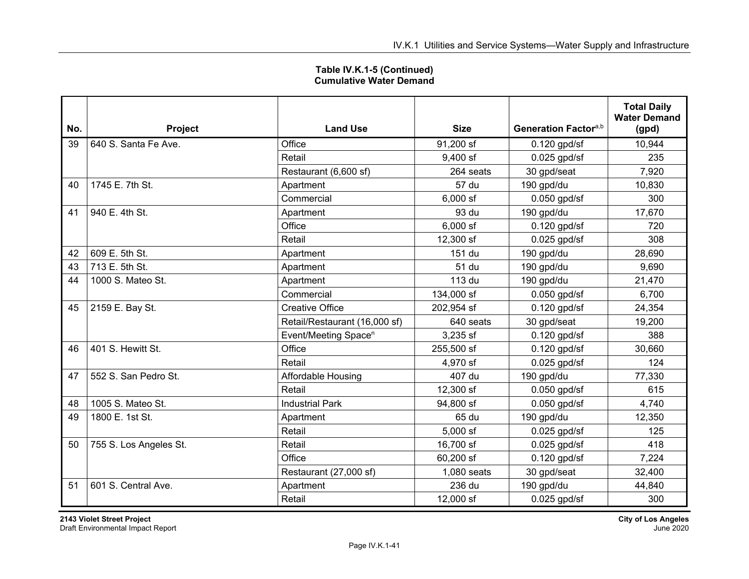**Table IV.K.1-5 (Continued)**
**Cumulative Water Demand**

| No. | Project | Land Use | Size | Generation Factor[a,b] | Total Daily Water Demand (gpd) |
|---|---|---|---|---|---|
| 39 | 640 S. Santa Fe Ave. | Office | 91,200 sf | 0.120 gpd/sf | 10,944 |
| | | Retail | 9,400 sf | 0.025 gpd/sf | 235 |
| | | Restaurant (6,600 sf) | 264 seats | 30 gpd/seat | 7,920 |
| 40 | 1745 E. 7th St. | Apartment | 57 du | 190 gpd/du | 10,830 |
| | | Commercial | 6,000 sf | 0.050 gpd/sf | 300 |
| 41 | 940 E. 4th St. | Apartment | 93 du | 190 gpd/du | 17,670 |
| | | Office | 6,000 sf | 0.120 gpd/sf | 720 |
| | | Retail | 12,300 sf | 0.025 gpd/sf | 308 |
| 42 | 609 E. 5th St. | Apartment | 151 du | 190 gpd/du | 28,690 |
| 43 | 713 E. 5th St. | Apartment | 51 du | 190 gpd/du | 9,690 |
| 44 | 1000 S. Mateo St. | Apartment | 113 du | 190 gpd/du | 21,470 |
| | | Commercial | 134,000 sf | 0.050 gpd/sf | 6,700 |
| 45 | 2159 E. Bay St. | Creative Office | 202,954 sf | 0.120 gpd/sf | 24,354 |
| | | Retail/Restaurant (16,000 sf) | 640 seats | 30 gpd/seat | 19,200 |
| | | Event/Meeting Space[n] | 3,235 sf | 0.120 gpd/sf | 388 |
| 46 | 401 S. Hewitt St. | Office | 255,500 sf | 0.120 gpd/sf | 30,660 |
| | | Retail | 4,970 sf | 0.025 gpd/sf | 124 |
| 47 | 552 S. San Pedro St. | Affordable Housing | 407 du | 190 gpd/du | 77,330 |
| | | Retail | 12,300 sf | 0.050 gpd/sf | 615 |
| 48 | 1005 S. Mateo St. | Industrial Park | 94,800 sf | 0.050 gpd/sf | 4,740 |
| 49 | 1800 E. 1st St. | Apartment | 65 du | 190 gpd/du | 12,350 |
| | | Retail | 5,000 sf | 0.025 gpd/sf | 125 |
| 50 | 755 S. Los Angeles St. | Retail | 16,700 sf | 0.025 gpd/sf | 418 |
| | | Office | 60,200 sf | 0.120 gpd/sf | 7,224 |
| | | Restaurant (27,000 sf) | 1,080 seats | 30 gpd/seat | 32,400 |
| 51 | 601 S. Central Ave. | Apartment | 236 du | 190 gpd/du | 44,840 |
| | | Retail | 12,000 sf | 0.025 gpd/sf | 300 |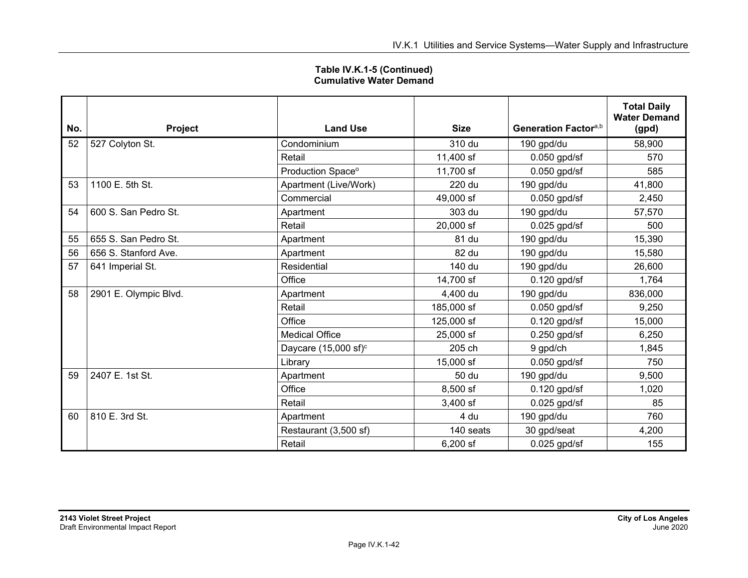**Table IV.K.1-5 (Continued)**
**Cumulative Water Demand**

| No. | Project | Land Use | Size | Generation Factor[a,b] | Total Daily Water Demand (gpd) |
|---|---|---|---|---|---|
| 52 | 527 Colyton St. | Condominium | 310 du | 190 gpd/du | 58,900 |
| | | Retail | 11,400 sf | 0.050 gpd/sf | 570 |
| | | Production Space[o] | 11,700 sf | 0.050 gpd/sf | 585 |
| 53 | 1100 E. 5th St. | Apartment (Live/Work) | 220 du | 190 gpd/du | 41,800 |
| | | Commercial | 49,000 sf | 0.050 gpd/sf | 2,450 |
| 54 | 600 S. San Pedro St. | Apartment | 303 du | 190 gpd/du | 57,570 |
| | | Retail | 20,000 sf | 0.025 gpd/sf | 500 |
| 55 | 655 S. San Pedro St. | Apartment | 81 du | 190 gpd/du | 15,390 |
| 56 | 656 S. Stanford Ave. | Apartment | 82 du | 190 gpd/du | 15,580 |
| 57 | 641 Imperial St. | Residential | 140 du | 190 gpd/du | 26,600 |
| | | Office | 14,700 sf | 0.120 gpd/sf | 1,764 |
| 58 | 2901 E. Olympic Blvd. | Apartment | 4,400 du | 190 gpd/du | 836,000 |
| | | Retail | 185,000 sf | 0.050 gpd/sf | 9,250 |
| | | Office | 125,000 sf | 0.120 gpd/sf | 15,000 |
| | | Medical Office | 25,000 sf | 0.250 gpd/sf | 6,250 |
| | | Daycare (15,000 sf)[c] | 205 ch | 9 gpd/ch | 1,845 |
| | | Library | 15,000 sf | 0.050 gpd/sf | 750 |
| 59 | 2407 E. 1st St. | Apartment | 50 du | 190 gpd/du | 9,500 |
| | | Office | 8,500 sf | 0.120 gpd/sf | 1,020 |
| | | Retail | 3,400 sf | 0.025 gpd/sf | 85 |
| 60 | 810 E. 3rd St. | Apartment | 4 du | 190 gpd/du | 760 |
| | | Restaurant (3,500 sf) | 140 seats | 30 gpd/seat | 4,200 |
| | | Retail | 6,200 sf | 0.025 gpd/sf | 155 |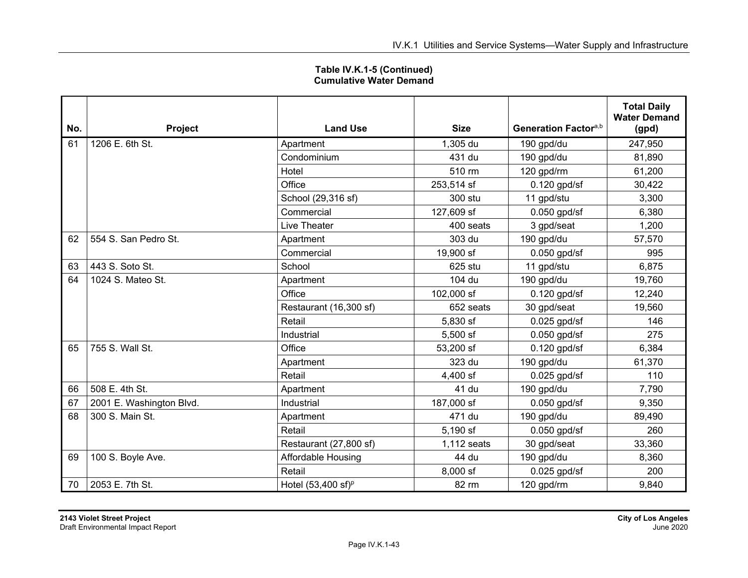**Table IV.K.1-5 (Continued)**
**Cumulative Water Demand**

| No. | Project | Land Use | Size | Generation Factor[a,b] | Total Daily Water Demand (gpd) |
|---|---|---|---|---|---|
| 61 | 1206 E. 6th St. | Apartment | 1,305 du | 190 gpd/du | 247,950 |
| | | Condominium | 431 du | 190 gpd/du | 81,890 |
| | | Hotel | 510 rm | 120 gpd/rm | 61,200 |
| | | Office | 253,514 sf | 0.120 gpd/sf | 30,422 |
| | | School (29,316 sf) | 300 stu | 11 gpd/stu | 3,300 |
| | | Commercial | 127,609 sf | 0.050 gpd/sf | 6,380 |
| | | Live Theater | 400 seats | 3 gpd/seat | 1,200 |
| 62 | 554 S. San Pedro St. | Apartment | 303 du | 190 gpd/du | 57,570 |
| | | Commercial | 19,900 sf | 0.050 gpd/sf | 995 |
| 63 | 443 S. Soto St. | School | 625 stu | 11 gpd/stu | 6,875 |
| 64 | 1024 S. Mateo St. | Apartment | 104 du | 190 gpd/du | 19,760 |
| | | Office | 102,000 sf | 0.120 gpd/sf | 12,240 |
| | | Restaurant (16,300 sf) | 652 seats | 30 gpd/seat | 19,560 |
| | | Retail | 5,830 sf | 0.025 gpd/sf | 146 |
| | | Industrial | 5,500 sf | 0.050 gpd/sf | 275 |
| 65 | 755 S. Wall St. | Office | 53,200 sf | 0.120 gpd/sf | 6,384 |
| | | Apartment | 323 du | 190 gpd/du | 61,370 |
| | | Retail | 4,400 sf | 0.025 gpd/sf | 110 |
| 66 | 508 E. 4th St. | Apartment | 41 du | 190 gpd/du | 7,790 |
| 67 | 2001 E. Washington Blvd. | Industrial | 187,000 sf | 0.050 gpd/sf | 9,350 |
| 68 | 300 S. Main St. | Apartment | 471 du | 190 gpd/du | 89,490 |
| | | Retail | 5,190 sf | 0.050 gpd/sf | 260 |
| | | Restaurant (27,800 sf) | 1,112 seats | 30 gpd/seat | 33,360 |
| 69 | 100 S. Boyle Ave. | Affordable Housing | 44 du | 190 gpd/du | 8,360 |
| | | Retail | 8,000 sf | 0.025 gpd/sf | 200 |
| 70 | 2053 E. 7th St. | Hotel (53,400 sf)[p] | 82 rm | 120 gpd/rm | 9,840 |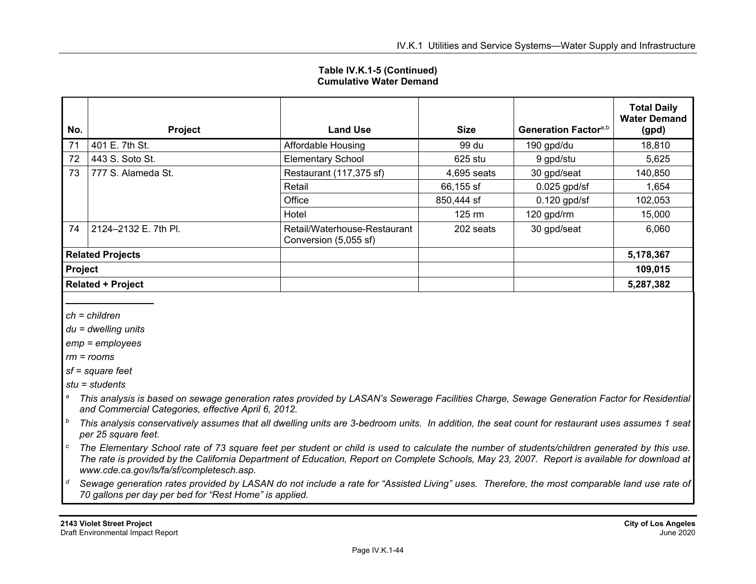**Table IV.K.1-5 (Continued)**
**Cumulative Water Demand**

| No. | Project | Land Use | Size | Generation Factor[a,b] | Total Daily Water Demand (gpd) |
|---|---|---|---|---|---|
| 71 | 401 E. 7th St. | Affordable Housing | 99 du | 190 gpd/du | 18,810 |
| 72 | 443 S. Soto St. | Elementary School | 625 stu | 9 gpd/stu | 5,625 |
| 73 | 777 S. Alameda St. | Restaurant (117,375 sf) | 4,695 seats | 30 gpd/seat | 140,850 |
| | | Retail | 66,155 sf | 0.025 gpd/sf | 1,654 |
| | | Office | 850,444 sf | 0.120 gpd/sf | 102,053 |
| | | Hotel | 125 rm | 120 gpd/rm | 15,000 |
| 74 | 2124–2132 E. 7th Pl. | Retail/Waterhouse-Restaurant Conversion (5,055 sf) | 202 seats | 30 gpd/seat | 6,060 |
| **Related Projects** | | | | | **5,178,367** |
| **Project** | | | | | **109,015** |
| **Related + Project** | | | | | **5,287,382** |

*ch = children*

*du = dwelling units*

*emp = employees*

*rm = rooms*

*sf = square feet*

*stu = students*

[a] *This analysis is based on sewage generation rates provided by LASAN's Sewerage Facilities Charge, Sewage Generation Factor for Residential and Commercial Categories, effective April 6, 2012.*

[b] *This analysis conservatively assumes that all dwelling units are 3-bedroom units. In addition, the seat count for restaurant uses assumes 1 seat per 25 square feet.*

[c] *The Elementary School rate of 73 square feet per student or child is used to calculate the number of students/children generated by this use. The rate is provided by the California Department of Education, Report on Complete Schools, May 23, 2007. Report is available for download at www.cde.ca.gov/ls/fa/sf/completesch.asp.*

[d] *Sewage generation rates provided by LASAN do not include a rate for "Assisted Living" uses. Therefore, the most comparable land use rate of 70 gallons per day per bed for "Rest Home" is applied.*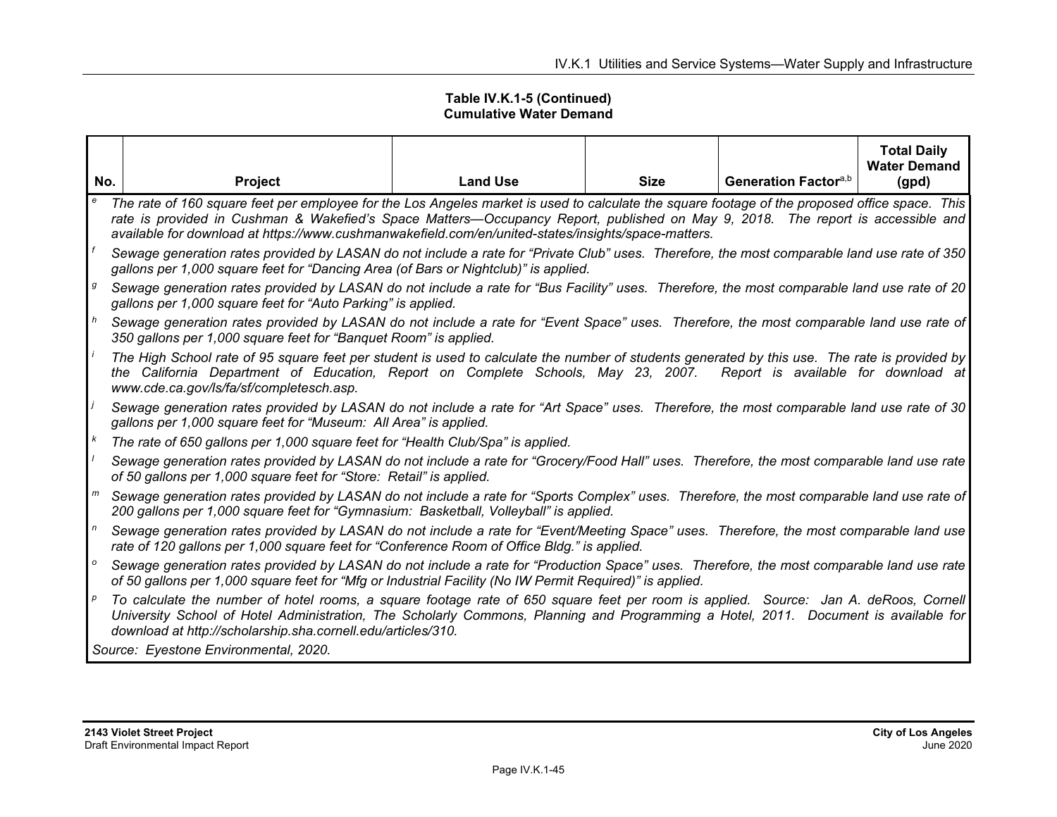**Table IV.K.1-5 (Continued)**
**Cumulative Water Demand**

| No. | Project | Land Use | Size | Generation Factor[a,b] | Total Daily Water Demand (gpd) |
|---|---|---|---|---|---|

[e] *The rate of 160 square feet per employee for the Los Angeles market is used to calculate the square footage of the proposed office space. This rate is provided in Cushman & Wakefied's Space Matters—Occupancy Report, published on May 9, 2018. The report is accessible and available for download at https://www.cushmanwakefield.com/en/united-states/insights/space-matters.*

[f] *Sewage generation rates provided by LASAN do not include a rate for "Private Club" uses. Therefore, the most comparable land use rate of 350 gallons per 1,000 square feet for "Dancing Area (of Bars or Nightclub)" is applied.*

[g] *Sewage generation rates provided by LASAN do not include a rate for "Bus Facility" uses. Therefore, the most comparable land use rate of 20 gallons per 1,000 square feet for "Auto Parking" is applied.*

[h] *Sewage generation rates provided by LASAN do not include a rate for "Event Space" uses. Therefore, the most comparable land use rate of 350 gallons per 1,000 square feet for "Banquet Room" is applied.*

[i] *The High School rate of 95 square feet per student is used to calculate the number of students generated by this use. The rate is provided by the California Department of Education, Report on Complete Schools, May 23, 2007. Report is available for download at www.cde.ca.gov/ls/fa/sf/completesch.asp.*

[j] *Sewage generation rates provided by LASAN do not include a rate for "Art Space" uses. Therefore, the most comparable land use rate of 30 gallons per 1,000 square feet for "Museum: All Area" is applied.*

[k] *The rate of 650 gallons per 1,000 square feet for "Health Club/Spa" is applied.*

[l] *Sewage generation rates provided by LASAN do not include a rate for "Grocery/Food Hall" uses. Therefore, the most comparable land use rate of 50 gallons per 1,000 square feet for "Store: Retail" is applied.*

[m] *Sewage generation rates provided by LASAN do not include a rate for "Sports Complex" uses. Therefore, the most comparable land use rate of 200 gallons per 1,000 square feet for "Gymnasium: Basketball, Volleyball" is applied.*

[n] *Sewage generation rates provided by LASAN do not include a rate for "Event/Meeting Space" uses. Therefore, the most comparable land use rate of 120 gallons per 1,000 square feet for "Conference Room of Office Bldg." is applied.*

[o] *Sewage generation rates provided by LASAN do not include a rate for "Production Space" uses. Therefore, the most comparable land use rate of 50 gallons per 1,000 square feet for "Mfg or Industrial Facility (No IW Permit Required)" is applied.*

[p] *To calculate the number of hotel rooms, a square footage rate of 650 square feet per room is applied. Source: Jan A. deRoos, Cornell University School of Hotel Administration, The Scholarly Commons, Planning and Programming a Hotel, 2011. Document is available for download at http://scholarship.sha.cornell.edu/articles/310.*

*Source: Eyestone Environmental, 2020.*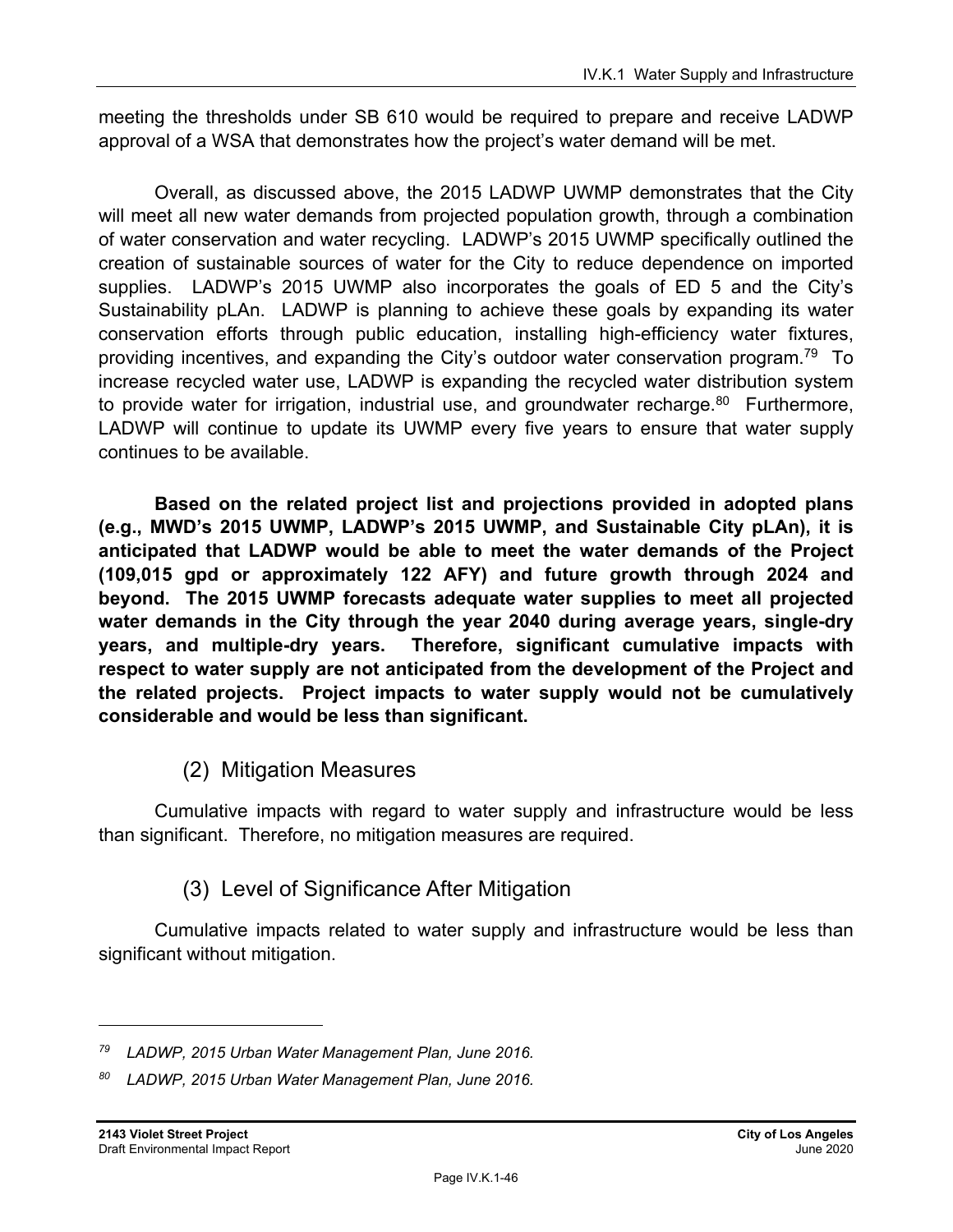meeting the thresholds under SB 610 would be required to prepare and receive LADWP approval of a WSA that demonstrates how the project's water demand will be met.

Overall, as discussed above, the 2015 LADWP UWMP demonstrates that the City will meet all new water demands from projected population growth, through a combination of water conservation and water recycling. LADWP's 2015 UWMP specifically outlined the creation of sustainable sources of water for the City to reduce dependence on imported supplies. LADWP's 2015 UWMP also incorporates the goals of ED 5 and the City's Sustainability pLAn. LADWP is planning to achieve these goals by expanding its water conservation efforts through public education, installing high-efficiency water fixtures, providing incentives, and expanding the City's outdoor water conservation program.[79] To increase recycled water use, LADWP is expanding the recycled water distribution system to provide water for irrigation, industrial use, and groundwater recharge.[80] Furthermore, LADWP will continue to update its UWMP every five years to ensure that water supply continues to be available.

**Based on the related project list and projections provided in adopted plans (e.g., MWD's 2015 UWMP, LADWP's 2015 UWMP, and Sustainable City pLAn), it is anticipated that LADWP would be able to meet the water demands of the Project (109,015 gpd or approximately 122 AFY) and future growth through 2024 and beyond. The 2015 UWMP forecasts adequate water supplies to meet all projected water demands in the City through the year 2040 during average years, single-dry years, and multiple-dry years. Therefore, significant cumulative impacts with respect to water supply are not anticipated from the development of the Project and the related projects. Project impacts to water supply would not be cumulatively considerable and would be less than significant.**

### (2) Mitigation Measures

Cumulative impacts with regard to water supply and infrastructure would be less than significant. Therefore, no mitigation measures are required.

### (3) Level of Significance After Mitigation

Cumulative impacts related to water supply and infrastructure would be less than significant without mitigation.

---

[79] *LADWP, 2015 Urban Water Management Plan, June 2016.*

[80] *LADWP, 2015 Urban Water Management Plan, June 2016.*